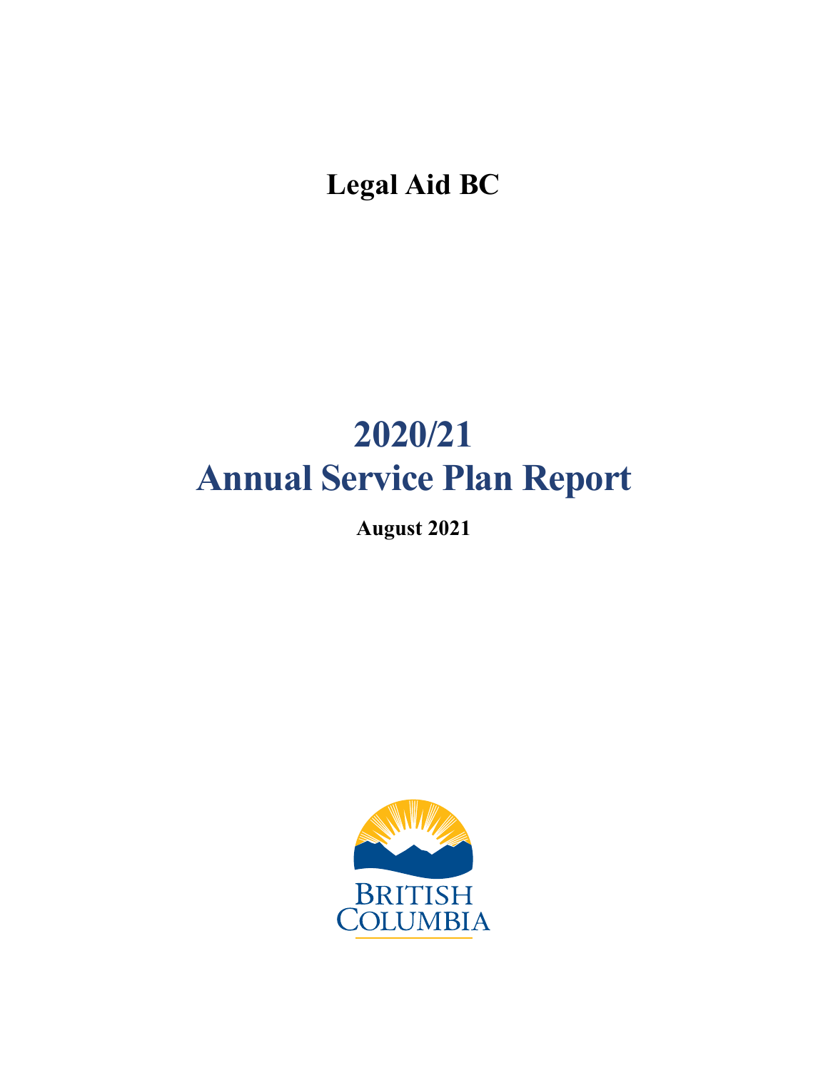# Legal Aid BC

# 2020/21
# Annual Service Plan Report

**August 2021**

BRITISH COLUMBIA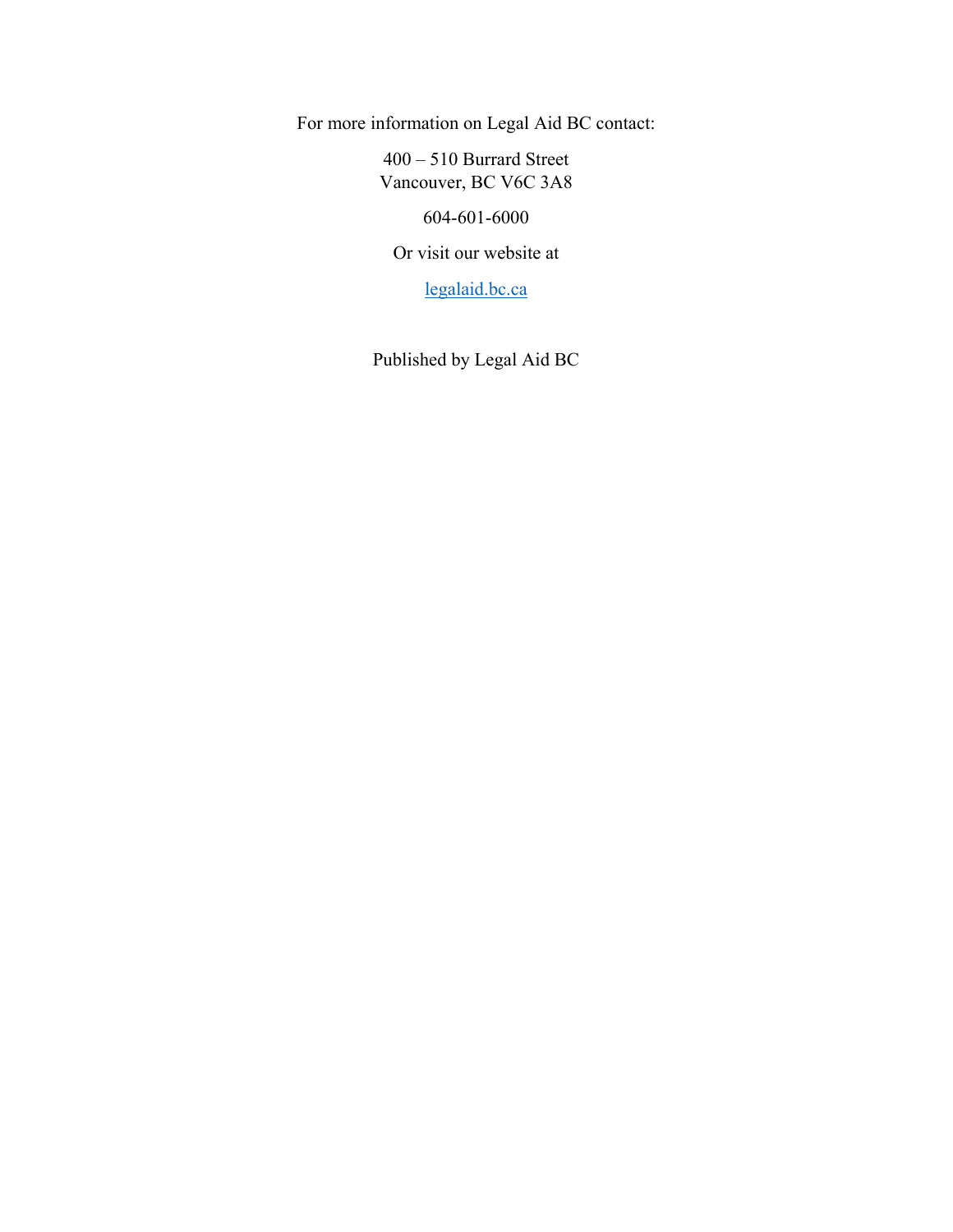For more information on Legal Aid BC contact:

400 – 510 Burrard Street
Vancouver, BC V6C 3A8

604-601-6000

Or visit our website at

[legalaid.bc.ca](legalaid.bc.ca)

Published by Legal Aid BC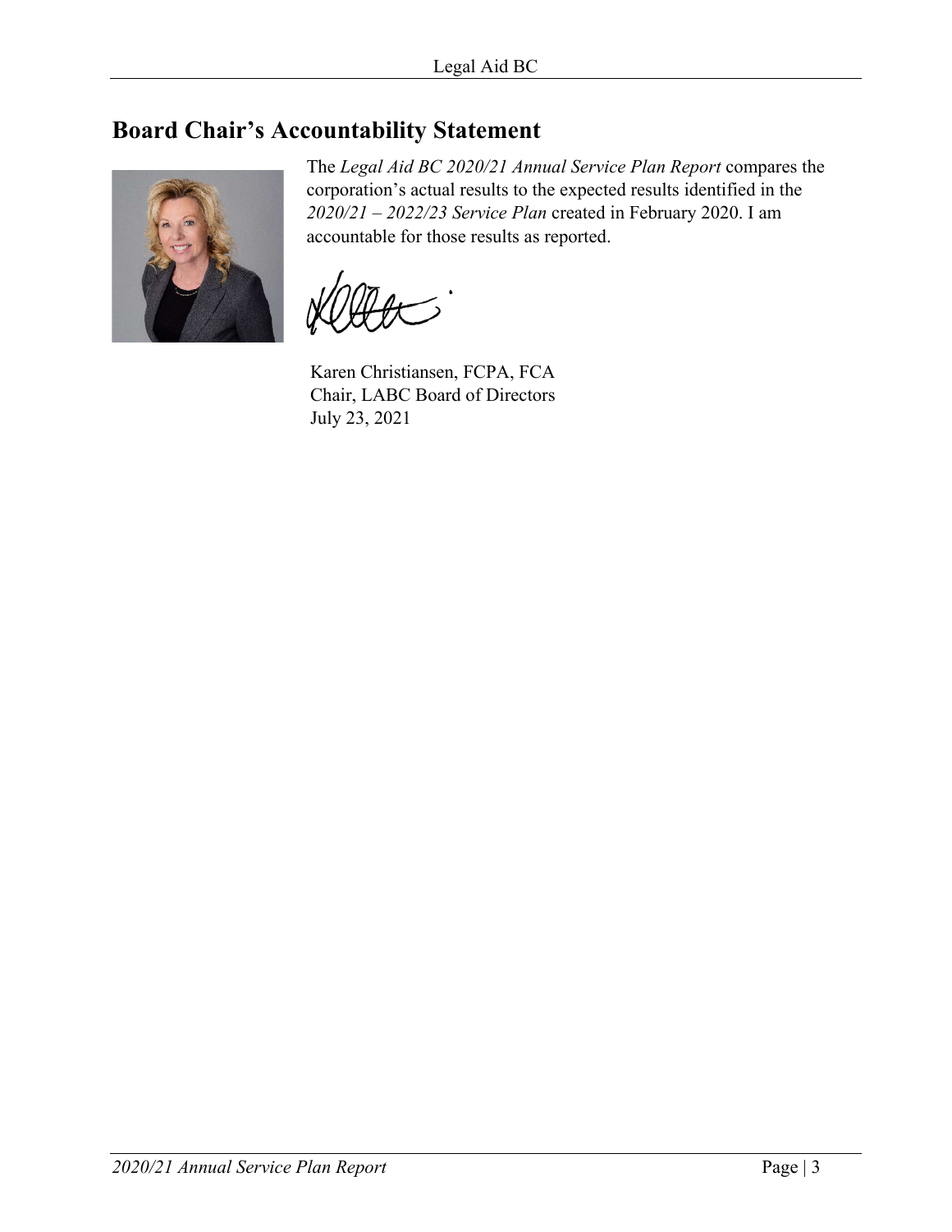## Board Chair's Accountability Statement

The *Legal Aid BC 2020/21 Annual Service Plan Report* compares the corporation's actual results to the expected results identified in the *2020/21 – 2022/23 Service Plan* created in February 2020. I am accountable for those results as reported.

Karen Christiansen, FCPA, FCA
Chair, LABC Board of Directors
July 23, 2021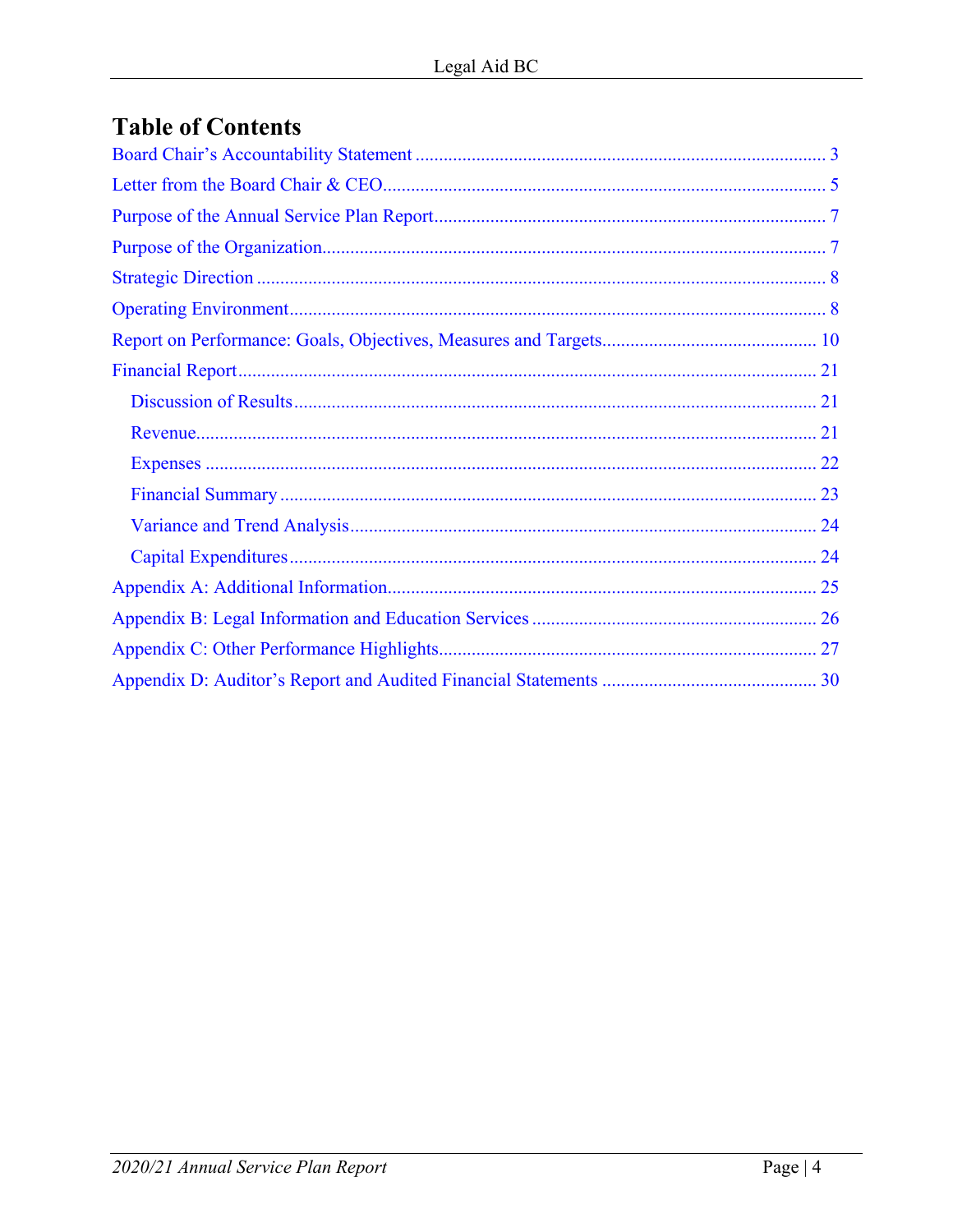# Table of Contents

- Board Chair's Accountability Statement ........ 3
- Letter from the Board Chair & CEO ........ 5
- Purpose of the Annual Service Plan Report ........ 7
- Purpose of the Organization ........ 7
- Strategic Direction ........ 8
- Operating Environment ........ 8
- Report on Performance: Goals, Objectives, Measures and Targets ........ 10
- Financial Report ........ 21
  - Discussion of Results ........ 21
  - Revenue ........ 21
  - Expenses ........ 22
  - Financial Summary ........ 23
  - Variance and Trend Analysis ........ 24
  - Capital Expenditures ........ 24
- Appendix A: Additional Information ........ 25
- Appendix B: Legal Information and Education Services ........ 26
- Appendix C: Other Performance Highlights ........ 27
- Appendix D: Auditor's Report and Audited Financial Statements ........ 30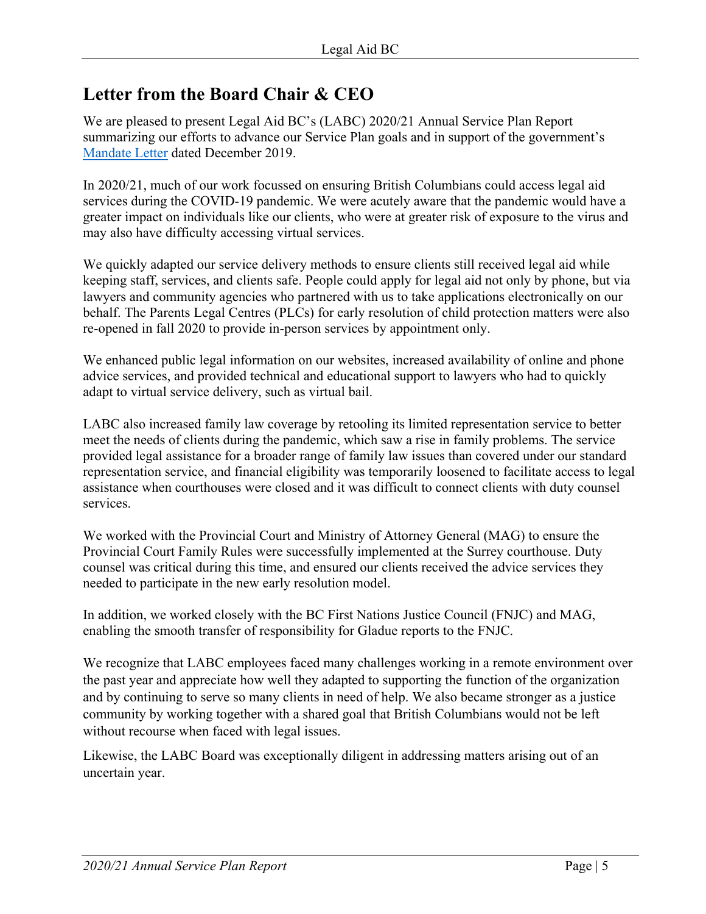## Letter from the Board Chair & CEO

We are pleased to present Legal Aid BC's (LABC) 2020/21 Annual Service Plan Report summarizing our efforts to advance our Service Plan goals and in support of the government's [Mandate Letter](Mandate Letter) dated December 2019.

In 2020/21, much of our work focussed on ensuring British Columbians could access legal aid services during the COVID-19 pandemic. We were acutely aware that the pandemic would have a greater impact on individuals like our clients, who were at greater risk of exposure to the virus and may also have difficulty accessing virtual services.

We quickly adapted our service delivery methods to ensure clients still received legal aid while keeping staff, services, and clients safe. People could apply for legal aid not only by phone, but via lawyers and community agencies who partnered with us to take applications electronically on our behalf. The Parents Legal Centres (PLCs) for early resolution of child protection matters were also re-opened in fall 2020 to provide in-person services by appointment only.

We enhanced public legal information on our websites, increased availability of online and phone advice services, and provided technical and educational support to lawyers who had to quickly adapt to virtual service delivery, such as virtual bail.

LABC also increased family law coverage by retooling its limited representation service to better meet the needs of clients during the pandemic, which saw a rise in family problems. The service provided legal assistance for a broader range of family law issues than covered under our standard representation service, and financial eligibility was temporarily loosened to facilitate access to legal assistance when courthouses were closed and it was difficult to connect clients with duty counsel services.

We worked with the Provincial Court and Ministry of Attorney General (MAG) to ensure the Provincial Court Family Rules were successfully implemented at the Surrey courthouse. Duty counsel was critical during this time, and ensured our clients received the advice services they needed to participate in the new early resolution model.

In addition, we worked closely with the BC First Nations Justice Council (FNJC) and MAG, enabling the smooth transfer of responsibility for Gladue reports to the FNJC.

We recognize that LABC employees faced many challenges working in a remote environment over the past year and appreciate how well they adapted to supporting the function of the organization and by continuing to serve so many clients in need of help. We also became stronger as a justice community by working together with a shared goal that British Columbians would not be left without recourse when faced with legal issues.

Likewise, the LABC Board was exceptionally diligent in addressing matters arising out of an uncertain year.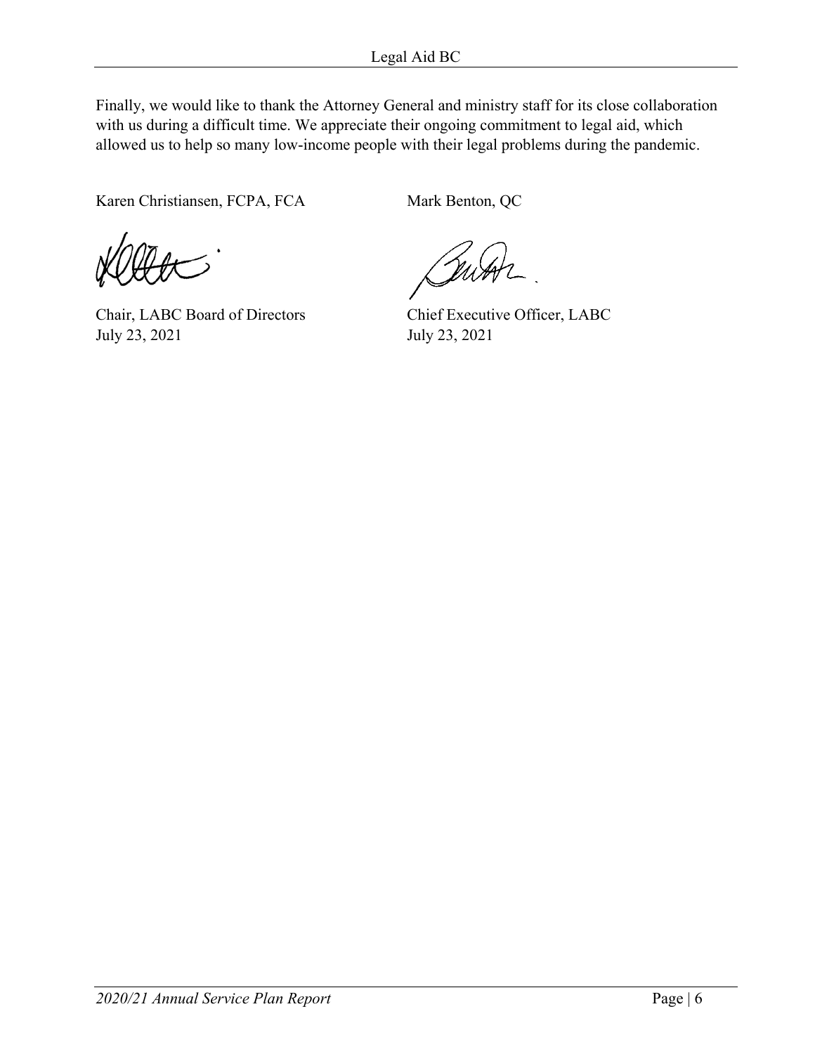Finally, we would like to thank the Attorney General and ministry staff for its close collaboration with us during a difficult time. We appreciate their ongoing commitment to legal aid, which allowed us to help so many low-income people with their legal problems during the pandemic.

| Karen Christiansen, FCPA, FCA | Mark Benton, QC |
| --- | --- |
| Chair, LABC Board of Directors | Chief Executive Officer, LABC |
| July 23, 2021 | July 23, 2021 |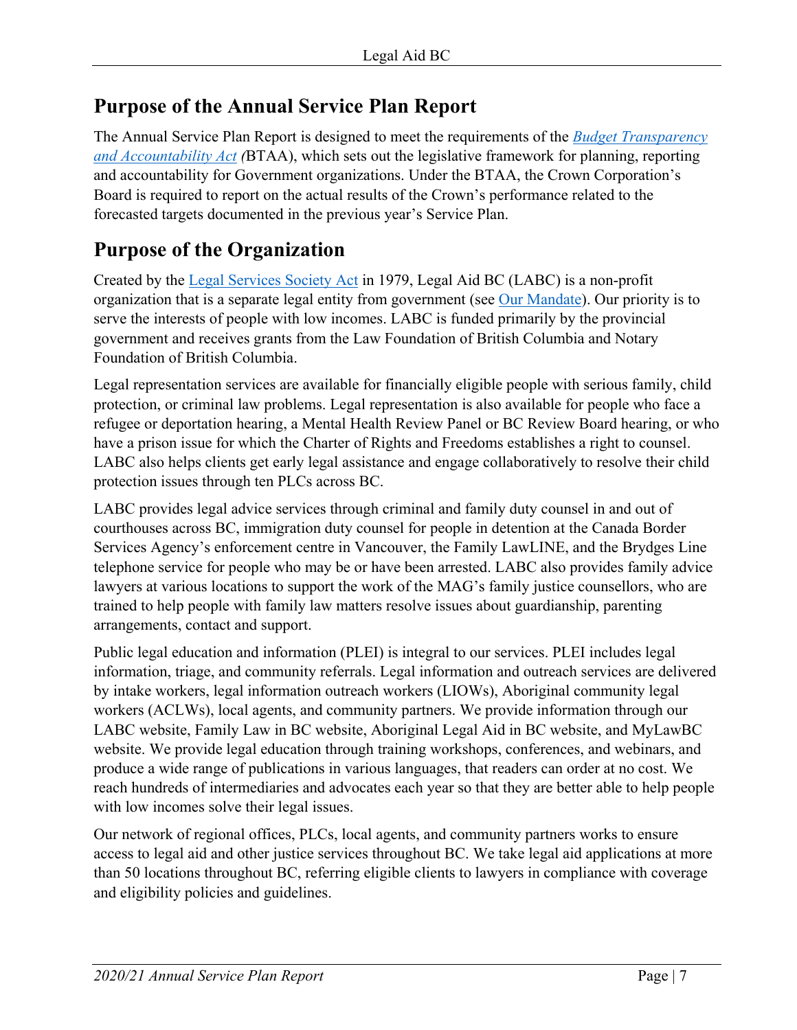## Purpose of the Annual Service Plan Report

The Annual Service Plan Report is designed to meet the requirements of the *Budget Transparency and Accountability Act* (BTAA), which sets out the legislative framework for planning, reporting and accountability for Government organizations. Under the BTAA, the Crown Corporation's Board is required to report on the actual results of the Crown's performance related to the forecasted targets documented in the previous year's Service Plan.

## Purpose of the Organization

Created by the Legal Services Society Act in 1979, Legal Aid BC (LABC) is a non-profit organization that is a separate legal entity from government (see Our Mandate). Our priority is to serve the interests of people with low incomes. LABC is funded primarily by the provincial government and receives grants from the Law Foundation of British Columbia and Notary Foundation of British Columbia.

Legal representation services are available for financially eligible people with serious family, child protection, or criminal law problems. Legal representation is also available for people who face a refugee or deportation hearing, a Mental Health Review Panel or BC Review Board hearing, or who have a prison issue for which the Charter of Rights and Freedoms establishes a right to counsel. LABC also helps clients get early legal assistance and engage collaboratively to resolve their child protection issues through ten PLCs across BC.

LABC provides legal advice services through criminal and family duty counsel in and out of courthouses across BC, immigration duty counsel for people in detention at the Canada Border Services Agency's enforcement centre in Vancouver, the Family LawLINE, and the Brydges Line telephone service for people who may be or have been arrested. LABC also provides family advice lawyers at various locations to support the work of the MAG's family justice counsellors, who are trained to help people with family law matters resolve issues about guardianship, parenting arrangements, contact and support.

Public legal education and information (PLEI) is integral to our services. PLEI includes legal information, triage, and community referrals. Legal information and outreach services are delivered by intake workers, legal information outreach workers (LIOWs), Aboriginal community legal workers (ACLWs), local agents, and community partners. We provide information through our LABC website, Family Law in BC website, Aboriginal Legal Aid in BC website, and MyLawBC website. We provide legal education through training workshops, conferences, and webinars, and produce a wide range of publications in various languages, that readers can order at no cost. We reach hundreds of intermediaries and advocates each year so that they are better able to help people with low incomes solve their legal issues.

Our network of regional offices, PLCs, local agents, and community partners works to ensure access to legal aid and other justice services throughout BC. We take legal aid applications at more than 50 locations throughout BC, referring eligible clients to lawyers in compliance with coverage and eligibility policies and guidelines.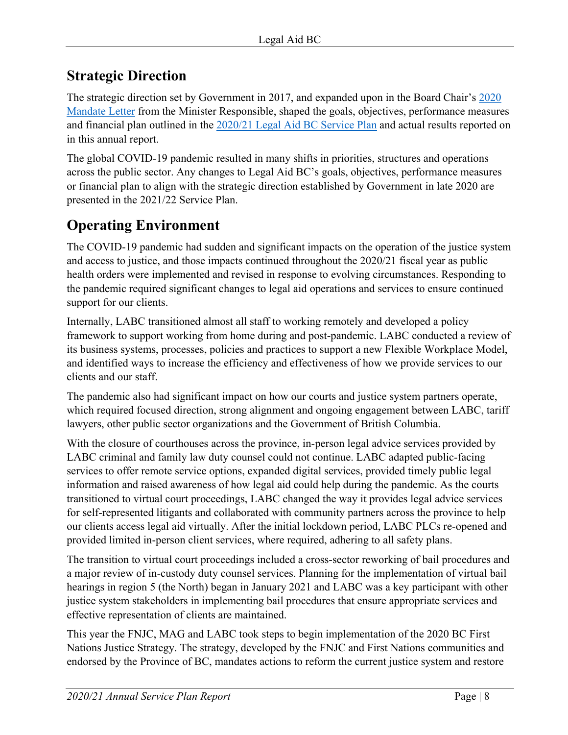## Strategic Direction

The strategic direction set by Government in 2017, and expanded upon in the Board Chair's [2020 Mandate Letter](#) from the Minister Responsible, shaped the goals, objectives, performance measures and financial plan outlined in the [2020/21 Legal Aid BC Service Plan](#) and actual results reported on in this annual report.

The global COVID-19 pandemic resulted in many shifts in priorities, structures and operations across the public sector. Any changes to Legal Aid BC's goals, objectives, performance measures or financial plan to align with the strategic direction established by Government in late 2020 are presented in the 2021/22 Service Plan.

## Operating Environment

The COVID-19 pandemic had sudden and significant impacts on the operation of the justice system and access to justice, and those impacts continued throughout the 2020/21 fiscal year as public health orders were implemented and revised in response to evolving circumstances. Responding to the pandemic required significant changes to legal aid operations and services to ensure continued support for our clients.

Internally, LABC transitioned almost all staff to working remotely and developed a policy framework to support working from home during and post-pandemic. LABC conducted a review of its business systems, processes, policies and practices to support a new Flexible Workplace Model, and identified ways to increase the efficiency and effectiveness of how we provide services to our clients and our staff.

The pandemic also had significant impact on how our courts and justice system partners operate, which required focused direction, strong alignment and ongoing engagement between LABC, tariff lawyers, other public sector organizations and the Government of British Columbia.

With the closure of courthouses across the province, in-person legal advice services provided by LABC criminal and family law duty counsel could not continue. LABC adapted public-facing services to offer remote service options, expanded digital services, provided timely public legal information and raised awareness of how legal aid could help during the pandemic. As the courts transitioned to virtual court proceedings, LABC changed the way it provides legal advice services for self-represented litigants and collaborated with community partners across the province to help our clients access legal aid virtually. After the initial lockdown period, LABC PLCs re-opened and provided limited in-person client services, where required, adhering to all safety plans.

The transition to virtual court proceedings included a cross-sector reworking of bail procedures and a major review of in-custody duty counsel services. Planning for the implementation of virtual bail hearings in region 5 (the North) began in January 2021 and LABC was a key participant with other justice system stakeholders in implementing bail procedures that ensure appropriate services and effective representation of clients are maintained.

This year the FNJC, MAG and LABC took steps to begin implementation of the 2020 BC First Nations Justice Strategy. The strategy, developed by the FNJC and First Nations communities and endorsed by the Province of BC, mandates actions to reform the current justice system and restore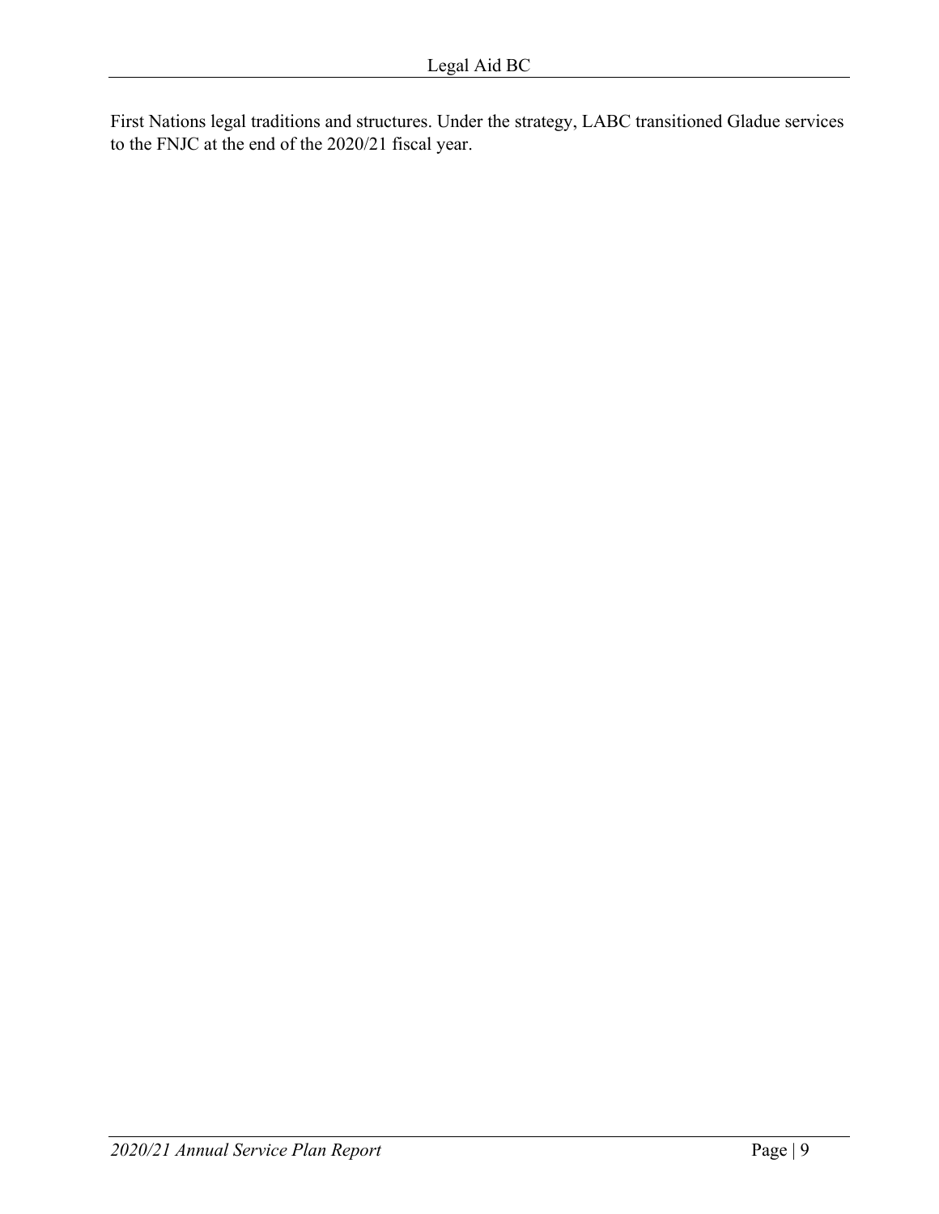First Nations legal traditions and structures. Under the strategy, LABC transitioned Gladue services to the FNJC at the end of the 2020/21 fiscal year.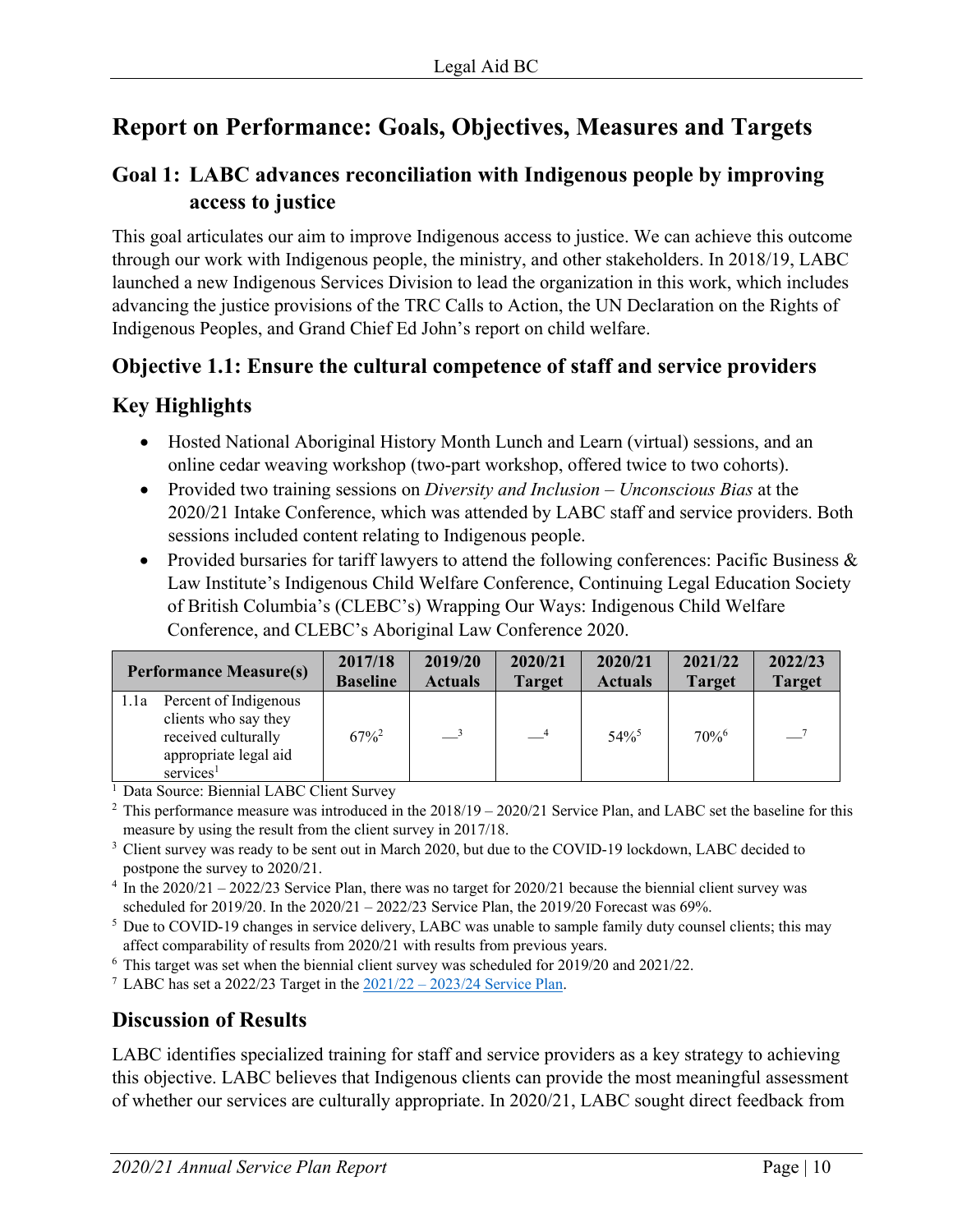# Report on Performance: Goals, Objectives, Measures and Targets

## Goal 1: LABC advances reconciliation with Indigenous people by improving access to justice

This goal articulates our aim to improve Indigenous access to justice. We can achieve this outcome through our work with Indigenous people, the ministry, and other stakeholders. In 2018/19, LABC launched a new Indigenous Services Division to lead the organization in this work, which includes advancing the justice provisions of the TRC Calls to Action, the UN Declaration on the Rights of Indigenous Peoples, and Grand Chief Ed John's report on child welfare.

## Objective 1.1: Ensure the cultural competence of staff and service providers

## Key Highlights

- Hosted National Aboriginal History Month Lunch and Learn (virtual) sessions, and an online cedar weaving workshop (two-part workshop, offered twice to two cohorts).
- Provided two training sessions on *Diversity and Inclusion – Unconscious Bias* at the 2020/21 Intake Conference, which was attended by LABC staff and service providers. Both sessions included content relating to Indigenous people.
- Provided bursaries for tariff lawyers to attend the following conferences: Pacific Business & Law Institute's Indigenous Child Welfare Conference, Continuing Legal Education Society of British Columbia's (CLEBC's) Wrapping Our Ways: Indigenous Child Welfare Conference, and CLEBC's Aboriginal Law Conference 2020.

| Performance Measure(s) | 2017/18 Baseline | 2019/20 Actuals | 2020/21 Target | 2020/21 Actuals | 2021/22 Target | 2022/23 Target |
|---|---|---|---|---|---|---|
| 1.1a Percent of Indigenous clients who say they received culturally appropriate legal aid services[1] | 67%[2] | —[3] | —[4] | 54%[5] | 70%[6] | —[7] |

[1] Data Source: Biennial LABC Client Survey

[2] This performance measure was introduced in the 2018/19 – 2020/21 Service Plan, and LABC set the baseline for this measure by using the result from the client survey in 2017/18.

[3] Client survey was ready to be sent out in March 2020, but due to the COVID-19 lockdown, LABC decided to postpone the survey to 2020/21.

[4] In the 2020/21 – 2022/23 Service Plan, there was no target for 2020/21 because the biennial client survey was scheduled for 2019/20. In the 2020/21 – 2022/23 Service Plan, the 2019/20 Forecast was 69%.

[5] Due to COVID-19 changes in service delivery, LABC was unable to sample family duty counsel clients; this may affect comparability of results from 2020/21 with results from previous years.

[6] This target was set when the biennial client survey was scheduled for 2019/20 and 2021/22.

[7] LABC has set a 2022/23 Target in the 2021/22 – 2023/24 Service Plan.

## Discussion of Results

LABC identifies specialized training for staff and service providers as a key strategy to achieving this objective. LABC believes that Indigenous clients can provide the most meaningful assessment of whether our services are culturally appropriate. In 2020/21, LABC sought direct feedback from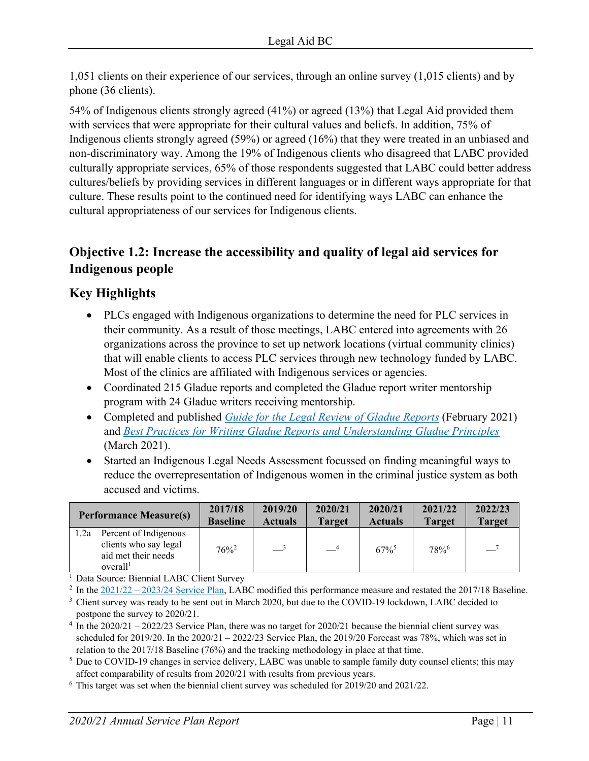1,051 clients on their experience of our services, through an online survey (1,015 clients) and by phone (36 clients).

54% of Indigenous clients strongly agreed (41%) or agreed (13%) that Legal Aid provided them with services that were appropriate for their cultural values and beliefs. In addition, 75% of Indigenous clients strongly agreed (59%) or agreed (16%) that they were treated in an unbiased and non-discriminatory way. Among the 19% of Indigenous clients who disagreed that LABC provided culturally appropriate services, 65% of those respondents suggested that LABC could better address cultures/beliefs by providing services in different languages or in different ways appropriate for that culture. These results point to the continued need for identifying ways LABC can enhance the cultural appropriateness of our services for Indigenous clients.

## Objective 1.2: Increase the accessibility and quality of legal aid services for Indigenous people

### Key Highlights

- PLCs engaged with Indigenous organizations to determine the need for PLC services in their community. As a result of those meetings, LABC entered into agreements with 26 organizations across the province to set up network locations (virtual community clinics) that will enable clients to access PLC services through new technology funded by LABC. Most of the clinics are affiliated with Indigenous services or agencies.
- Coordinated 215 Gladue reports and completed the Gladue report writer mentorship program with 24 Gladue writers receiving mentorship.
- Completed and published *Guide for the Legal Review of Gladue Reports* (February 2021) and *Best Practices for Writing Gladue Reports and Understanding Gladue Principles* (March 2021).
- Started an Indigenous Legal Needs Assessment focussed on finding meaningful ways to reduce the overrepresentation of Indigenous women in the criminal justice system as both accused and victims.

| Performance Measure(s) | 2017/18 Baseline | 2019/20 Actuals | 2020/21 Target | 2020/21 Actuals | 2021/22 Target | 2022/23 Target |
|---|---|---|---|---|---|---|
| 1.2a Percent of Indigenous clients who say legal aid met their needs overall[1] | 76%[2] | —[3] | —[4] | 67%[5] | 78%[6] | —[7] |

[1] Data Source: Biennial LABC Client Survey

[2] In the 2021/22 – 2023/24 Service Plan, LABC modified this performance measure and restated the 2017/18 Baseline.

[3] Client survey was ready to be sent out in March 2020, but due to the COVID-19 lockdown, LABC decided to postpone the survey to 2020/21.

[4] In the 2020/21 – 2022/23 Service Plan, there was no target for 2020/21 because the biennial client survey was scheduled for 2019/20. In the 2020/21 – 2022/23 Service Plan, the 2019/20 Forecast was 78%, which was set in relation to the 2017/18 Baseline (76%) and the tracking methodology in place at that time.

[5] Due to COVID-19 changes in service delivery, LABC was unable to sample family duty counsel clients; this may affect comparability of results from 2020/21 with results from previous years.

[6] This target was set when the biennial client survey was scheduled for 2019/20 and 2021/22.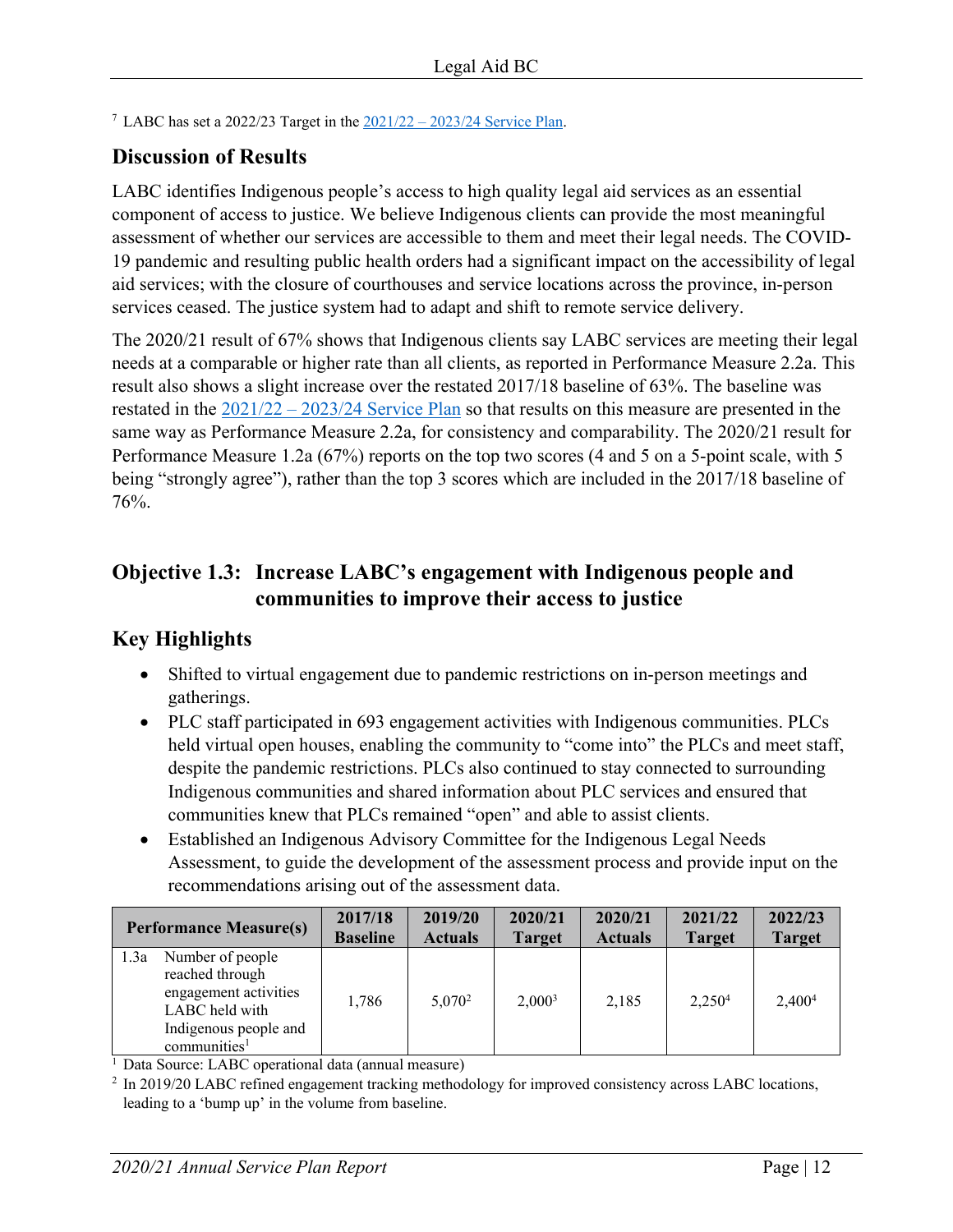[7] LABC has set a 2022/23 Target in the 2021/22 – 2023/24 Service Plan.

## Discussion of Results

LABC identifies Indigenous people's access to high quality legal aid services as an essential component of access to justice. We believe Indigenous clients can provide the most meaningful assessment of whether our services are accessible to them and meet their legal needs. The COVID-19 pandemic and resulting public health orders had a significant impact on the accessibility of legal aid services; with the closure of courthouses and service locations across the province, in-person services ceased. The justice system had to adapt and shift to remote service delivery.

The 2020/21 result of 67% shows that Indigenous clients say LABC services are meeting their legal needs at a comparable or higher rate than all clients, as reported in Performance Measure 2.2a. This result also shows a slight increase over the restated 2017/18 baseline of 63%. The baseline was restated in the 2021/22 – 2023/24 Service Plan so that results on this measure are presented in the same way as Performance Measure 2.2a, for consistency and comparability. The 2020/21 result for Performance Measure 1.2a (67%) reports on the top two scores (4 and 5 on a 5-point scale, with 5 being "strongly agree"), rather than the top 3 scores which are included in the 2017/18 baseline of 76%.

## Objective 1.3: Increase LABC's engagement with Indigenous people and communities to improve their access to justice

## Key Highlights

- Shifted to virtual engagement due to pandemic restrictions on in-person meetings and gatherings.
- PLC staff participated in 693 engagement activities with Indigenous communities. PLCs held virtual open houses, enabling the community to "come into" the PLCs and meet staff, despite the pandemic restrictions. PLCs also continued to stay connected to surrounding Indigenous communities and shared information about PLC services and ensured that communities knew that PLCs remained "open" and able to assist clients.
- Established an Indigenous Advisory Committee for the Indigenous Legal Needs Assessment, to guide the development of the assessment process and provide input on the recommendations arising out of the assessment data.

| Performance Measure(s) | 2017/18 Baseline | 2019/20 Actuals | 2020/21 Target | 2020/21 Actuals | 2021/22 Target | 2022/23 Target |
|---|---|---|---|---|---|---|
| 1.3a Number of people reached through engagement activities LABC held with Indigenous people and communities[1] | 1,786 | 5,070[2] | 2,000[3] | 2,185 | 2,250[4] | 2,400[4] |

[1] Data Source: LABC operational data (annual measure)

[2] In 2019/20 LABC refined engagement tracking methodology for improved consistency across LABC locations, leading to a 'bump up' in the volume from baseline.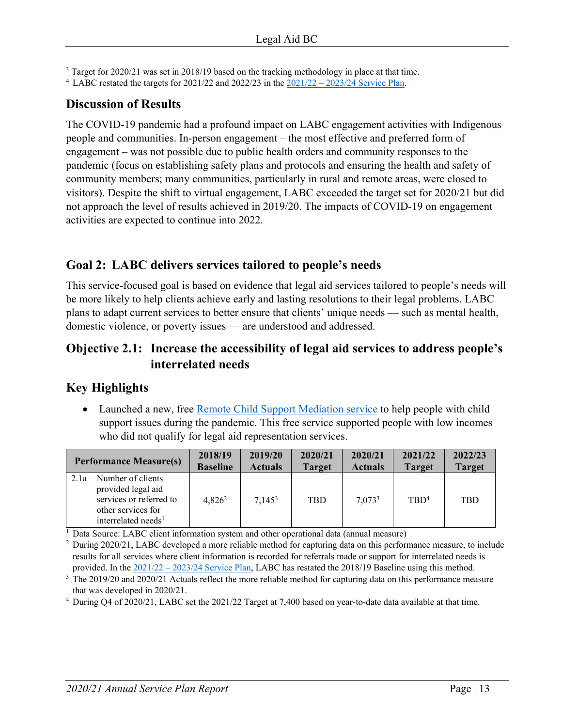[3] Target for 2020/21 was set in 2018/19 based on the tracking methodology in place at that time.
[4] LABC restated the targets for 2021/22 and 2022/23 in the 2021/22 – 2023/24 Service Plan.

## Discussion of Results

The COVID-19 pandemic had a profound impact on LABC engagement activities with Indigenous people and communities. In-person engagement – the most effective and preferred form of engagement – was not possible due to public health orders and community responses to the pandemic (focus on establishing safety plans and protocols and ensuring the health and safety of community members; many communities, particularly in rural and remote areas, were closed to visitors). Despite the shift to virtual engagement, LABC exceeded the target set for 2020/21 but did not approach the level of results achieved in 2019/20. The impacts of COVID-19 on engagement activities are expected to continue into 2022.

## Goal 2: LABC delivers services tailored to people's needs

This service-focused goal is based on evidence that legal aid services tailored to people's needs will be more likely to help clients achieve early and lasting resolutions to their legal problems. LABC plans to adapt current services to better ensure that clients' unique needs — such as mental health, domestic violence, or poverty issues — are understood and addressed.

## Objective 2.1: Increase the accessibility of legal aid services to address people's interrelated needs

## Key Highlights

- Launched a new, free Remote Child Support Mediation service to help people with child support issues during the pandemic. This free service supported people with low incomes who did not qualify for legal aid representation services.

| Performance Measure(s) | 2018/19 Baseline | 2019/20 Actuals | 2020/21 Target | 2020/21 Actuals | 2021/22 Target | 2022/23 Target |
|---|---|---|---|---|---|---|
| 2.1a Number of clients provided legal aid services or referred to other services for interrelated needs[1] | 4,826[2] | 7,145[3] | TBD | 7,073[3] | TBD[4] | TBD |

[1] Data Source: LABC client information system and other operational data (annual measure)
[2] During 2020/21, LABC developed a more reliable method for capturing data on this performance measure, to include results for all services where client information is recorded for referrals made or support for interrelated needs is provided. In the 2021/22 – 2023/24 Service Plan, LABC has restated the 2018/19 Baseline using this method.
[3] The 2019/20 and 2020/21 Actuals reflect the more reliable method for capturing data on this performance measure that was developed in 2020/21.
[4] During Q4 of 2020/21, LABC set the 2021/22 Target at 7,400 based on year-to-date data available at that time.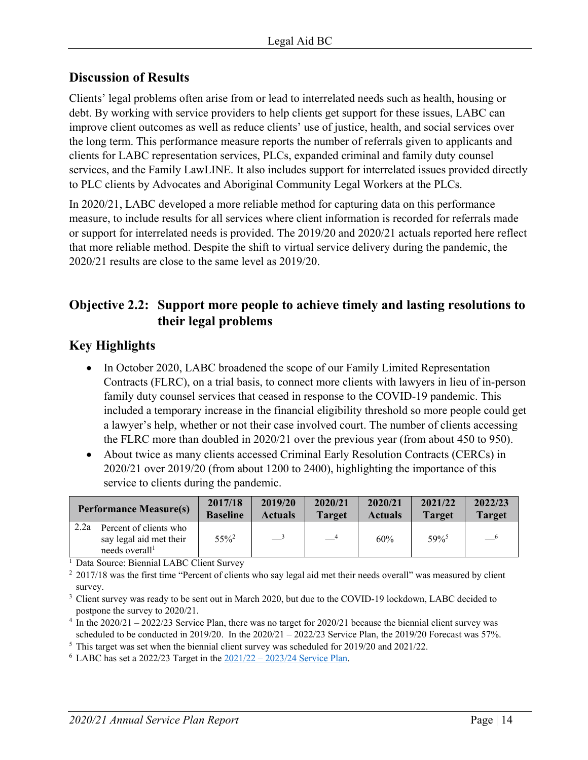## Discussion of Results

Clients' legal problems often arise from or lead to interrelated needs such as health, housing or debt. By working with service providers to help clients get support for these issues, LABC can improve client outcomes as well as reduce clients' use of justice, health, and social services over the long term. This performance measure reports the number of referrals given to applicants and clients for LABC representation services, PLCs, expanded criminal and family duty counsel services, and the Family LawLINE. It also includes support for interrelated issues provided directly to PLC clients by Advocates and Aboriginal Community Legal Workers at the PLCs.

In 2020/21, LABC developed a more reliable method for capturing data on this performance measure, to include results for all services where client information is recorded for referrals made or support for interrelated needs is provided. The 2019/20 and 2020/21 actuals reported here reflect that more reliable method. Despite the shift to virtual service delivery during the pandemic, the 2020/21 results are close to the same level as 2019/20.

## Objective 2.2: Support more people to achieve timely and lasting resolutions to their legal problems

## Key Highlights

- In October 2020, LABC broadened the scope of our Family Limited Representation Contracts (FLRC), on a trial basis, to connect more clients with lawyers in lieu of in-person family duty counsel services that ceased in response to the COVID-19 pandemic. This included a temporary increase in the financial eligibility threshold so more people could get a lawyer's help, whether or not their case involved court. The number of clients accessing the FLRC more than doubled in 2020/21 over the previous year (from about 450 to 950).
- About twice as many clients accessed Criminal Early Resolution Contracts (CERCs) in 2020/21 over 2019/20 (from about 1200 to 2400), highlighting the importance of this service to clients during the pandemic.

| Performance Measure(s) | 2017/18 Baseline | 2019/20 Actuals | 2020/21 Target | 2020/21 Actuals | 2021/22 Target | 2022/23 Target |
|---|---|---|---|---|---|---|
| 2.2a Percent of clients who say legal aid met their needs overall[1] | 55%[2] | —[3] | —[4] | 60% | 59%[5] | —[6] |

[1] Data Source: Biennial LABC Client Survey

[2] 2017/18 was the first time "Percent of clients who say legal aid met their needs overall" was measured by client survey.

[3] Client survey was ready to be sent out in March 2020, but due to the COVID-19 lockdown, LABC decided to postpone the survey to 2020/21.

[4] In the 2020/21 – 2022/23 Service Plan, there was no target for 2020/21 because the biennial client survey was scheduled to be conducted in 2019/20. In the 2020/21 – 2022/23 Service Plan, the 2019/20 Forecast was 57%.

[5] This target was set when the biennial client survey was scheduled for 2019/20 and 2021/22.

[6] LABC has set a 2022/23 Target in the 2021/22 – 2023/24 Service Plan.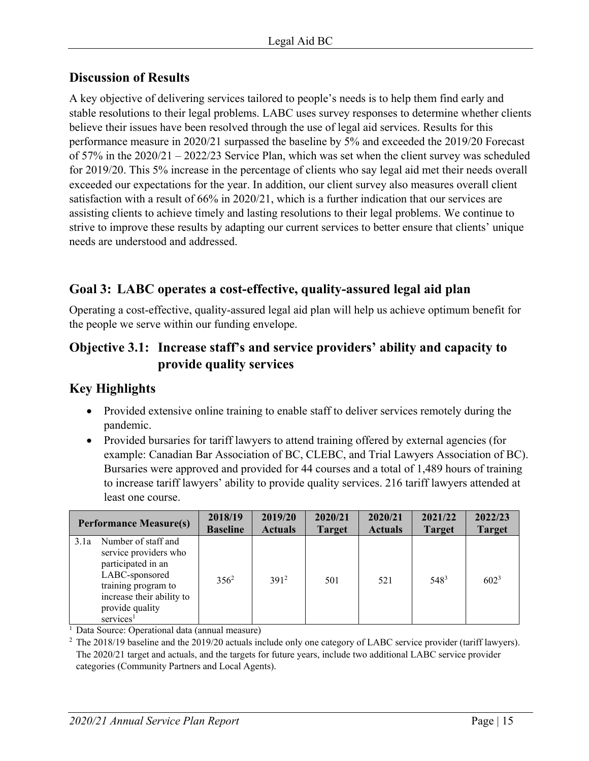## Discussion of Results

A key objective of delivering services tailored to people's needs is to help them find early and stable resolutions to their legal problems. LABC uses survey responses to determine whether clients believe their issues have been resolved through the use of legal aid services. Results for this performance measure in 2020/21 surpassed the baseline by 5% and exceeded the 2019/20 Forecast of 57% in the 2020/21 – 2022/23 Service Plan, which was set when the client survey was scheduled for 2019/20. This 5% increase in the percentage of clients who say legal aid met their needs overall exceeded our expectations for the year. In addition, our client survey also measures overall client satisfaction with a result of 66% in 2020/21, which is a further indication that our services are assisting clients to achieve timely and lasting resolutions to their legal problems. We continue to strive to improve these results by adapting our current services to better ensure that clients' unique needs are understood and addressed.

## Goal 3: LABC operates a cost-effective, quality-assured legal aid plan

Operating a cost-effective, quality-assured legal aid plan will help us achieve optimum benefit for the people we serve within our funding envelope.

## Objective 3.1: Increase staff's and service providers' ability and capacity to provide quality services

## Key Highlights

- Provided extensive online training to enable staff to deliver services remotely during the pandemic.
- Provided bursaries for tariff lawyers to attend training offered by external agencies (for example: Canadian Bar Association of BC, CLEBC, and Trial Lawyers Association of BC). Bursaries were approved and provided for 44 courses and a total of 1,489 hours of training to increase tariff lawyers' ability to provide quality services. 216 tariff lawyers attended at least one course.

| Performance Measure(s) | 2018/19 Baseline | 2019/20 Actuals | 2020/21 Target | 2020/21 Actuals | 2021/22 Target | 2022/23 Target |
|---|---|---|---|---|---|---|
| 3.1a Number of staff and service providers who participated in an LABC-sponsored training program to increase their ability to provide quality services[1] | 356[2] | 391[2] | 501 | 521 | 548[3] | 602[3] |

[1] Data Source: Operational data (annual measure)

[2] The 2018/19 baseline and the 2019/20 actuals include only one category of LABC service provider (tariff lawyers). The 2020/21 target and actuals, and the targets for future years, include two additional LABC service provider categories (Community Partners and Local Agents).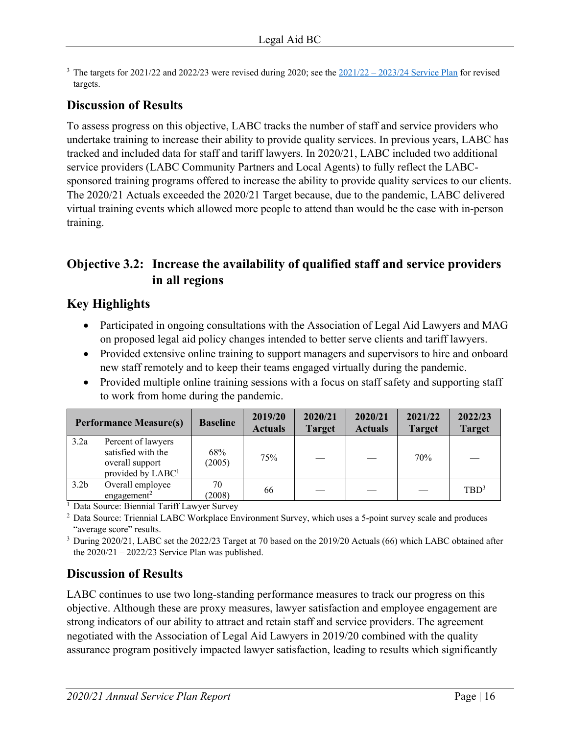[3] The targets for 2021/22 and 2022/23 were revised during 2020; see the 2021/22 – 2023/24 Service Plan for revised targets.

## Discussion of Results

To assess progress on this objective, LABC tracks the number of staff and service providers who undertake training to increase their ability to provide quality services. In previous years, LABC has tracked and included data for staff and tariff lawyers. In 2020/21, LABC included two additional service providers (LABC Community Partners and Local Agents) to fully reflect the LABC-sponsored training programs offered to increase the ability to provide quality services to our clients. The 2020/21 Actuals exceeded the 2020/21 Target because, due to the pandemic, LABC delivered virtual training events which allowed more people to attend than would be the case with in-person training.

## Objective 3.2: Increase the availability of qualified staff and service providers in all regions

## Key Highlights

- Participated in ongoing consultations with the Association of Legal Aid Lawyers and MAG on proposed legal aid policy changes intended to better serve clients and tariff lawyers.
- Provided extensive online training to support managers and supervisors to hire and onboard new staff remotely and to keep their teams engaged virtually during the pandemic.
- Provided multiple online training sessions with a focus on staff safety and supporting staff to work from home during the pandemic.

| Performance Measure(s) | | Baseline | 2019/20 Actuals | 2020/21 Target | 2020/21 Actuals | 2021/22 Target | 2022/23 Target |
|---|---|---|---|---|---|---|---|
| 3.2a | Percent of lawyers satisfied with the overall support provided by LABC[1] | 68% (2005) | 75% | — | — | 70% | — |
| 3.2b | Overall employee engagement[2] | 70 (2008) | 66 | — | — | — | TBD[3] |

[1] Data Source: Biennial Tariff Lawyer Survey

[2] Data Source: Triennial LABC Workplace Environment Survey, which uses a 5-point survey scale and produces "average score" results.

[3] During 2020/21, LABC set the 2022/23 Target at 70 based on the 2019/20 Actuals (66) which LABC obtained after the 2020/21 – 2022/23 Service Plan was published.

## Discussion of Results

LABC continues to use two long-standing performance measures to track our progress on this objective. Although these are proxy measures, lawyer satisfaction and employee engagement are strong indicators of our ability to attract and retain staff and service providers. The agreement negotiated with the Association of Legal Aid Lawyers in 2019/20 combined with the quality assurance program positively impacted lawyer satisfaction, leading to results which significantly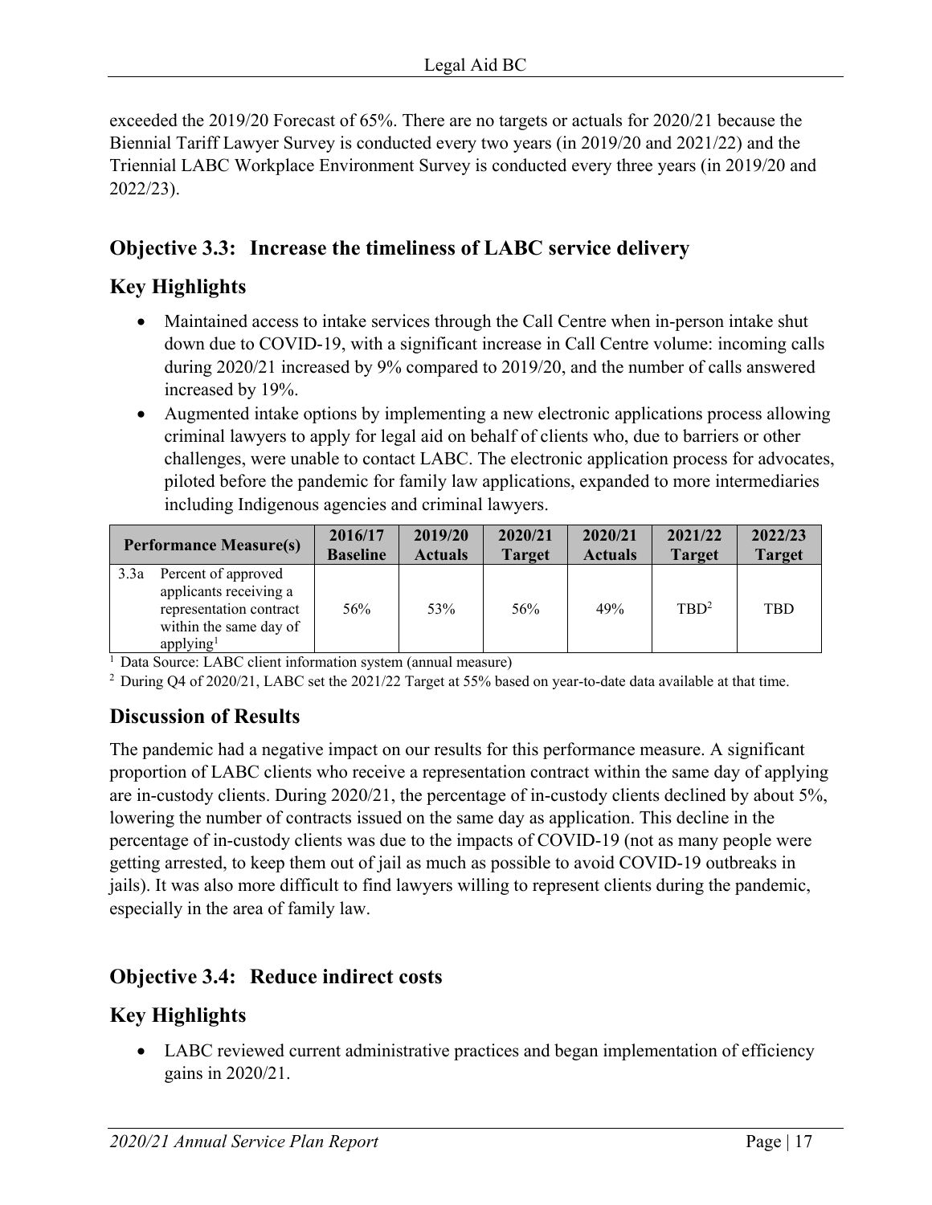exceeded the 2019/20 Forecast of 65%. There are no targets or actuals for 2020/21 because the Biennial Tariff Lawyer Survey is conducted every two years (in 2019/20 and 2021/22) and the Triennial LABC Workplace Environment Survey is conducted every three years (in 2019/20 and 2022/23).

## Objective 3.3: Increase the timeliness of LABC service delivery

## Key Highlights

- Maintained access to intake services through the Call Centre when in-person intake shut down due to COVID-19, with a significant increase in Call Centre volume: incoming calls during 2020/21 increased by 9% compared to 2019/20, and the number of calls answered increased by 19%.
- Augmented intake options by implementing a new electronic applications process allowing criminal lawyers to apply for legal aid on behalf of clients who, due to barriers or other challenges, were unable to contact LABC. The electronic application process for advocates, piloted before the pandemic for family law applications, expanded to more intermediaries including Indigenous agencies and criminal lawyers.

| Performance Measure(s) | 2016/17 Baseline | 2019/20 Actuals | 2020/21 Target | 2020/21 Actuals | 2021/22 Target | 2022/23 Target |
|---|---|---|---|---|---|---|
| 3.3a Percent of approved applicants receiving a representation contract within the same day of applying[1] | 56% | 53% | 56% | 49% | TBD[2] | TBD |

[1] Data Source: LABC client information system (annual measure)

[2] During Q4 of 2020/21, LABC set the 2021/22 Target at 55% based on year-to-date data available at that time.

## Discussion of Results

The pandemic had a negative impact on our results for this performance measure. A significant proportion of LABC clients who receive a representation contract within the same day of applying are in-custody clients. During 2020/21, the percentage of in-custody clients declined by about 5%, lowering the number of contracts issued on the same day as application. This decline in the percentage of in-custody clients was due to the impacts of COVID-19 (not as many people were getting arrested, to keep them out of jail as much as possible to avoid COVID-19 outbreaks in jails). It was also more difficult to find lawyers willing to represent clients during the pandemic, especially in the area of family law.

## Objective 3.4: Reduce indirect costs

## Key Highlights

- LABC reviewed current administrative practices and began implementation of efficiency gains in 2020/21.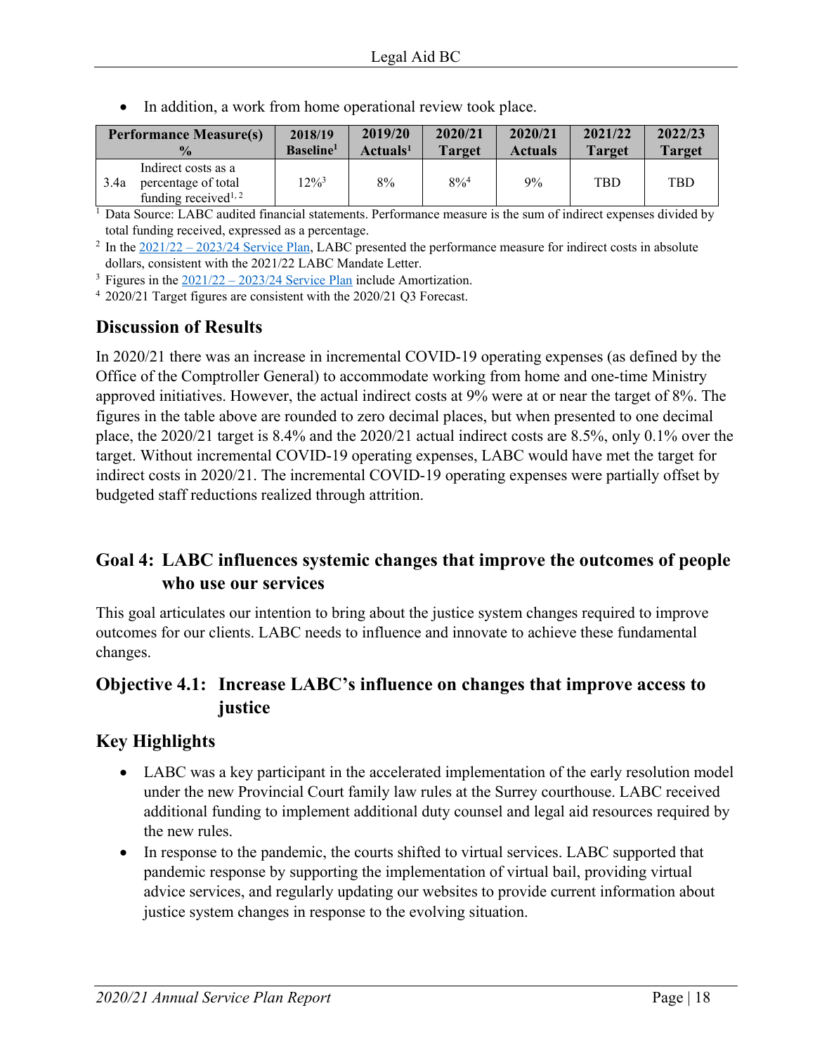- In addition, a work from home operational review took place.

| Performance Measure(s) % | | 2018/19 Baseline[1] | 2019/20 Actuals[1] | 2020/21 Target | 2020/21 Actuals | 2021/22 Target | 2022/23 Target |
|---|---|---|---|---|---|---|---|
| 3.4a | Indirect costs as a percentage of total funding received[1, 2] | 12%[3] | 8% | 8%[4] | 9% | TBD | TBD |

[1] Data Source: LABC audited financial statements. Performance measure is the sum of indirect expenses divided by total funding received, expressed as a percentage.

[2] In the 2021/22 – 2023/24 Service Plan, LABC presented the performance measure for indirect costs in absolute dollars, consistent with the 2021/22 LABC Mandate Letter.

[3] Figures in the 2021/22 – 2023/24 Service Plan include Amortization.

[4] 2020/21 Target figures are consistent with the 2020/21 Q3 Forecast.

### Discussion of Results

In 2020/21 there was an increase in incremental COVID-19 operating expenses (as defined by the Office of the Comptroller General) to accommodate working from home and one-time Ministry approved initiatives. However, the actual indirect costs at 9% were at or near the target of 8%. The figures in the table above are rounded to zero decimal places, but when presented to one decimal place, the 2020/21 target is 8.4% and the 2020/21 actual indirect costs are 8.5%, only 0.1% over the target. Without incremental COVID-19 operating expenses, LABC would have met the target for indirect costs in 2020/21. The incremental COVID-19 operating expenses were partially offset by budgeted staff reductions realized through attrition.

## Goal 4: LABC influences systemic changes that improve the outcomes of people who use our services

This goal articulates our intention to bring about the justice system changes required to improve outcomes for our clients. LABC needs to influence and innovate to achieve these fundamental changes.

### Objective 4.1: Increase LABC's influence on changes that improve access to justice

### Key Highlights

- LABC was a key participant in the accelerated implementation of the early resolution model under the new Provincial Court family law rules at the Surrey courthouse. LABC received additional funding to implement additional duty counsel and legal aid resources required by the new rules.
- In response to the pandemic, the courts shifted to virtual services. LABC supported that pandemic response by supporting the implementation of virtual bail, providing virtual advice services, and regularly updating our websites to provide current information about justice system changes in response to the evolving situation.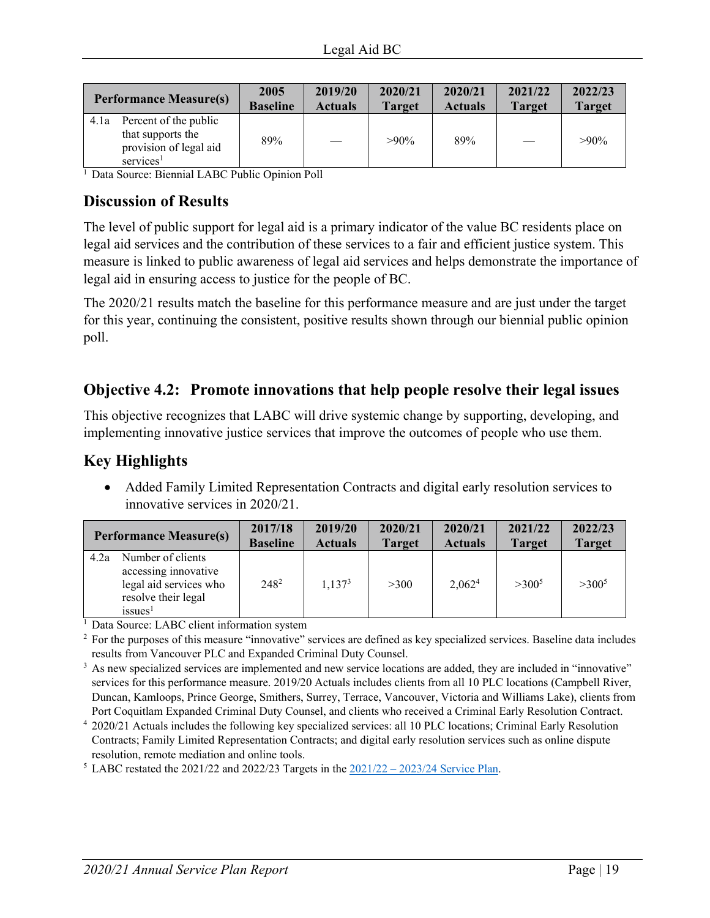| Performance Measure(s) | 2005 Baseline | 2019/20 Actuals | 2020/21 Target | 2020/21 Actuals | 2021/22 Target | 2022/23 Target |
|---|---|---|---|---|---|---|
| 4.1a Percent of the public that supports the provision of legal aid services[1] | 89% | — | >90% | 89% | — | >90% |

[1] Data Source: Biennial LABC Public Opinion Poll

## Discussion of Results

The level of public support for legal aid is a primary indicator of the value BC residents place on legal aid services and the contribution of these services to a fair and efficient justice system. This measure is linked to public awareness of legal aid services and helps demonstrate the importance of legal aid in ensuring access to justice for the people of BC.

The 2020/21 results match the baseline for this performance measure and are just under the target for this year, continuing the consistent, positive results shown through our biennial public opinion poll.

## Objective 4.2: Promote innovations that help people resolve their legal issues

This objective recognizes that LABC will drive systemic change by supporting, developing, and implementing innovative justice services that improve the outcomes of people who use them.

## Key Highlights

- Added Family Limited Representation Contracts and digital early resolution services to innovative services in 2020/21.

| Performance Measure(s) | 2017/18 Baseline | 2019/20 Actuals | 2020/21 Target | 2020/21 Actuals | 2021/22 Target | 2022/23 Target |
|---|---|---|---|---|---|---|
| 4.2a Number of clients accessing innovative legal aid services who resolve their legal issues[1] | 248[2] | 1,137[3] | >300 | 2,062[4] | >300[5] | >300[5] |

[1] Data Source: LABC client information system

[2] For the purposes of this measure "innovative" services are defined as key specialized services. Baseline data includes results from Vancouver PLC and Expanded Criminal Duty Counsel.

[3] As new specialized services are implemented and new service locations are added, they are included in "innovative" services for this performance measure. 2019/20 Actuals includes clients from all 10 PLC locations (Campbell River, Duncan, Kamloops, Prince George, Smithers, Surrey, Terrace, Vancouver, Victoria and Williams Lake), clients from Port Coquitlam Expanded Criminal Duty Counsel, and clients who received a Criminal Early Resolution Contract.

[4] 2020/21 Actuals includes the following key specialized services: all 10 PLC locations; Criminal Early Resolution Contracts; Family Limited Representation Contracts; and digital early resolution services such as online dispute resolution, remote mediation and online tools.

[5] LABC restated the 2021/22 and 2022/23 Targets in the 2021/22 – 2023/24 Service Plan.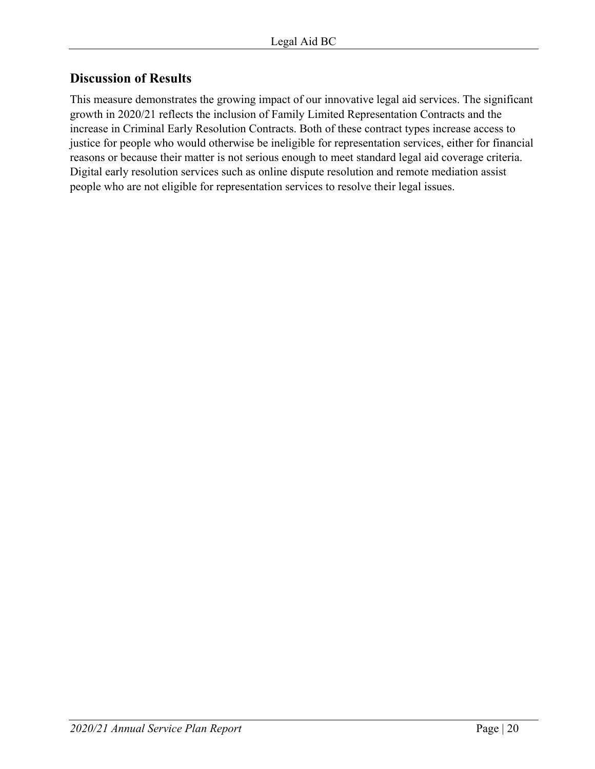## Discussion of Results

This measure demonstrates the growing impact of our innovative legal aid services. The significant growth in 2020/21 reflects the inclusion of Family Limited Representation Contracts and the increase in Criminal Early Resolution Contracts. Both of these contract types increase access to justice for people who would otherwise be ineligible for representation services, either for financial reasons or because their matter is not serious enough to meet standard legal aid coverage criteria. Digital early resolution services such as online dispute resolution and remote mediation assist people who are not eligible for representation services to resolve their legal issues.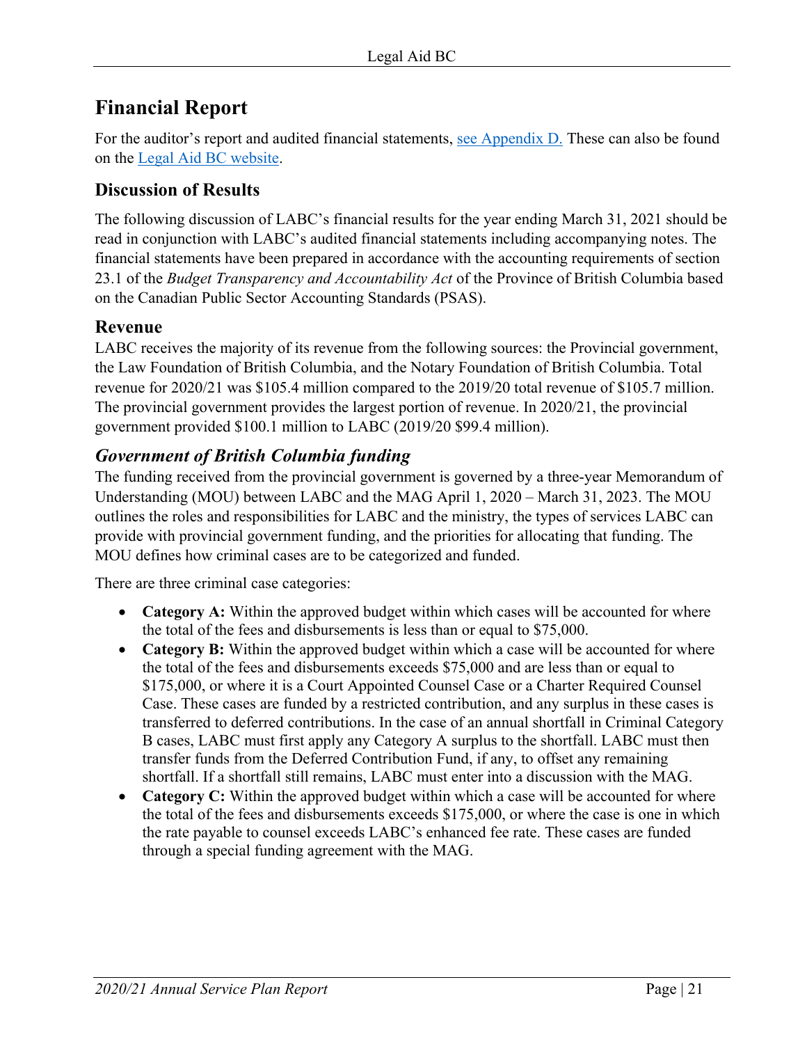# Financial Report

For the auditor's report and audited financial statements, [see Appendix D.](#) These can also be found on the [Legal Aid BC website](#).

## Discussion of Results

The following discussion of LABC's financial results for the year ending March 31, 2021 should be read in conjunction with LABC's audited financial statements including accompanying notes. The financial statements have been prepared in accordance with the accounting requirements of section 23.1 of the *Budget Transparency and Accountability Act* of the Province of British Columbia based on the Canadian Public Sector Accounting Standards (PSAS).

## Revenue

LABC receives the majority of its revenue from the following sources: the Provincial government, the Law Foundation of British Columbia, and the Notary Foundation of British Columbia. Total revenue for 2020/21 was $105.4 million compared to the 2019/20 total revenue of $105.7 million. The provincial government provides the largest portion of revenue. In 2020/21, the provincial government provided $100.1 million to LABC (2019/20 $99.4 million).

### *Government of British Columbia funding*

The funding received from the provincial government is governed by a three-year Memorandum of Understanding (MOU) between LABC and the MAG April 1, 2020 – March 31, 2023. The MOU outlines the roles and responsibilities for LABC and the ministry, the types of services LABC can provide with provincial government funding, and the priorities for allocating that funding. The MOU defines how criminal cases are to be categorized and funded.

There are three criminal case categories:

- **Category A:** Within the approved budget within which cases will be accounted for where the total of the fees and disbursements is less than or equal to $75,000.
- **Category B:** Within the approved budget within which a case will be accounted for where the total of the fees and disbursements exceeds $75,000 and are less than or equal to $175,000, or where it is a Court Appointed Counsel Case or a Charter Required Counsel Case. These cases are funded by a restricted contribution, and any surplus in these cases is transferred to deferred contributions. In the case of an annual shortfall in Criminal Category B cases, LABC must first apply any Category A surplus to the shortfall. LABC must then transfer funds from the Deferred Contribution Fund, if any, to offset any remaining shortfall. If a shortfall still remains, LABC must enter into a discussion with the MAG.
- **Category C:** Within the approved budget within which a case will be accounted for where the total of the fees and disbursements exceeds $175,000, or where the case is one in which the rate payable to counsel exceeds LABC's enhanced fee rate. These cases are funded through a special funding agreement with the MAG.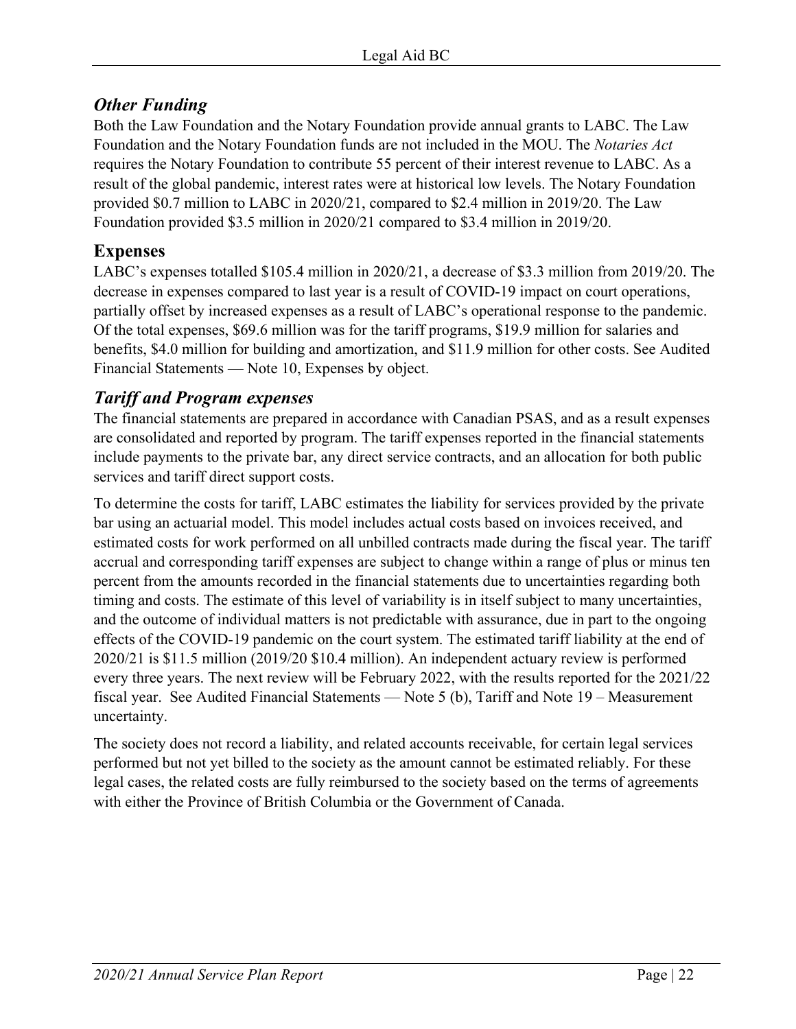### *Other Funding*

Both the Law Foundation and the Notary Foundation provide annual grants to LABC. The Law Foundation and the Notary Foundation funds are not included in the MOU. The *Notaries Act* requires the Notary Foundation to contribute 55 percent of their interest revenue to LABC. As a result of the global pandemic, interest rates were at historical low levels. The Notary Foundation provided $0.7 million to LABC in 2020/21, compared to $2.4 million in 2019/20. The Law Foundation provided $3.5 million in 2020/21 compared to $3.4 million in 2019/20.

## Expenses

LABC's expenses totalled $105.4 million in 2020/21, a decrease of $3.3 million from 2019/20. The decrease in expenses compared to last year is a result of COVID-19 impact on court operations, partially offset by increased expenses as a result of LABC's operational response to the pandemic. Of the total expenses, $69.6 million was for the tariff programs, $19.9 million for salaries and benefits, $4.0 million for building and amortization, and $11.9 million for other costs. See Audited Financial Statements — Note 10, Expenses by object.

### *Tariff and Program expenses*

The financial statements are prepared in accordance with Canadian PSAS, and as a result expenses are consolidated and reported by program. The tariff expenses reported in the financial statements include payments to the private bar, any direct service contracts, and an allocation for both public services and tariff direct support costs.

To determine the costs for tariff, LABC estimates the liability for services provided by the private bar using an actuarial model. This model includes actual costs based on invoices received, and estimated costs for work performed on all unbilled contracts made during the fiscal year. The tariff accrual and corresponding tariff expenses are subject to change within a range of plus or minus ten percent from the amounts recorded in the financial statements due to uncertainties regarding both timing and costs. The estimate of this level of variability is in itself subject to many uncertainties, and the outcome of individual matters is not predictable with assurance, due in part to the ongoing effects of the COVID-19 pandemic on the court system. The estimated tariff liability at the end of 2020/21 is $11.5 million (2019/20 $10.4 million). An independent actuary review is performed every three years. The next review will be February 2022, with the results reported for the 2021/22 fiscal year. See Audited Financial Statements — Note 5 (b), Tariff and Note 19 – Measurement uncertainty.

The society does not record a liability, and related accounts receivable, for certain legal services performed but not yet billed to the society as the amount cannot be estimated reliably. For these legal cases, the related costs are fully reimbursed to the society based on the terms of agreements with either the Province of British Columbia or the Government of Canada.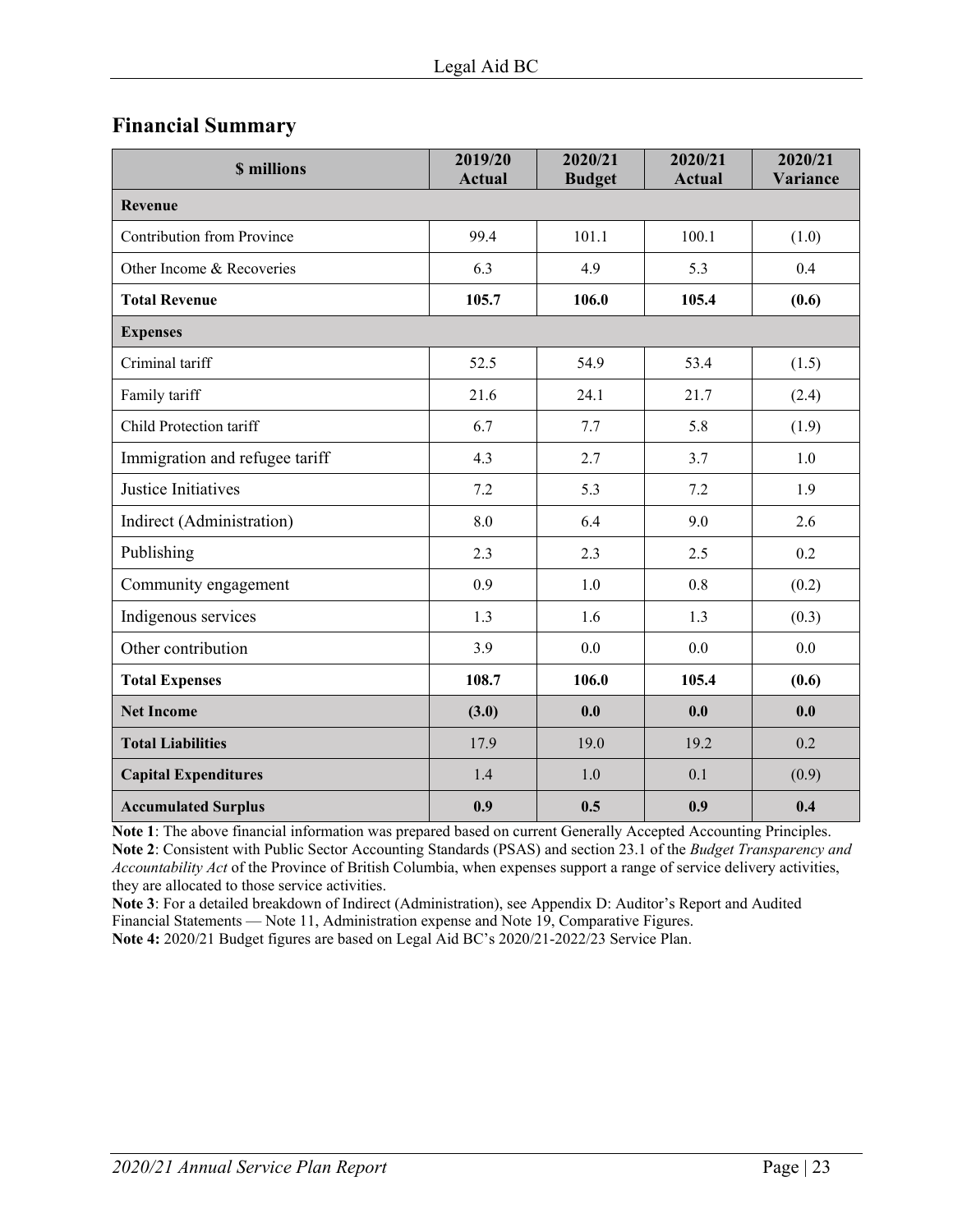## Financial Summary

| $ millions | 2019/20 Actual | 2020/21 Budget | 2020/21 Actual | 2020/21 Variance |
|---|---|---|---|---|
| **Revenue** | | | | |
| Contribution from Province | 99.4 | 101.1 | 100.1 | (1.0) |
| Other Income & Recoveries | 6.3 | 4.9 | 5.3 | 0.4 |
| **Total Revenue** | **105.7** | **106.0** | **105.4** | **(0.6)** |
| **Expenses** | | | | |
| Criminal tariff | 52.5 | 54.9 | 53.4 | (1.5) |
| Family tariff | 21.6 | 24.1 | 21.7 | (2.4) |
| Child Protection tariff | 6.7 | 7.7 | 5.8 | (1.9) |
| Immigration and refugee tariff | 4.3 | 2.7 | 3.7 | 1.0 |
| Justice Initiatives | 7.2 | 5.3 | 7.2 | 1.9 |
| Indirect (Administration) | 8.0 | 6.4 | 9.0 | 2.6 |
| Publishing | 2.3 | 2.3 | 2.5 | 0.2 |
| Community engagement | 0.9 | 1.0 | 0.8 | (0.2) |
| Indigenous services | 1.3 | 1.6 | 1.3 | (0.3) |
| Other contribution | 3.9 | 0.0 | 0.0 | 0.0 |
| **Total Expenses** | **108.7** | **106.0** | **105.4** | **(0.6)** |
| **Net Income** | **(3.0)** | **0.0** | **0.0** | **0.0** |
| **Total Liabilities** | 17.9 | 19.0 | 19.2 | 0.2 |
| **Capital Expenditures** | 1.4 | 1.0 | 0.1 | (0.9) |
| **Accumulated Surplus** | **0.9** | **0.5** | **0.9** | **0.4** |

**Note 1**: The above financial information was prepared based on current Generally Accepted Accounting Principles.
**Note 2**: Consistent with Public Sector Accounting Standards (PSAS) and section 23.1 of the *Budget Transparency and Accountability Act* of the Province of British Columbia, when expenses support a range of service delivery activities, they are allocated to those service activities.
**Note 3**: For a detailed breakdown of Indirect (Administration), see Appendix D: Auditor's Report and Audited Financial Statements — Note 11, Administration expense and Note 19, Comparative Figures.
**Note 4:** 2020/21 Budget figures are based on Legal Aid BC's 2020/21-2022/23 Service Plan.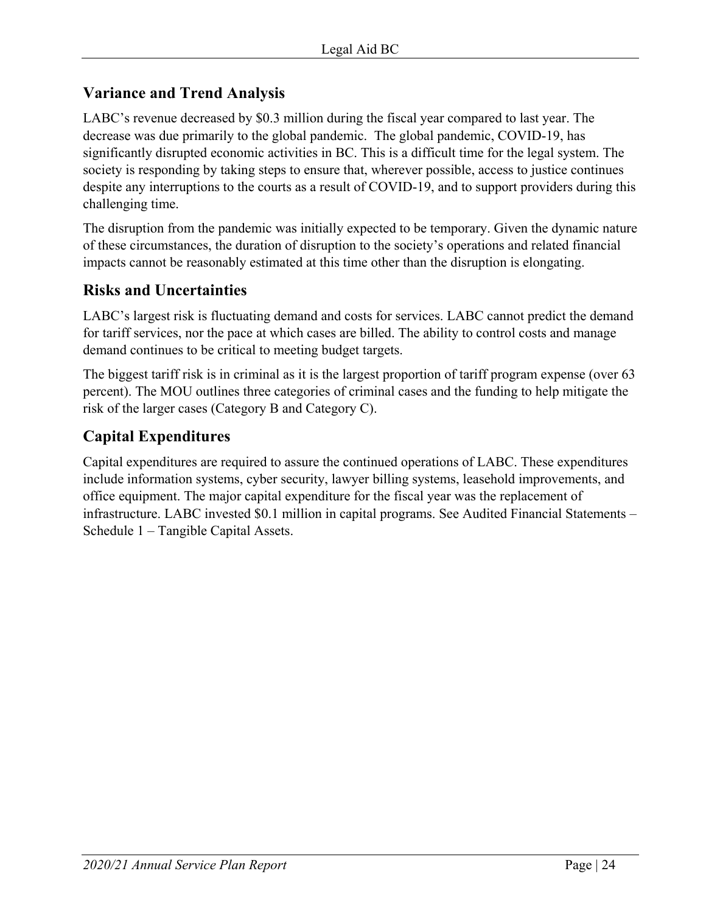## Variance and Trend Analysis

LABC's revenue decreased by $0.3 million during the fiscal year compared to last year. The decrease was due primarily to the global pandemic. The global pandemic, COVID-19, has significantly disrupted economic activities in BC. This is a difficult time for the legal system. The society is responding by taking steps to ensure that, wherever possible, access to justice continues despite any interruptions to the courts as a result of COVID-19, and to support providers during this challenging time.

The disruption from the pandemic was initially expected to be temporary. Given the dynamic nature of these circumstances, the duration of disruption to the society's operations and related financial impacts cannot be reasonably estimated at this time other than the disruption is elongating.

## Risks and Uncertainties

LABC's largest risk is fluctuating demand and costs for services. LABC cannot predict the demand for tariff services, nor the pace at which cases are billed. The ability to control costs and manage demand continues to be critical to meeting budget targets.

The biggest tariff risk is in criminal as it is the largest proportion of tariff program expense (over 63 percent). The MOU outlines three categories of criminal cases and the funding to help mitigate the risk of the larger cases (Category B and Category C).

## Capital Expenditures

Capital expenditures are required to assure the continued operations of LABC. These expenditures include information systems, cyber security, lawyer billing systems, leasehold improvements, and office equipment. The major capital expenditure for the fiscal year was the replacement of infrastructure. LABC invested $0.1 million in capital programs. See Audited Financial Statements – Schedule 1 – Tangible Capital Assets.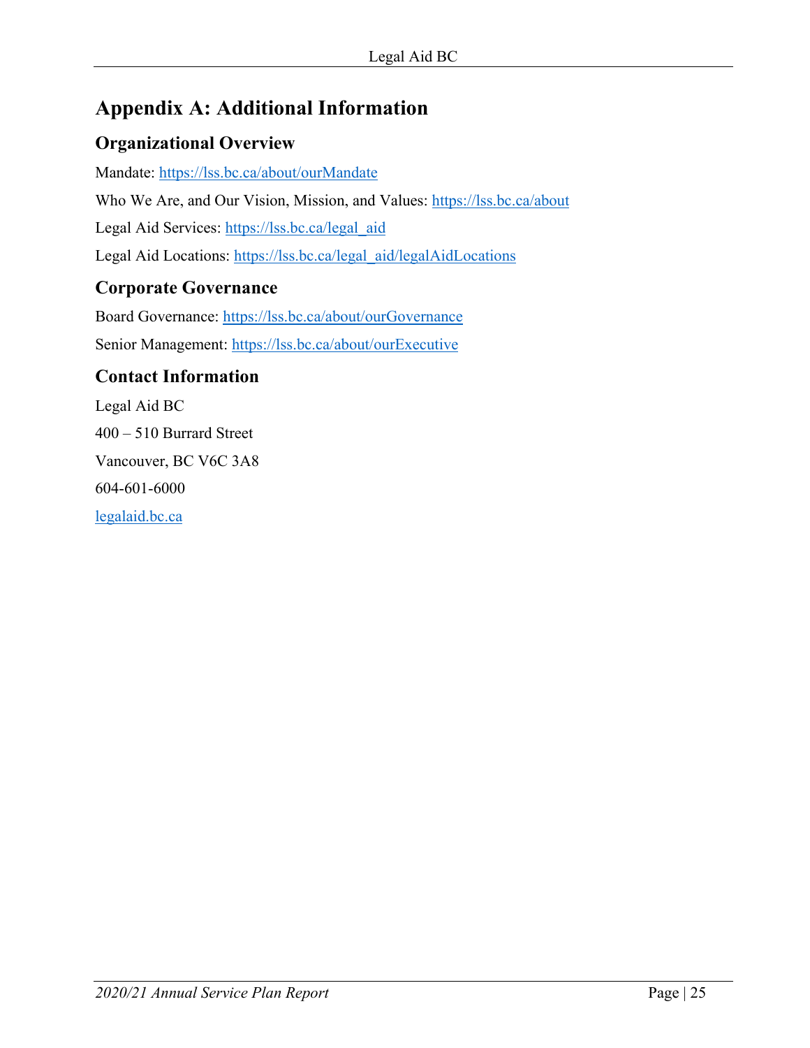# Appendix A: Additional Information

## Organizational Overview

Mandate: https://lss.bc.ca/about/ourMandate

Who We Are, and Our Vision, Mission, and Values: https://lss.bc.ca/about

Legal Aid Services: https://lss.bc.ca/legal_aid

Legal Aid Locations: https://lss.bc.ca/legal_aid/legalAidLocations

## Corporate Governance

Board Governance: https://lss.bc.ca/about/ourGovernance

Senior Management: https://lss.bc.ca/about/ourExecutive

## Contact Information

Legal Aid BC

400 – 510 Burrard Street

Vancouver, BC V6C 3A8

604-601-6000

legalaid.bc.ca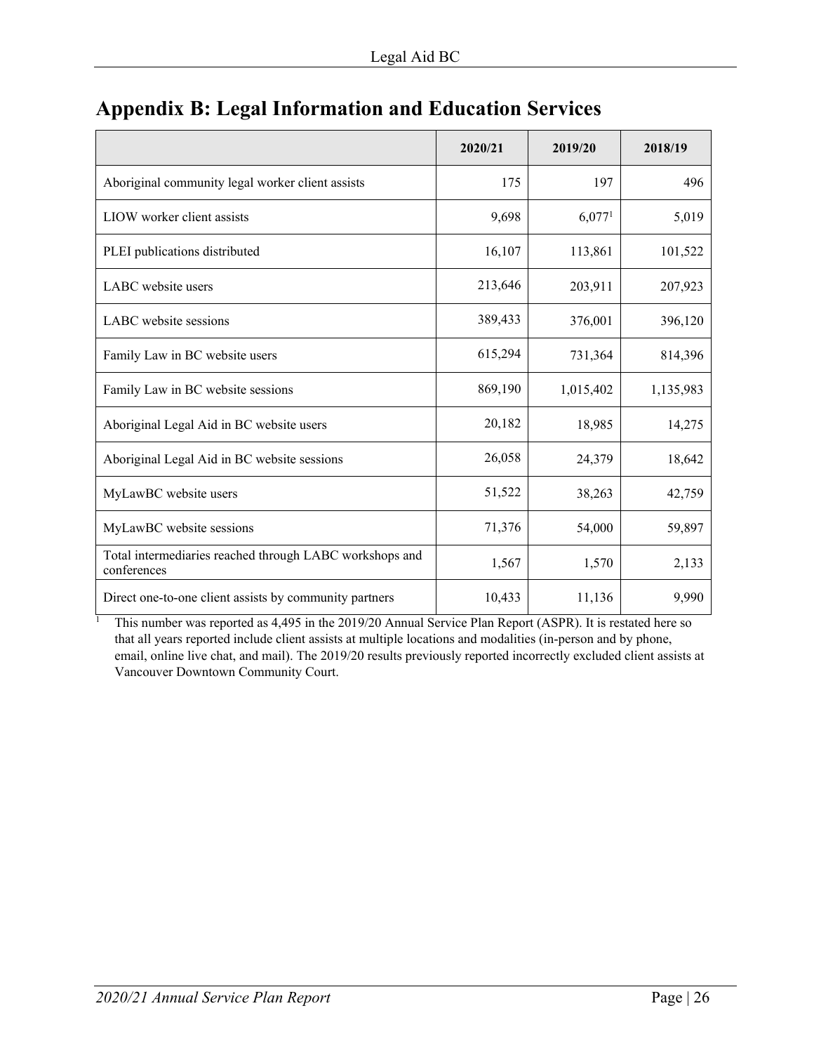## Appendix B: Legal Information and Education Services

| | 2020/21 | 2019/20 | 2018/19 |
|---|---|---|---|
| Aboriginal community legal worker client assists | 175 | 197 | 496 |
| LIOW worker client assists | 9,698 | 6,077[1] | 5,019 |
| PLEI publications distributed | 16,107 | 113,861 | 101,522 |
| LABC website users | 213,646 | 203,911 | 207,923 |
| LABC website sessions | 389,433 | 376,001 | 396,120 |
| Family Law in BC website users | 615,294 | 731,364 | 814,396 |
| Family Law in BC website sessions | 869,190 | 1,015,402 | 1,135,983 |
| Aboriginal Legal Aid in BC website users | 20,182 | 18,985 | 14,275 |
| Aboriginal Legal Aid in BC website sessions | 26,058 | 24,379 | 18,642 |
| MyLawBC website users | 51,522 | 38,263 | 42,759 |
| MyLawBC website sessions | 71,376 | 54,000 | 59,897 |
| Total intermediaries reached through LABC workshops and conferences | 1,567 | 1,570 | 2,133 |
| Direct one-to-one client assists by community partners | 10,433 | 11,136 | 9,990 |

[1] This number was reported as 4,495 in the 2019/20 Annual Service Plan Report (ASPR). It is restated here so that all years reported include client assists at multiple locations and modalities (in-person and by phone, email, online live chat, and mail). The 2019/20 results previously reported incorrectly excluded client assists at Vancouver Downtown Community Court.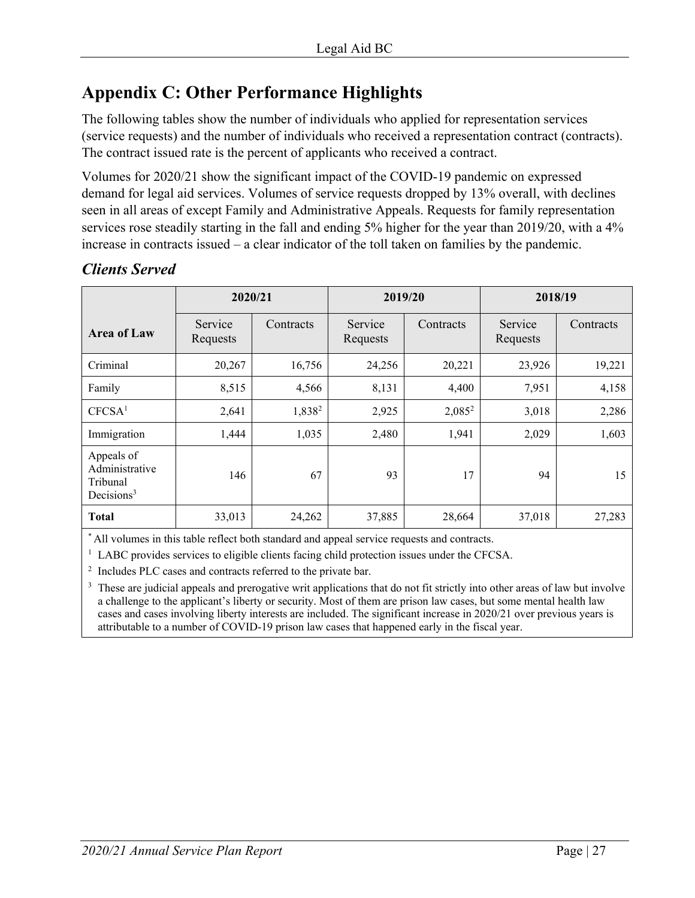# Appendix C: Other Performance Highlights

The following tables show the number of individuals who applied for representation services (service requests) and the number of individuals who received a representation contract (contracts). The contract issued rate is the percent of applicants who received a contract.

Volumes for 2020/21 show the significant impact of the COVID-19 pandemic on expressed demand for legal aid services. Volumes of service requests dropped by 13% overall, with declines seen in all areas of except Family and Administrative Appeals. Requests for family representation services rose steadily starting in the fall and ending 5% higher for the year than 2019/20, with a 4% increase in contracts issued – a clear indicator of the toll taken on families by the pandemic.

## *Clients Served*

| Area of Law | 2020/21 | | 2019/20 | | 2018/19 | |
|---|---|---|---|---|---|---|
| | Service Requests | Contracts | Service Requests | Contracts | Service Requests | Contracts |
| Criminal | 20,267 | 16,756 | 24,256 | 20,221 | 23,926 | 19,221 |
| Family | 8,515 | 4,566 | 8,131 | 4,400 | 7,951 | 4,158 |
| CFCSA[1] | 2,641 | 1,838[2] | 2,925 | 2,085[2] | 3,018 | 2,286 |
| Immigration | 1,444 | 1,035 | 2,480 | 1,941 | 2,029 | 1,603 |
| Appeals of Administrative Tribunal Decisions[3] | 146 | 67 | 93 | 17 | 94 | 15 |
| **Total** | 33,013 | 24,262 | 37,885 | 28,664 | 37,018 | 27,283 |

[*] All volumes in this table reflect both standard and appeal service requests and contracts.

[1] LABC provides services to eligible clients facing child protection issues under the CFCSA.

[2] Includes PLC cases and contracts referred to the private bar.

[3] These are judicial appeals and prerogative writ applications that do not fit strictly into other areas of law but involve a challenge to the applicant's liberty or security. Most of them are prison law cases, but some mental health law cases and cases involving liberty interests are included. The significant increase in 2020/21 over previous years is attributable to a number of COVID-19 prison law cases that happened early in the fiscal year.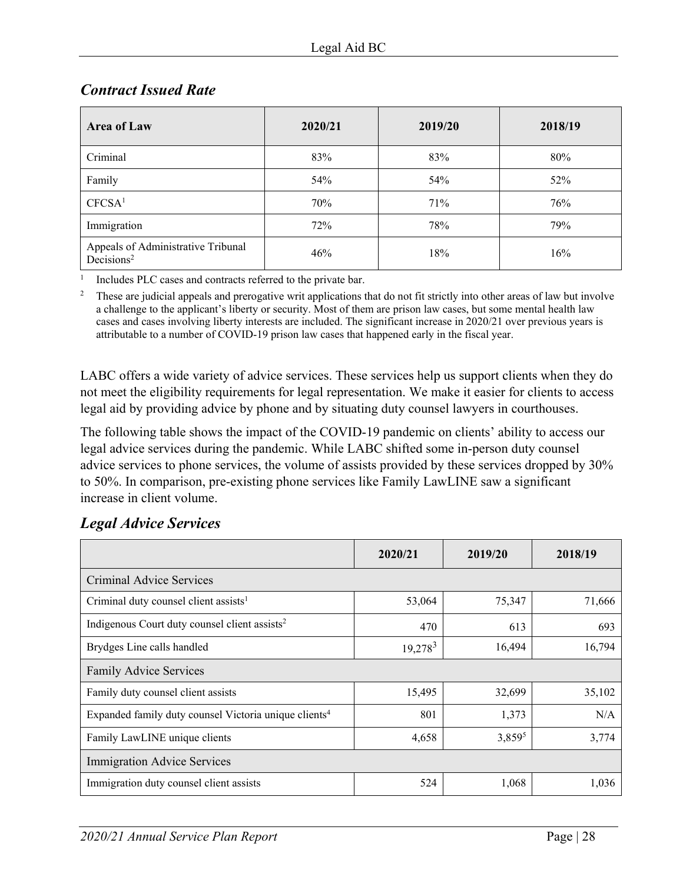## *Contract Issued Rate*

| Area of Law | 2020/21 | 2019/20 | 2018/19 |
|---|---|---|---|
| Criminal | 83% | 83% | 80% |
| Family | 54% | 54% | 52% |
| CFCSA[1] | 70% | 71% | 76% |
| Immigration | 72% | 78% | 79% |
| Appeals of Administrative Tribunal Decisions[2] | 46% | 18% | 16% |

[1] Includes PLC cases and contracts referred to the private bar.

[2] These are judicial appeals and prerogative writ applications that do not fit strictly into other areas of law but involve a challenge to the applicant's liberty or security. Most of them are prison law cases, but some mental health law cases and cases involving liberty interests are included. The significant increase in 2020/21 over previous years is attributable to a number of COVID-19 prison law cases that happened early in the fiscal year.

LABC offers a wide variety of advice services. These services help us support clients when they do not meet the eligibility requirements for legal representation. We make it easier for clients to access legal aid by providing advice by phone and by situating duty counsel lawyers in courthouses.

The following table shows the impact of the COVID-19 pandemic on clients' ability to access our legal advice services during the pandemic. While LABC shifted some in-person duty counsel advice services to phone services, the volume of assists provided by these services dropped by 30% to 50%. In comparison, pre-existing phone services like Family LawLINE saw a significant increase in client volume.

## *Legal Advice Services*

| | 2020/21 | 2019/20 | 2018/19 |
|---|---|---|---|
| Criminal Advice Services | | | |
| Criminal duty counsel client assists[1] | 53,064 | 75,347 | 71,666 |
| Indigenous Court duty counsel client assists[2] | 470 | 613 | 693 |
| Brydges Line calls handled | 19,278[3] | 16,494 | 16,794 |
| Family Advice Services | | | |
| Family duty counsel client assists | 15,495 | 32,699 | 35,102 |
| Expanded family duty counsel Victoria unique clients[4] | 801 | 1,373 | N/A |
| Family LawLINE unique clients | 4,658 | 3,859[5] | 3,774 |
| Immigration Advice Services | | | |
| Immigration duty counsel client assists | 524 | 1,068 | 1,036 |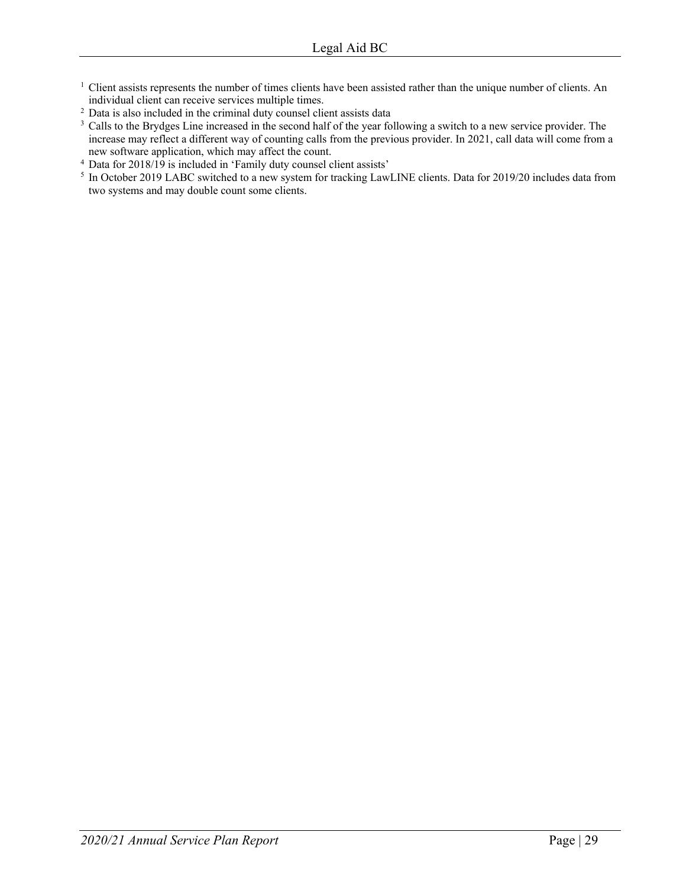[1] Client assists represents the number of times clients have been assisted rather than the unique number of clients. An individual client can receive services multiple times.

[2] Data is also included in the criminal duty counsel client assists data

[3] Calls to the Brydges Line increased in the second half of the year following a switch to a new service provider. The increase may reflect a different way of counting calls from the previous provider. In 2021, call data will come from a new software application, which may affect the count.

[4] Data for 2018/19 is included in 'Family duty counsel client assists'

[5] In October 2019 LABC switched to a new system for tracking LawLINE clients. Data for 2019/20 includes data from two systems and may double count some clients.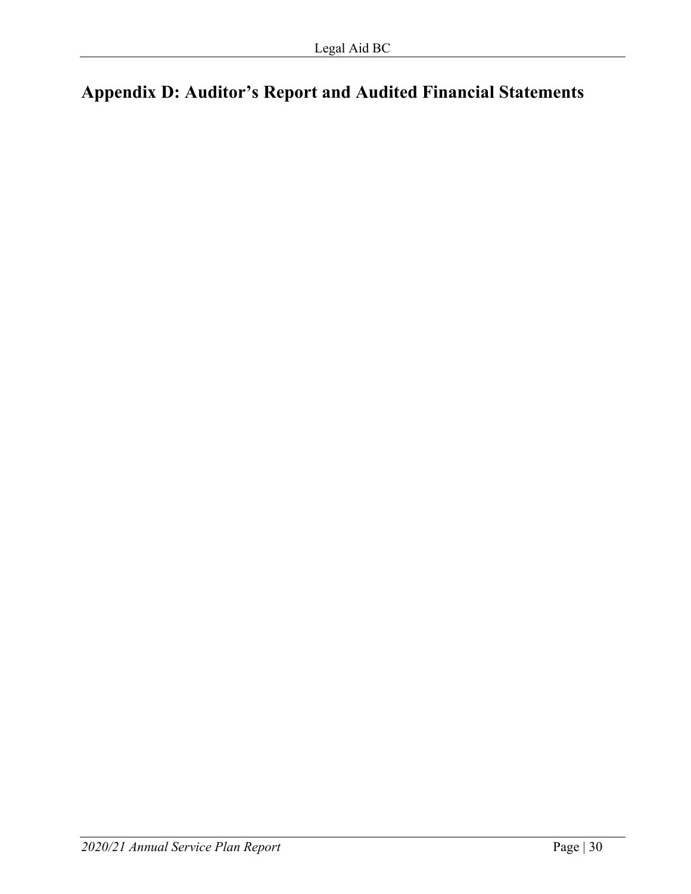# Appendix D: Auditor's Report and Audited Financial Statements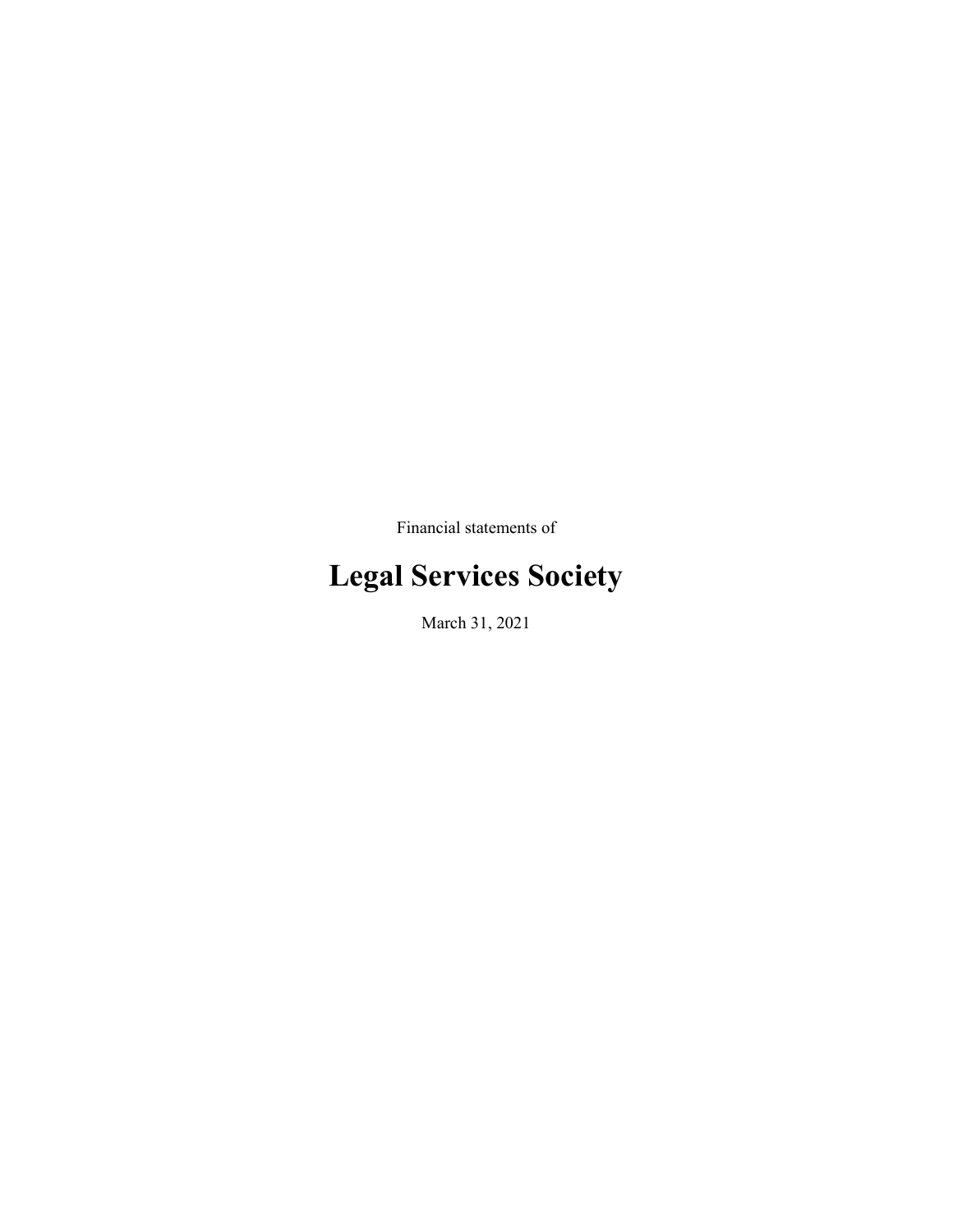Financial statements of

# Legal Services Society

March 31, 2021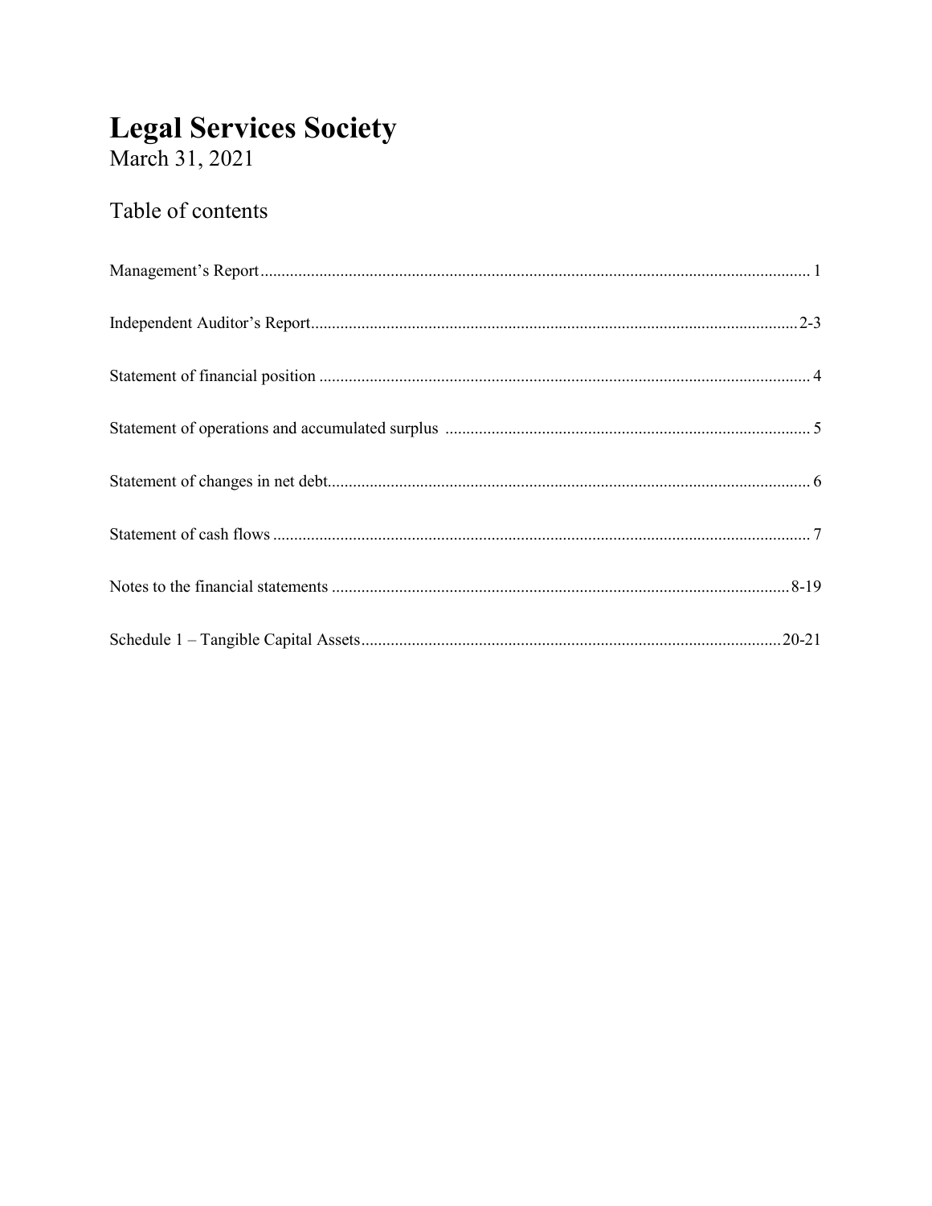# Legal Services Society

March 31, 2021

## Table of contents

| | |
|---|---|
| Management's Report | 1 |
| Independent Auditor's Report | 2-3 |
| Statement of financial position | 4 |
| Statement of operations and accumulated surplus | 5 |
| Statement of changes in net debt | 6 |
| Statement of cash flows | 7 |
| Notes to the financial statements | 8-19 |
| Schedule 1 – Tangible Capital Assets | 20-21 |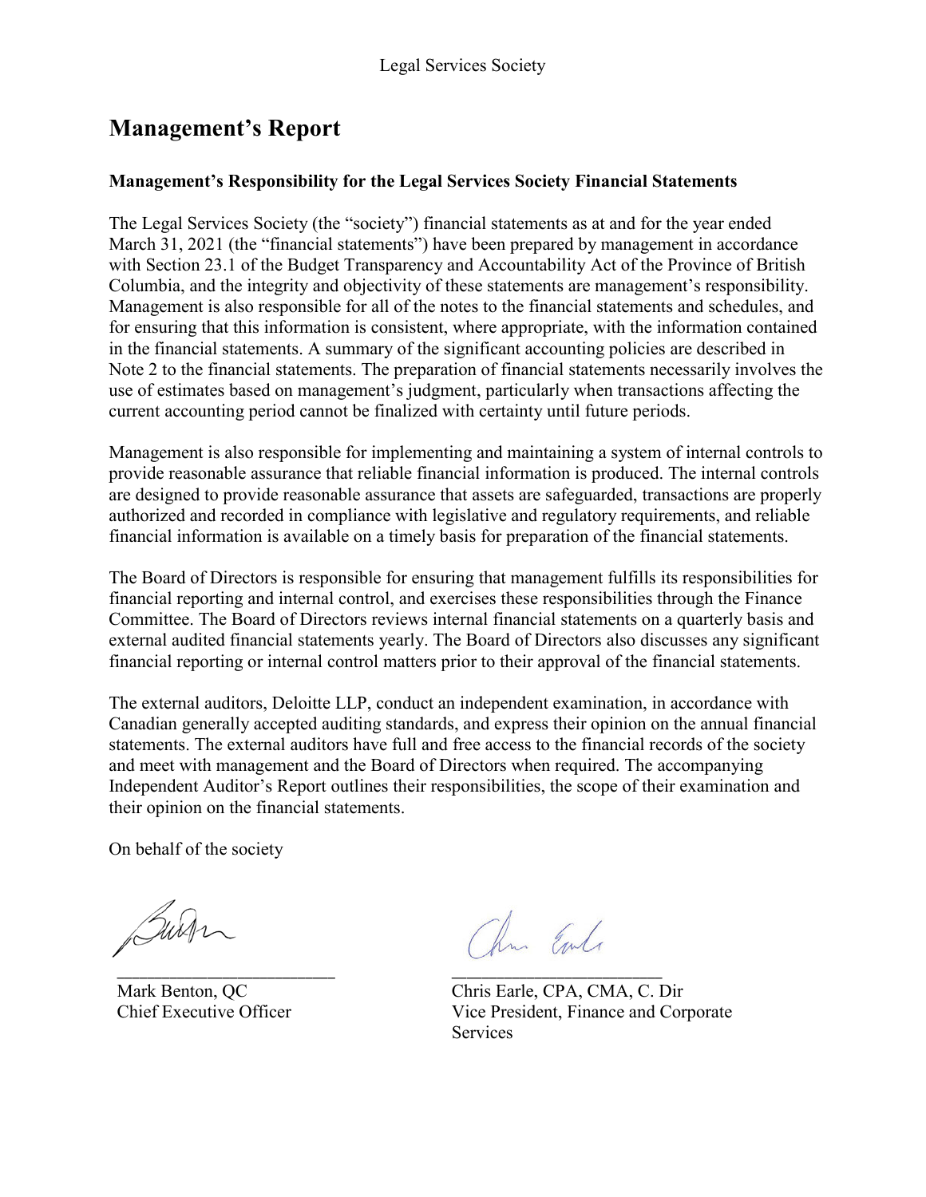# Management's Report

**Management's Responsibility for the Legal Services Society Financial Statements**

The Legal Services Society (the "society") financial statements as at and for the year ended March 31, 2021 (the "financial statements") have been prepared by management in accordance with Section 23.1 of the Budget Transparency and Accountability Act of the Province of British Columbia, and the integrity and objectivity of these statements are management's responsibility. Management is also responsible for all of the notes to the financial statements and schedules, and for ensuring that this information is consistent, where appropriate, with the information contained in the financial statements. A summary of the significant accounting policies are described in Note 2 to the financial statements. The preparation of financial statements necessarily involves the use of estimates based on management's judgment, particularly when transactions affecting the current accounting period cannot be finalized with certainty until future periods.

Management is also responsible for implementing and maintaining a system of internal controls to provide reasonable assurance that reliable financial information is produced. The internal controls are designed to provide reasonable assurance that assets are safeguarded, transactions are properly authorized and recorded in compliance with legislative and regulatory requirements, and reliable financial information is available on a timely basis for preparation of the financial statements.

The Board of Directors is responsible for ensuring that management fulfills its responsibilities for financial reporting and internal control, and exercises these responsibilities through the Finance Committee. The Board of Directors reviews internal financial statements on a quarterly basis and external audited financial statements yearly. The Board of Directors also discusses any significant financial reporting or internal control matters prior to their approval of the financial statements.

The external auditors, Deloitte LLP, conduct an independent examination, in accordance with Canadian generally accepted auditing standards, and express their opinion on the annual financial statements. The external auditors have full and free access to the financial records of the society and meet with management and the Board of Directors when required. The accompanying Independent Auditor's Report outlines their responsibilities, the scope of their examination and their opinion on the financial statements.

On behalf of the society

| | |
|---|---|
| Mark Benton, QC | Chris Earle, CPA, CMA, C. Dir |
| Chief Executive Officer | Vice President, Finance and Corporate Services |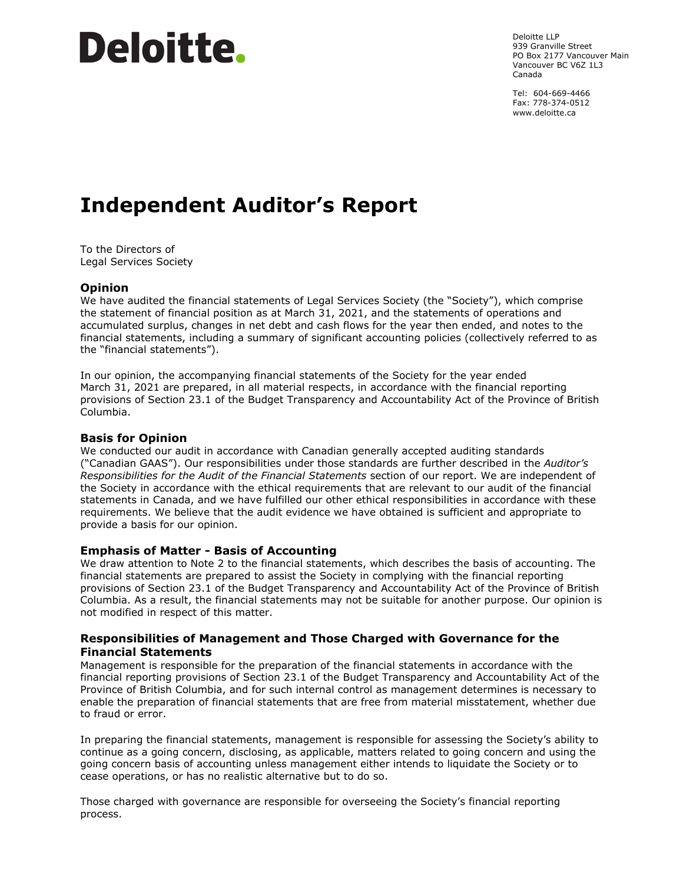# Deloitte.

Deloitte LLP
939 Granville Street
PO Box 2177 Vancouver Main
Vancouver BC V6Z 1L3
Canada

Tel: 604-669-4466
Fax: 778-374-0512
www.deloitte.ca

# Independent Auditor's Report

To the Directors of
Legal Services Society

## Opinion

We have audited the financial statements of Legal Services Society (the "Society"), which comprise the statement of financial position as at March 31, 2021, and the statements of operations and accumulated surplus, changes in net debt and cash flows for the year then ended, and notes to the financial statements, including a summary of significant accounting policies (collectively referred to as the "financial statements").

In our opinion, the accompanying financial statements of the Society for the year ended March 31, 2021 are prepared, in all material respects, in accordance with the financial reporting provisions of Section 23.1 of the Budget Transparency and Accountability Act of the Province of British Columbia.

## Basis for Opinion

We conducted our audit in accordance with Canadian generally accepted auditing standards ("Canadian GAAS"). Our responsibilities under those standards are further described in the *Auditor's Responsibilities for the Audit of the Financial Statements* section of our report. We are independent of the Society in accordance with the ethical requirements that are relevant to our audit of the financial statements in Canada, and we have fulfilled our other ethical responsibilities in accordance with these requirements. We believe that the audit evidence we have obtained is sufficient and appropriate to provide a basis for our opinion.

## Emphasis of Matter - Basis of Accounting

We draw attention to Note 2 to the financial statements, which describes the basis of accounting. The financial statements are prepared to assist the Society in complying with the financial reporting provisions of Section 23.1 of the Budget Transparency and Accountability Act of the Province of British Columbia. As a result, the financial statements may not be suitable for another purpose. Our opinion is not modified in respect of this matter.

## Responsibilities of Management and Those Charged with Governance for the Financial Statements

Management is responsible for the preparation of the financial statements in accordance with the financial reporting provisions of Section 23.1 of the Budget Transparency and Accountability Act of the Province of British Columbia, and for such internal control as management determines is necessary to enable the preparation of financial statements that are free from material misstatement, whether due to fraud or error.

In preparing the financial statements, management is responsible for assessing the Society's ability to continue as a going concern, disclosing, as applicable, matters related to going concern and using the going concern basis of accounting unless management either intends to liquidate the Society or to cease operations, or has no realistic alternative but to do so.

Those charged with governance are responsible for overseeing the Society's financial reporting process.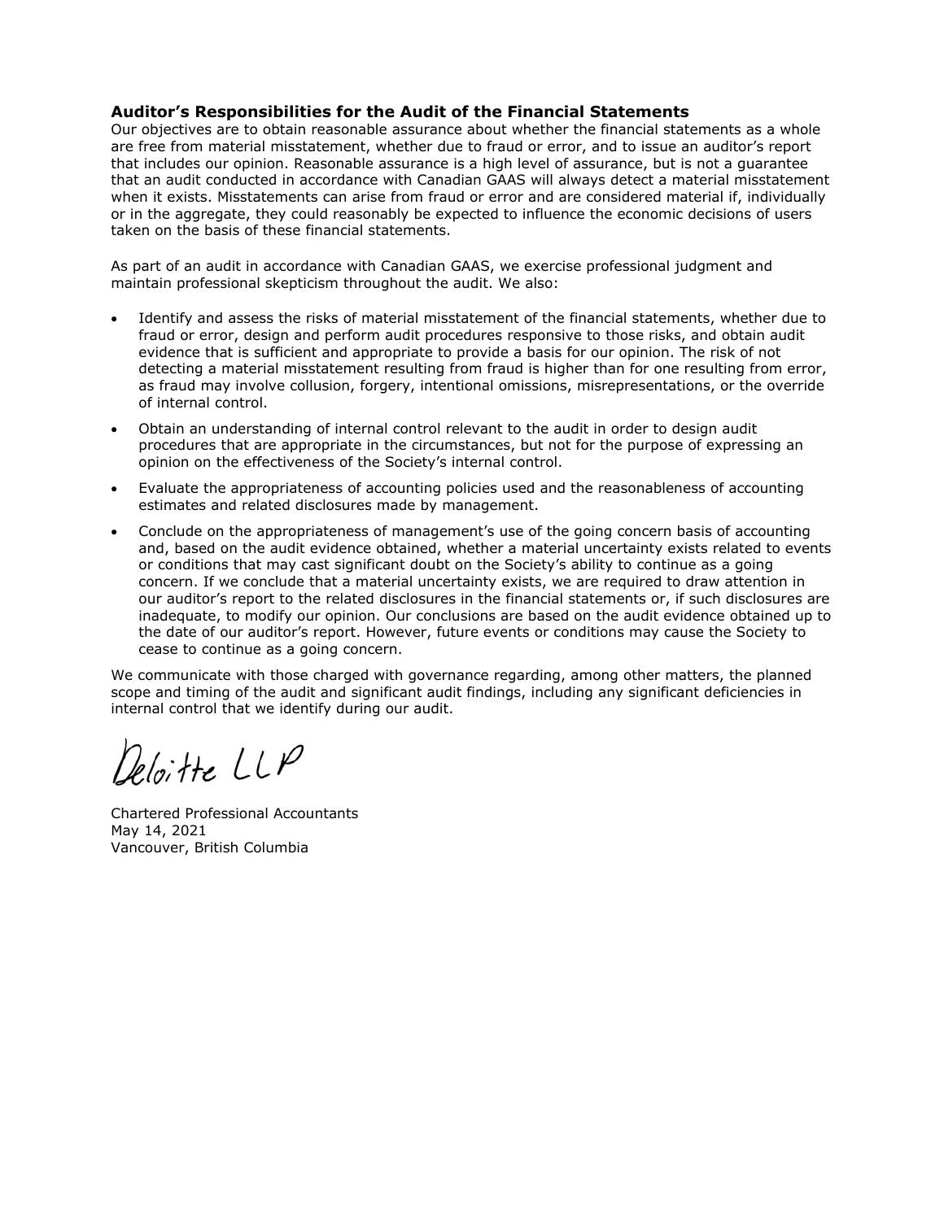## Auditor's Responsibilities for the Audit of the Financial Statements

Our objectives are to obtain reasonable assurance about whether the financial statements as a whole are free from material misstatement, whether due to fraud or error, and to issue an auditor's report that includes our opinion. Reasonable assurance is a high level of assurance, but is not a guarantee that an audit conducted in accordance with Canadian GAAS will always detect a material misstatement when it exists. Misstatements can arise from fraud or error and are considered material if, individually or in the aggregate, they could reasonably be expected to influence the economic decisions of users taken on the basis of these financial statements.

As part of an audit in accordance with Canadian GAAS, we exercise professional judgment and maintain professional skepticism throughout the audit. We also:

- Identify and assess the risks of material misstatement of the financial statements, whether due to fraud or error, design and perform audit procedures responsive to those risks, and obtain audit evidence that is sufficient and appropriate to provide a basis for our opinion. The risk of not detecting a material misstatement resulting from fraud is higher than for one resulting from error, as fraud may involve collusion, forgery, intentional omissions, misrepresentations, or the override of internal control.
- Obtain an understanding of internal control relevant to the audit in order to design audit procedures that are appropriate in the circumstances, but not for the purpose of expressing an opinion on the effectiveness of the Society's internal control.
- Evaluate the appropriateness of accounting policies used and the reasonableness of accounting estimates and related disclosures made by management.
- Conclude on the appropriateness of management's use of the going concern basis of accounting and, based on the audit evidence obtained, whether a material uncertainty exists related to events or conditions that may cast significant doubt on the Society's ability to continue as a going concern. If we conclude that a material uncertainty exists, we are required to draw attention in our auditor's report to the related disclosures in the financial statements or, if such disclosures are inadequate, to modify our opinion. Our conclusions are based on the audit evidence obtained up to the date of our auditor's report. However, future events or conditions may cause the Society to cease to continue as a going concern.

We communicate with those charged with governance regarding, among other matters, the planned scope and timing of the audit and significant audit findings, including any significant deficiencies in internal control that we identify during our audit.

Deloitte LLP

Chartered Professional Accountants
May 14, 2021
Vancouver, British Columbia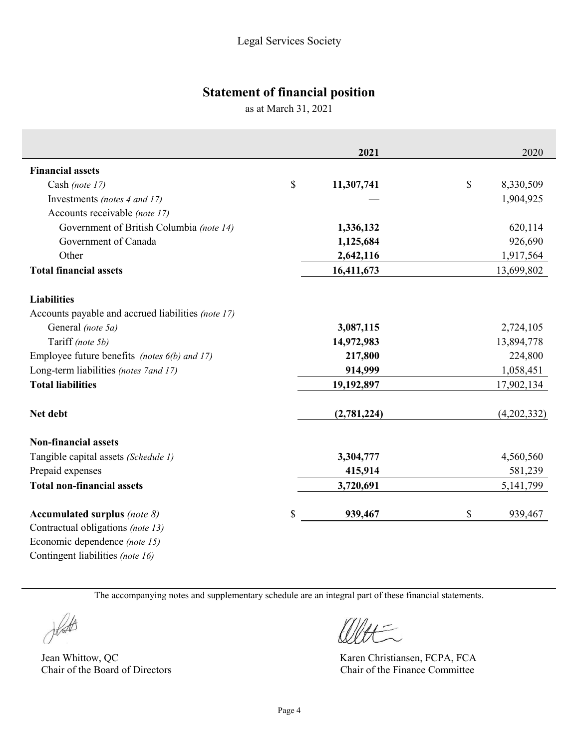Legal Services Society

# Statement of financial position

as at March 31, 2021

| | 2021 | 2020 |
|---|---|---|
| **Financial assets** | | |
| Cash *(note 17)* | $ **11,307,741** | $ 8,330,509 |
| Investments *(notes 4 and 17)* | — | 1,904,925 |
| Accounts receivable *(note 17)* | | |
| Government of British Columbia *(note 14)* | **1,336,132** | 620,114 |
| Government of Canada | **1,125,684** | 926,690 |
| Other | **2,642,116** | 1,917,564 |
| **Total financial assets** | **16,411,673** | 13,699,802 |
| | | |
| **Liabilities** | | |
| Accounts payable and accrued liabilities *(note 17)* | | |
| General *(note 5a)* | **3,087,115** | 2,724,105 |
| Tariff *(note 5b)* | **14,972,983** | 13,894,778 |
| Employee future benefits *(notes 6(b) and 17)* | **217,800** | 224,800 |
| Long-term liabilities *(notes 7and 17)* | **914,999** | 1,058,451 |
| **Total liabilities** | **19,192,897** | 17,902,134 |
| | | |
| **Net debt** | **(2,781,224)** | (4,202,332) |
| | | |
| **Non-financial assets** | | |
| Tangible capital assets *(Schedule 1)* | **3,304,777** | 4,560,560 |
| Prepaid expenses | **415,914** | 581,239 |
| **Total non-financial assets** | **3,720,691** | 5,141,799 |
| | | |
| **Accumulated surplus** *(note 8)* | $ **939,467** | $ 939,467 |

Contractual obligations *(note 13)*
Economic dependence *(note 15)*
Contingent liabilities *(note 16)*

The accompanying notes and supplementary schedule are an integral part of these financial statements.

Jean Whittow, QC
Chair of the Board of Directors

Karen Christiansen, FCPA, FCA
Chair of the Finance Committee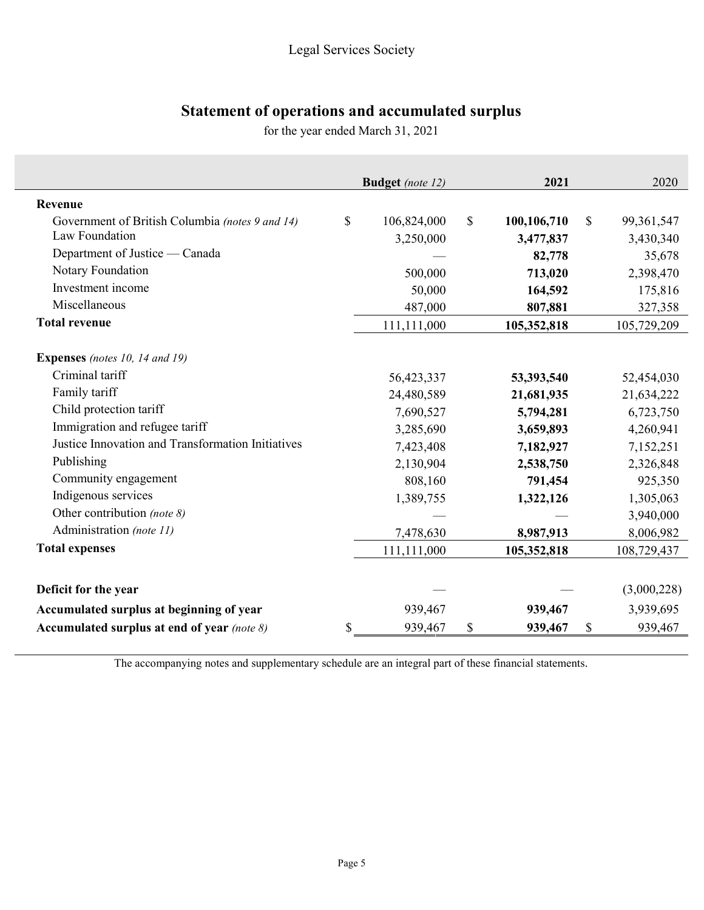Legal Services Society

# Statement of operations and accumulated surplus

for the year ended March 31, 2021

| | Budget *(note 12)* | **2021** | 2020 |
|---|---|---|---|
| **Revenue** | | | |
| Government of British Columbia *(notes 9 and 14)* | $ 106,824,000 | $ **100,106,710** | $ 99,361,547 |
| Law Foundation | 3,250,000 | **3,477,837** | 3,430,340 |
| Department of Justice — Canada | — | **82,778** | 35,678 |
| Notary Foundation | 500,000 | **713,020** | 2,398,470 |
| Investment income | 50,000 | **164,592** | 175,816 |
| Miscellaneous | 487,000 | **807,881** | 327,358 |
| **Total revenue** | 111,111,000 | **105,352,818** | 105,729,209 |
| | | | |
| **Expenses** *(notes 10, 14 and 19)* | | | |
| Criminal tariff | 56,423,337 | **53,393,540** | 52,454,030 |
| Family tariff | 24,480,589 | **21,681,935** | 21,634,222 |
| Child protection tariff | 7,690,527 | **5,794,281** | 6,723,750 |
| Immigration and refugee tariff | 3,285,690 | **3,659,893** | 4,260,941 |
| Justice Innovation and Transformation Initiatives | 7,423,408 | **7,182,927** | 7,152,251 |
| Publishing | 2,130,904 | **2,538,750** | 2,326,848 |
| Community engagement | 808,160 | **791,454** | 925,350 |
| Indigenous services | 1,389,755 | **1,322,126** | 1,305,063 |
| Other contribution *(note 8)* | — | — | 3,940,000 |
| Administration *(note 11)* | 7,478,630 | **8,987,913** | 8,006,982 |
| **Total expenses** | 111,111,000 | **105,352,818** | 108,729,437 |
| | | | |
| **Deficit for the year** | — | — | (3,000,228) |
| **Accumulated surplus at beginning of year** | 939,467 | **939,467** | 3,939,695 |
| **Accumulated surplus at end of year** *(note 8)* | $ 939,467 | $ **939,467** | $ 939,467 |

The accompanying notes and supplementary schedule are an integral part of these financial statements.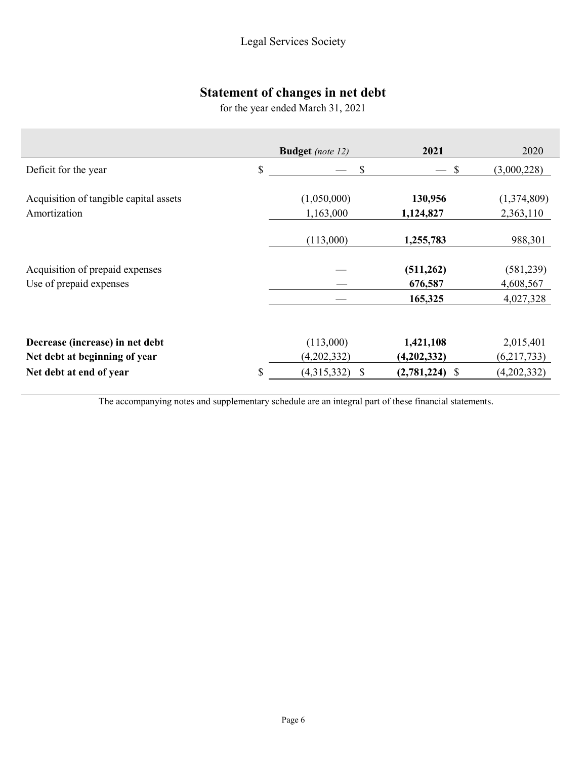Legal Services Society

# Statement of changes in net debt

for the year ended March 31, 2021

| | Budget *(note 12)* | 2021 | 2020 |
|---|---|---|---|
| Deficit for the year | $ — | $ — | $ (3,000,228) |
| | | | |
| Acquisition of tangible capital assets | (1,050,000) | **130,956** | (1,374,809) |
| Amortization | 1,163,000 | **1,124,827** | 2,363,110 |
| | (113,000) | **1,255,783** | 988,301 |
| | | | |
| Acquisition of prepaid expenses | — | **(511,262)** | (581,239) |
| Use of prepaid expenses | — | **676,587** | 4,608,567 |
| | — | **165,325** | 4,027,328 |
| | | | |
| **Decrease (increase) in net debt** | (113,000) | **1,421,108** | 2,015,401 |
| **Net debt at beginning of year** | (4,202,332) | **(4,202,332)** | (6,217,733) |
| **Net debt at end of year** | $ (4,315,332) | **$ (2,781,224)** | $ (4,202,332) |

The accompanying notes and supplementary schedule are an integral part of these financial statements.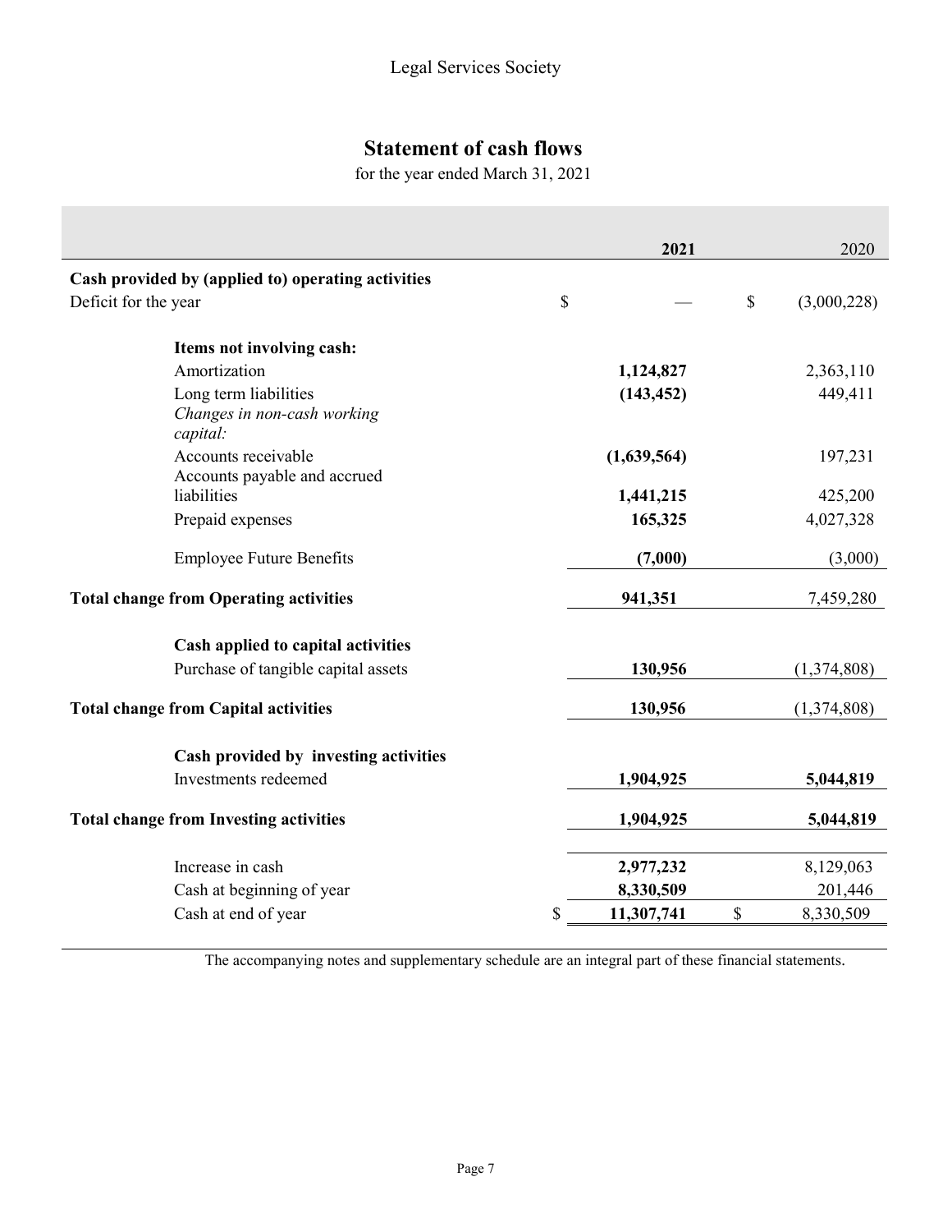Legal Services Society

# Statement of cash flows

for the year ended March 31, 2021

| | 2021 | 2020 |
|---|---|---|
| **Cash provided by (applied to) operating activities** | | |
| Deficit for the year | $ — | $ (3,000,228) |
| **Items not involving cash:** | | |
| Amortization | **1,124,827** | 2,363,110 |
| Long term liabilities | **(143,452)** | 449,411 |
| *Changes in non-cash working capital:* | | |
| Accounts receivable | **(1,639,564)** | 197,231 |
| Accounts payable and accrued liabilities | **1,441,215** | 425,200 |
| Prepaid expenses | **165,325** | 4,027,328 |
| Employee Future Benefits | **(7,000)** | (3,000) |
| **Total change from Operating activities** | **941,351** | 7,459,280 |
| **Cash applied to capital activities** | | |
| Purchase of tangible capital assets | **130,956** | (1,374,808) |
| **Total change from Capital activities** | **130,956** | (1,374,808) |
| **Cash provided by investing activities** | | |
| Investments redeemed | **1,904,925** | **5,044,819** |
| **Total change from Investing activities** | **1,904,925** | **5,044,819** |
| Increase in cash | **2,977,232** | 8,129,063 |
| Cash at beginning of year | **8,330,509** | 201,446 |
| Cash at end of year | $ **11,307,741** | $ 8,330,509 |

The accompanying notes and supplementary schedule are an integral part of these financial statements.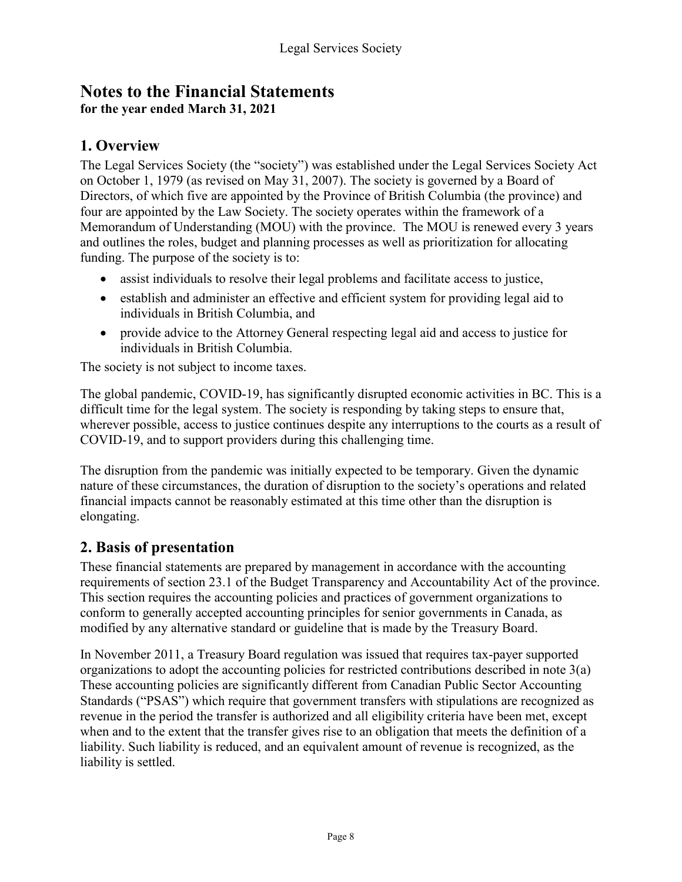# Notes to the Financial Statements

**for the year ended March 31, 2021**

## 1. Overview

The Legal Services Society (the "society") was established under the Legal Services Society Act on October 1, 1979 (as revised on May 31, 2007). The society is governed by a Board of Directors, of which five are appointed by the Province of British Columbia (the province) and four are appointed by the Law Society. The society operates within the framework of a Memorandum of Understanding (MOU) with the province. The MOU is renewed every 3 years and outlines the roles, budget and planning processes as well as prioritization for allocating funding. The purpose of the society is to:

- assist individuals to resolve their legal problems and facilitate access to justice,
- establish and administer an effective and efficient system for providing legal aid to individuals in British Columbia, and
- provide advice to the Attorney General respecting legal aid and access to justice for individuals in British Columbia.

The society is not subject to income taxes.

The global pandemic, COVID-19, has significantly disrupted economic activities in BC. This is a difficult time for the legal system. The society is responding by taking steps to ensure that, wherever possible, access to justice continues despite any interruptions to the courts as a result of COVID-19, and to support providers during this challenging time.

The disruption from the pandemic was initially expected to be temporary. Given the dynamic nature of these circumstances, the duration of disruption to the society's operations and related financial impacts cannot be reasonably estimated at this time other than the disruption is elongating.

## 2. Basis of presentation

These financial statements are prepared by management in accordance with the accounting requirements of section 23.1 of the Budget Transparency and Accountability Act of the province. This section requires the accounting policies and practices of government organizations to conform to generally accepted accounting principles for senior governments in Canada, as modified by any alternative standard or guideline that is made by the Treasury Board.

In November 2011, a Treasury Board regulation was issued that requires tax-payer supported organizations to adopt the accounting policies for restricted contributions described in note 3(a) These accounting policies are significantly different from Canadian Public Sector Accounting Standards ("PSAS") which require that government transfers with stipulations are recognized as revenue in the period the transfer is authorized and all eligibility criteria have been met, except when and to the extent that the transfer gives rise to an obligation that meets the definition of a liability. Such liability is reduced, and an equivalent amount of revenue is recognized, as the liability is settled.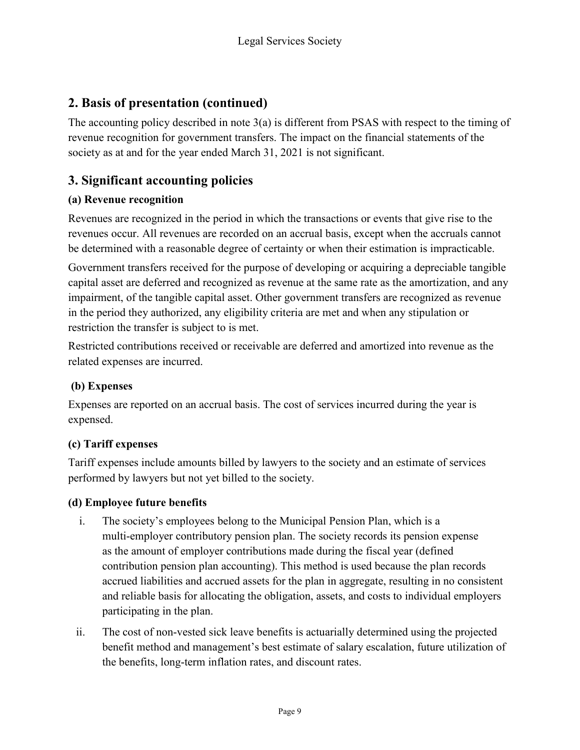## 2. Basis of presentation (continued)

The accounting policy described in note 3(a) is different from PSAS with respect to the timing of revenue recognition for government transfers. The impact on the financial statements of the society as at and for the year ended March 31, 2021 is not significant.

## 3. Significant accounting policies

### (a) Revenue recognition

Revenues are recognized in the period in which the transactions or events that give rise to the revenues occur. All revenues are recorded on an accrual basis, except when the accruals cannot be determined with a reasonable degree of certainty or when their estimation is impracticable.

Government transfers received for the purpose of developing or acquiring a depreciable tangible capital asset are deferred and recognized as revenue at the same rate as the amortization, and any impairment, of the tangible capital asset. Other government transfers are recognized as revenue in the period they authorized, any eligibility criteria are met and when any stipulation or restriction the transfer is subject to is met.

Restricted contributions received or receivable are deferred and amortized into revenue as the related expenses are incurred.

### (b) Expenses

Expenses are reported on an accrual basis. The cost of services incurred during the year is expensed.

### (c) Tariff expenses

Tariff expenses include amounts billed by lawyers to the society and an estimate of services performed by lawyers but not yet billed to the society.

### (d) Employee future benefits

i. The society's employees belong to the Municipal Pension Plan, which is a multi-employer contributory pension plan. The society records its pension expense as the amount of employer contributions made during the fiscal year (defined contribution pension plan accounting). This method is used because the plan records accrued liabilities and accrued assets for the plan in aggregate, resulting in no consistent and reliable basis for allocating the obligation, assets, and costs to individual employers participating in the plan.

ii. The cost of non-vested sick leave benefits is actuarially determined using the projected benefit method and management's best estimate of salary escalation, future utilization of the benefits, long-term inflation rates, and discount rates.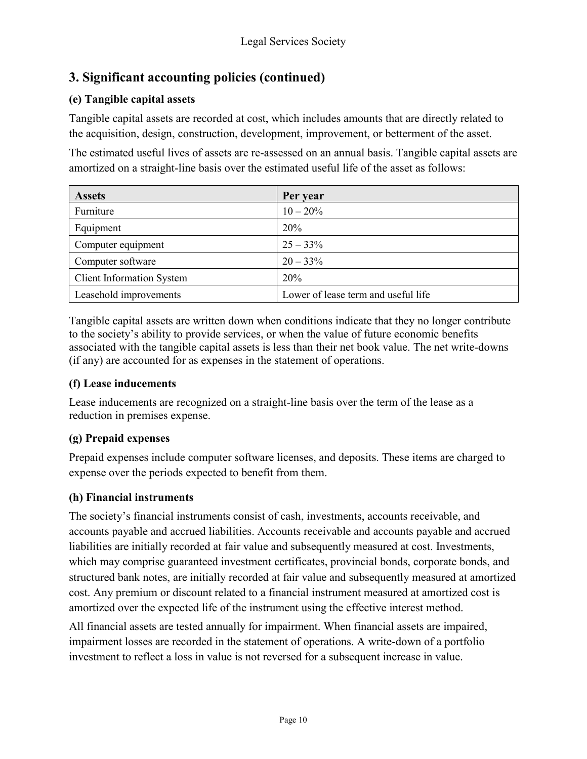## 3. Significant accounting policies (continued)

### (e) Tangible capital assets

Tangible capital assets are recorded at cost, which includes amounts that are directly related to the acquisition, design, construction, development, improvement, or betterment of the asset.

The estimated useful lives of assets are re-assessed on an annual basis. Tangible capital assets are amortized on a straight-line basis over the estimated useful life of the asset as follows:

| Assets | Per year |
|---|---|
| Furniture | 10 – 20% |
| Equipment | 20% |
| Computer equipment | 25 – 33% |
| Computer software | 20 – 33% |
| Client Information System | 20% |
| Leasehold improvements | Lower of lease term and useful life |

Tangible capital assets are written down when conditions indicate that they no longer contribute to the society's ability to provide services, or when the value of future economic benefits associated with the tangible capital assets is less than their net book value. The net write-downs (if any) are accounted for as expenses in the statement of operations.

### (f) Lease inducements

Lease inducements are recognized on a straight-line basis over the term of the lease as a reduction in premises expense.

### (g) Prepaid expenses

Prepaid expenses include computer software licenses, and deposits. These items are charged to expense over the periods expected to benefit from them.

### (h) Financial instruments

The society's financial instruments consist of cash, investments, accounts receivable, and accounts payable and accrued liabilities. Accounts receivable and accounts payable and accrued liabilities are initially recorded at fair value and subsequently measured at cost. Investments, which may comprise guaranteed investment certificates, provincial bonds, corporate bonds, and structured bank notes, are initially recorded at fair value and subsequently measured at amortized cost. Any premium or discount related to a financial instrument measured at amortized cost is amortized over the expected life of the instrument using the effective interest method.

All financial assets are tested annually for impairment. When financial assets are impaired, impairment losses are recorded in the statement of operations. A write-down of a portfolio investment to reflect a loss in value is not reversed for a subsequent increase in value.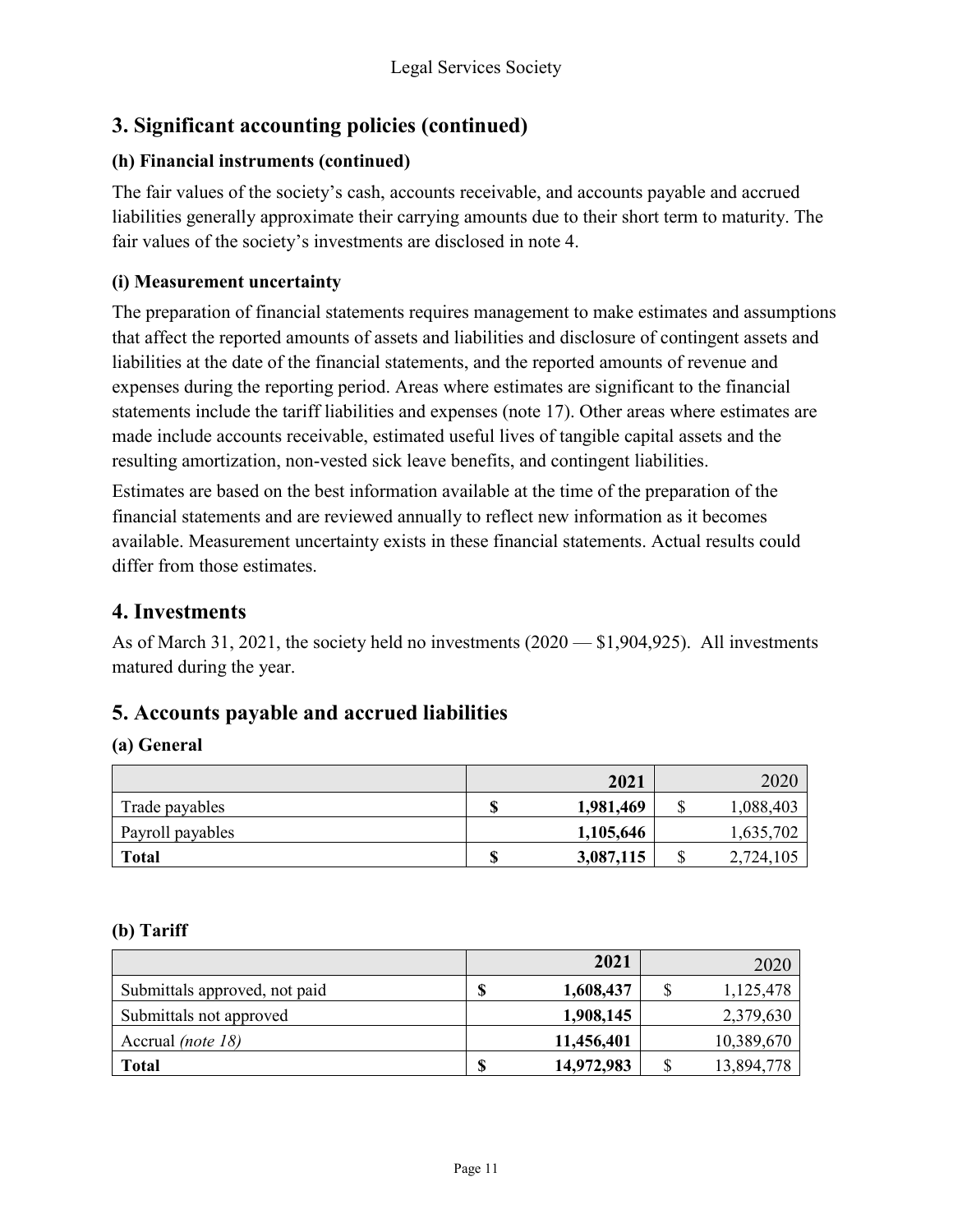## 3. Significant accounting policies (continued)

### (h) Financial instruments (continued)

The fair values of the society's cash, accounts receivable, and accounts payable and accrued liabilities generally approximate their carrying amounts due to their short term to maturity. The fair values of the society's investments are disclosed in note 4.

### (i) Measurement uncertainty

The preparation of financial statements requires management to make estimates and assumptions that affect the reported amounts of assets and liabilities and disclosure of contingent assets and liabilities at the date of the financial statements, and the reported amounts of revenue and expenses during the reporting period. Areas where estimates are significant to the financial statements include the tariff liabilities and expenses (note 17). Other areas where estimates are made include accounts receivable, estimated useful lives of tangible capital assets and the resulting amortization, non-vested sick leave benefits, and contingent liabilities.

Estimates are based on the best information available at the time of the preparation of the financial statements and are reviewed annually to reflect new information as it becomes available. Measurement uncertainty exists in these financial statements. Actual results could differ from those estimates.

## 4. Investments

As of March 31, 2021, the society held no investments (2020 — $1,904,925). All investments matured during the year.

## 5. Accounts payable and accrued liabilities

### (a) General

| | **2021** | 2020 |
|---|---|---|
| Trade payables | **$ 1,981,469** | $ 1,088,403 |
| Payroll payables | **1,105,646** | 1,635,702 |
| **Total** | **$ 3,087,115** | $ 2,724,105 |

### (b) Tariff

| | **2021** | 2020 |
|---|---|---|
| Submittals approved, not paid | **$ 1,608,437** | $ 1,125,478 |
| Submittals not approved | **1,908,145** | 2,379,630 |
| Accrual *(note 18)* | **11,456,401** | 10,389,670 |
| **Total** | **$ 14,972,983** | $ 13,894,778 |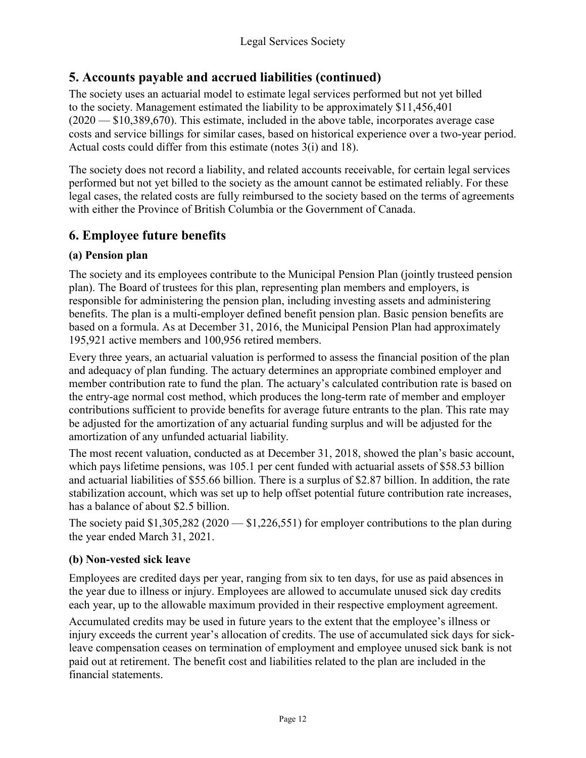## 5. Accounts payable and accrued liabilities (continued)

The society uses an actuarial model to estimate legal services performed but not yet billed to the society. Management estimated the liability to be approximately $11,456,401 (2020 — $10,389,670). This estimate, included in the above table, incorporates average case costs and service billings for similar cases, based on historical experience over a two-year period. Actual costs could differ from this estimate (notes 3(i) and 18).

The society does not record a liability, and related accounts receivable, for certain legal services performed but not yet billed to the society as the amount cannot be estimated reliably. For these legal cases, the related costs are fully reimbursed to the society based on the terms of agreements with either the Province of British Columbia or the Government of Canada.

## 6. Employee future benefits

### (a) Pension plan

The society and its employees contribute to the Municipal Pension Plan (jointly trusteed pension plan). The Board of trustees for this plan, representing plan members and employers, is responsible for administering the pension plan, including investing assets and administering benefits. The plan is a multi-employer defined benefit pension plan. Basic pension benefits are based on a formula. As at December 31, 2016, the Municipal Pension Plan had approximately 195,921 active members and 100,956 retired members.

Every three years, an actuarial valuation is performed to assess the financial position of the plan and adequacy of plan funding. The actuary determines an appropriate combined employer and member contribution rate to fund the plan. The actuary's calculated contribution rate is based on the entry-age normal cost method, which produces the long-term rate of member and employer contributions sufficient to provide benefits for average future entrants to the plan. This rate may be adjusted for the amortization of any actuarial funding surplus and will be adjusted for the amortization of any unfunded actuarial liability.

The most recent valuation, conducted as at December 31, 2018, showed the plan's basic account, which pays lifetime pensions, was 105.1 per cent funded with actuarial assets of $58.53 billion and actuarial liabilities of $55.66 billion. There is a surplus of $2.87 billion. In addition, the rate stabilization account, which was set up to help offset potential future contribution rate increases, has a balance of about $2.5 billion.

The society paid $1,305,282 (2020 — $1,226,551) for employer contributions to the plan during the year ended March 31, 2021.

### (b) Non-vested sick leave

Employees are credited days per year, ranging from six to ten days, for use as paid absences in the year due to illness or injury. Employees are allowed to accumulate unused sick day credits each year, up to the allowable maximum provided in their respective employment agreement.

Accumulated credits may be used in future years to the extent that the employee's illness or injury exceeds the current year's allocation of credits. The use of accumulated sick days for sick-leave compensation ceases on termination of employment and employee unused sick bank is not paid out at retirement. The benefit cost and liabilities related to the plan are included in the financial statements.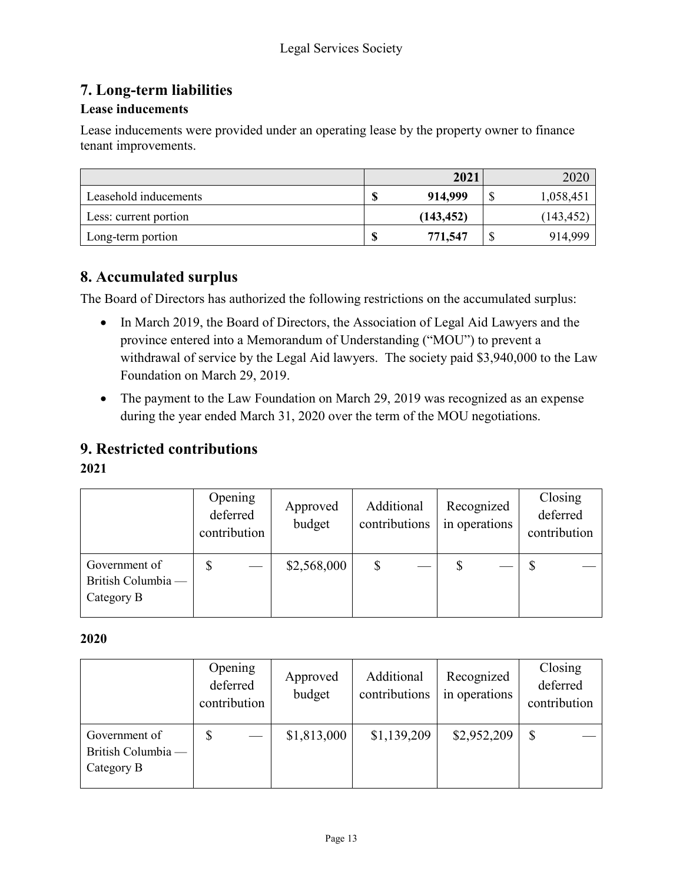## 7. Long-term liabilities

### Lease inducements

Lease inducements were provided under an operating lease by the property owner to finance tenant improvements.

| | 2021 | 2020 |
|---|---|---|
| Leasehold inducements | **$ 914,999** | $ 1,058,451 |
| Less: current portion | **(143,452)** | (143,452) |
| Long-term portion | **$ 771,547** | $ 914,999 |

## 8. Accumulated surplus

The Board of Directors has authorized the following restrictions on the accumulated surplus:

- In March 2019, the Board of Directors, the Association of Legal Aid Lawyers and the province entered into a Memorandum of Understanding ("MOU") to prevent a withdrawal of service by the Legal Aid lawyers. The society paid $3,940,000 to the Law Foundation on March 29, 2019.
- The payment to the Law Foundation on March 29, 2019 was recognized as an expense during the year ended March 31, 2020 over the term of the MOU negotiations.

## 9. Restricted contributions

**2021**

| | Opening deferred contribution | Approved budget | Additional contributions | Recognized in operations | Closing deferred contribution |
|---|---|---|---|---|---|
| Government of British Columbia — Category B | $ — | $2,568,000 | $ — | $ — | $ — |

**2020**

| | Opening deferred contribution | Approved budget | Additional contributions | Recognized in operations | Closing deferred contribution |
|---|---|---|---|---|---|
| Government of British Columbia — Category B | $ — | $1,813,000 | $1,139,209 | $2,952,209 | $ — |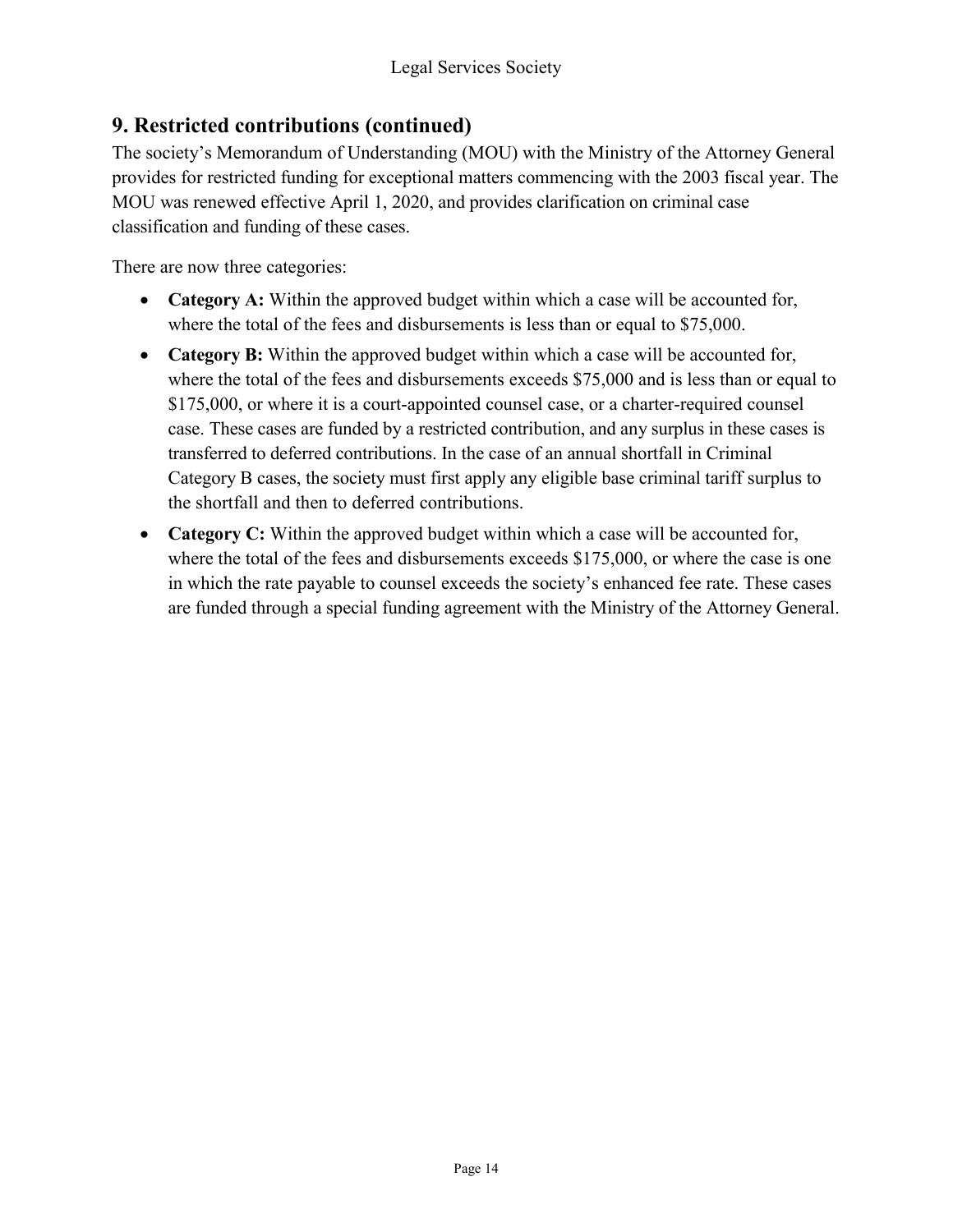## 9. Restricted contributions (continued)

The society's Memorandum of Understanding (MOU) with the Ministry of the Attorney General provides for restricted funding for exceptional matters commencing with the 2003 fiscal year. The MOU was renewed effective April 1, 2020, and provides clarification on criminal case classification and funding of these cases.

There are now three categories:

- **Category A:** Within the approved budget within which a case will be accounted for, where the total of the fees and disbursements is less than or equal to $75,000.
- **Category B:** Within the approved budget within which a case will be accounted for, where the total of the fees and disbursements exceeds $75,000 and is less than or equal to $175,000, or where it is a court-appointed counsel case, or a charter-required counsel case. These cases are funded by a restricted contribution, and any surplus in these cases is transferred to deferred contributions. In the case of an annual shortfall in Criminal Category B cases, the society must first apply any eligible base criminal tariff surplus to the shortfall and then to deferred contributions.
- **Category C:** Within the approved budget within which a case will be accounted for, where the total of the fees and disbursements exceeds $175,000, or where the case is one in which the rate payable to counsel exceeds the society's enhanced fee rate. These cases are funded through a special funding agreement with the Ministry of the Attorney General.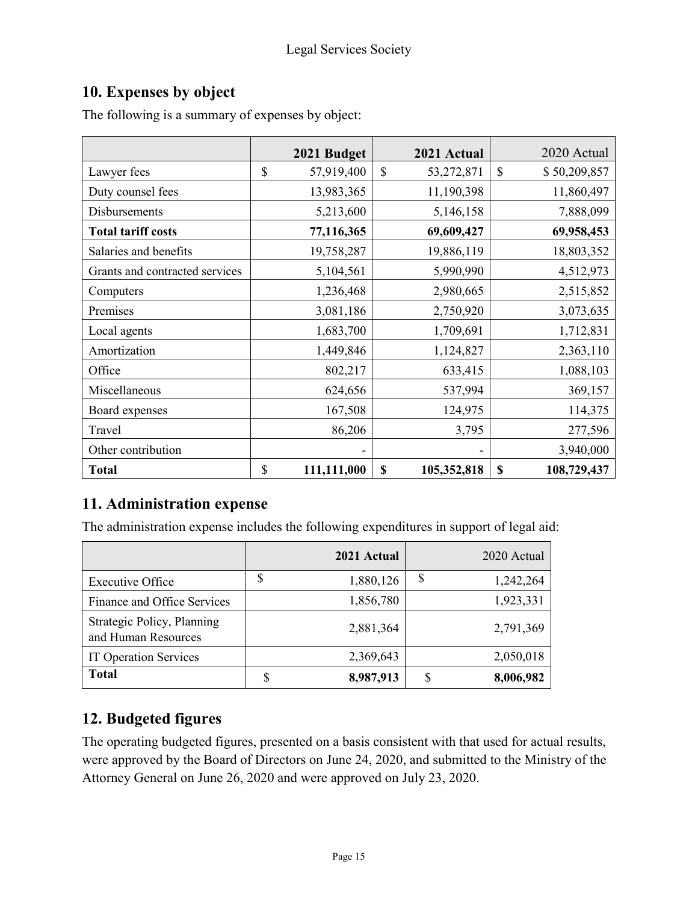## 10. Expenses by object

The following is a summary of expenses by object:

| | 2021 Budget | 2021 Actual | 2020 Actual |
|---|---|---|---|
| Lawyer fees | $ 57,919,400 | $ 53,272,871 | $ $ 50,209,857 |
| Duty counsel fees | 13,983,365 | 11,190,398 | 11,860,497 |
| Disbursements | 5,213,600 | 5,146,158 | 7,888,099 |
| **Total tariff costs** | **77,116,365** | **69,609,427** | **69,958,453** |
| Salaries and benefits | 19,758,287 | 19,886,119 | 18,803,352 |
| Grants and contracted services | 5,104,561 | 5,990,990 | 4,512,973 |
| Computers | 1,236,468 | 2,980,665 | 2,515,852 |
| Premises | 3,081,186 | 2,750,920 | 3,073,635 |
| Local agents | 1,683,700 | 1,709,691 | 1,712,831 |
| Amortization | 1,449,846 | 1,124,827 | 2,363,110 |
| Office | 802,217 | 633,415 | 1,088,103 |
| Miscellaneous | 624,656 | 537,994 | 369,157 |
| Board expenses | 167,508 | 124,975 | 114,375 |
| Travel | 86,206 | 3,795 | 277,596 |
| Other contribution | - | - | 3,940,000 |
| **Total** | $ **111,111,000** | **$ 105,352,818** | **$ 108,729,437** |

## 11. Administration expense

The administration expense includes the following expenditures in support of legal aid:

| | 2021 Actual | 2020 Actual |
|---|---|---|
| Executive Office | $ 1,880,126 | $ 1,242,264 |
| Finance and Office Services | 1,856,780 | 1,923,331 |
| Strategic Policy, Planning and Human Resources | 2,881,364 | 2,791,369 |
| IT Operation Services | 2,369,643 | 2,050,018 |
| **Total** | $ **8,987,913** | $ **8,006,982** |

## 12. Budgeted figures

The operating budgeted figures, presented on a basis consistent with that used for actual results, were approved by the Board of Directors on June 24, 2020, and submitted to the Ministry of the Attorney General on June 26, 2020 and were approved on July 23, 2020.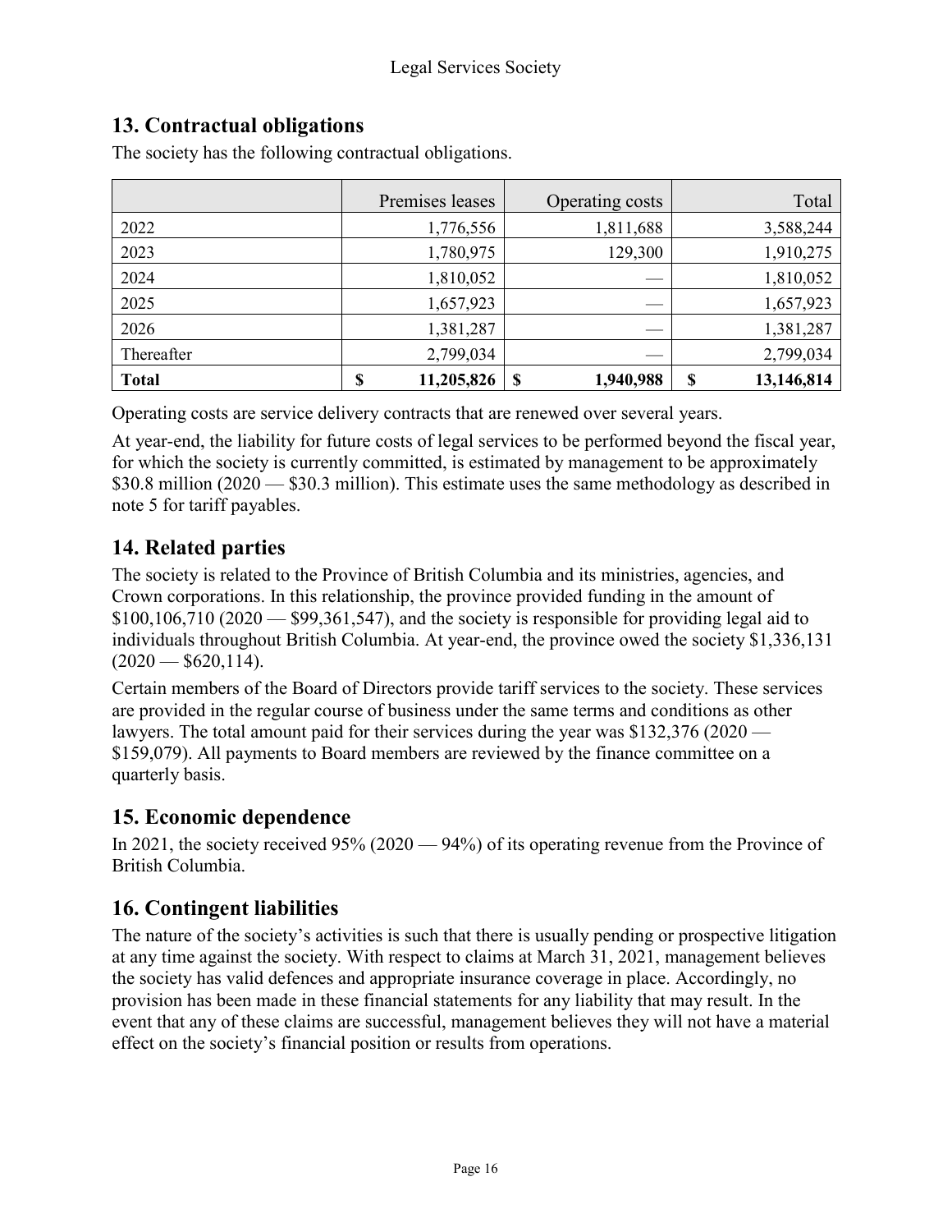## 13. Contractual obligations

The society has the following contractual obligations.

| | Premises leases | Operating costs | Total |
|---|---|---|---|
| 2022 | 1,776,556 | 1,811,688 | 3,588,244 |
| 2023 | 1,780,975 | 129,300 | 1,910,275 |
| 2024 | 1,810,052 | — | 1,810,052 |
| 2025 | 1,657,923 | — | 1,657,923 |
| 2026 | 1,381,287 | — | 1,381,287 |
| Thereafter | 2,799,034 | — | 2,799,034 |
| **Total** | **$ 11,205,826** | **$ 1,940,988** | **$ 13,146,814** |

Operating costs are service delivery contracts that are renewed over several years.

At year-end, the liability for future costs of legal services to be performed beyond the fiscal year, for which the society is currently committed, is estimated by management to be approximately $30.8 million (2020 — $30.3 million). This estimate uses the same methodology as described in note 5 for tariff payables.

## 14. Related parties

The society is related to the Province of British Columbia and its ministries, agencies, and Crown corporations. In this relationship, the province provided funding in the amount of $100,106,710 (2020 — $99,361,547), and the society is responsible for providing legal aid to individuals throughout British Columbia. At year-end, the province owed the society $1,336,131 (2020 — $620,114).

Certain members of the Board of Directors provide tariff services to the society. These services are provided in the regular course of business under the same terms and conditions as other lawyers. The total amount paid for their services during the year was $132,376 (2020 — $159,079). All payments to Board members are reviewed by the finance committee on a quarterly basis.

## 15. Economic dependence

In 2021, the society received 95% (2020 — 94%) of its operating revenue from the Province of British Columbia.

## 16. Contingent liabilities

The nature of the society's activities is such that there is usually pending or prospective litigation at any time against the society. With respect to claims at March 31, 2021, management believes the society has valid defences and appropriate insurance coverage in place. Accordingly, no provision has been made in these financial statements for any liability that may result. In the event that any of these claims are successful, management believes they will not have a material effect on the society's financial position or results from operations.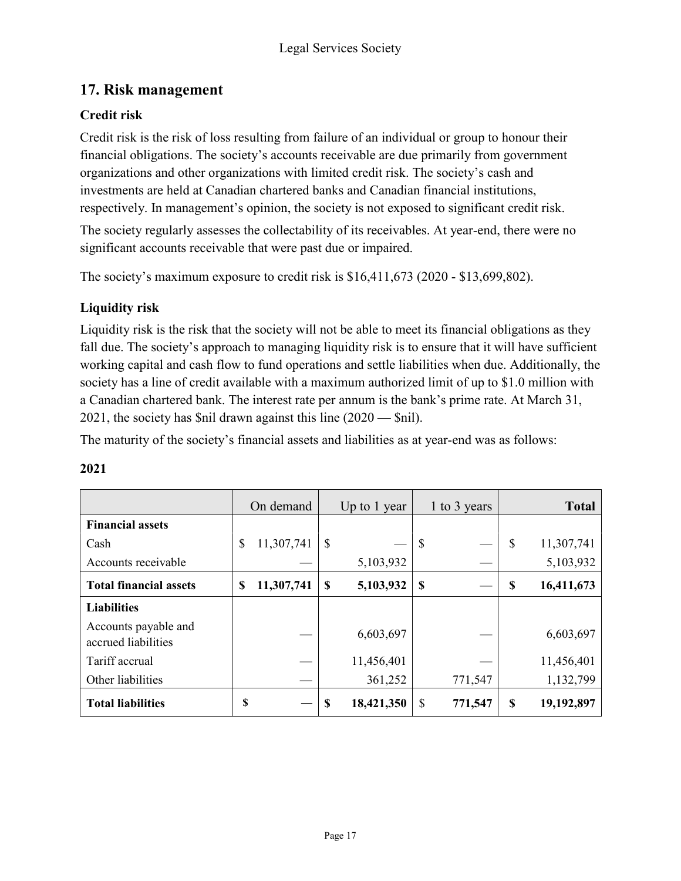## 17. Risk management

### Credit risk

Credit risk is the risk of loss resulting from failure of an individual or group to honour their financial obligations. The society's accounts receivable are due primarily from government organizations and other organizations with limited credit risk. The society's cash and investments are held at Canadian chartered banks and Canadian financial institutions, respectively. In management's opinion, the society is not exposed to significant credit risk.

The society regularly assesses the collectability of its receivables. At year-end, there were no significant accounts receivable that were past due or impaired.

The society's maximum exposure to credit risk is $16,411,673 (2020 - $13,699,802).

### Liquidity risk

Liquidity risk is the risk that the society will not be able to meet its financial obligations as they fall due. The society's approach to managing liquidity risk is to ensure that it will have sufficient working capital and cash flow to fund operations and settle liabilities when due. Additionally, the society has a line of credit available with a maximum authorized limit of up to $1.0 million with a Canadian chartered bank. The interest rate per annum is the bank's prime rate. At March 31, 2021, the society has $nil drawn against this line (2020 — $nil).

The maturity of the society's financial assets and liabilities as at year-end was as follows:

**2021**

| | On demand | Up to 1 year | 1 to 3 years | **Total** |
|---|---|---|---|---|
| **Financial assets** | | | | |
| Cash | $ 11,307,741 | $ — | $ — | $ 11,307,741 |
| Accounts receivable | — | 5,103,932 | — | 5,103,932 |
| **Total financial assets** | **$ 11,307,741** | **$ 5,103,932** | **$ —** | **$ 16,411,673** |
| **Liabilities** | | | | |
| Accounts payable and accrued liabilities | — | 6,603,697 | — | 6,603,697 |
| Tariff accrual | — | 11,456,401 | — | 11,456,401 |
| Other liabilities | — | 361,252 | 771,547 | 1,132,799 |
| **Total liabilities** | **$ —** | **$ 18,421,350** | **$ 771,547** | **$ 19,192,897** |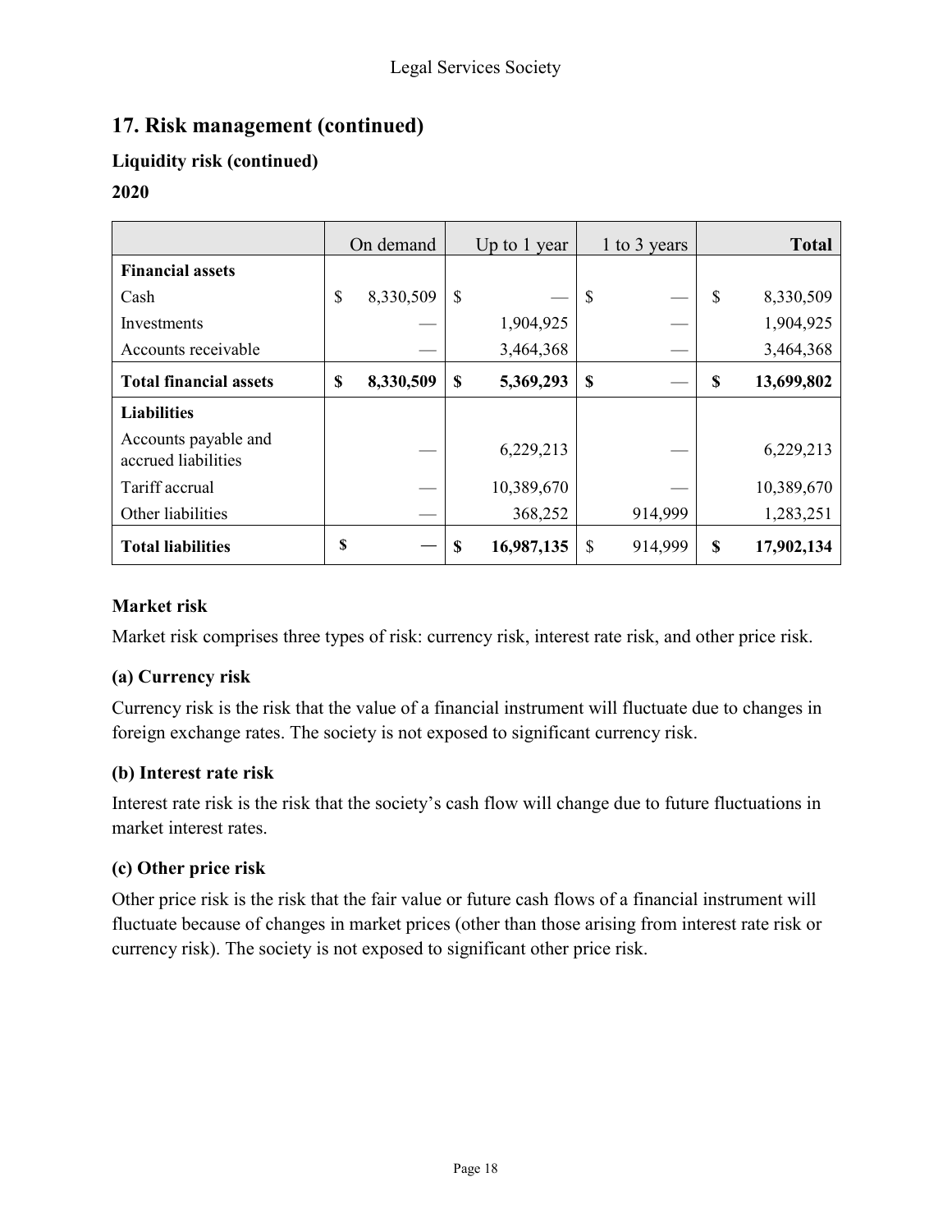## 17. Risk management (continued)

### Liquidity risk (continued)

**2020**

| | On demand | Up to 1 year | 1 to 3 years | Total |
|---|---|---|---|---|
| **Financial assets** | | | | |
| Cash | $ 8,330,509 | $ — | $ — | $ 8,330,509 |
| Investments | — | 1,904,925 | — | 1,904,925 |
| Accounts receivable | — | 3,464,368 | — | 3,464,368 |
| **Total financial assets** | **$ 8,330,509** | **$ 5,369,293** | **$ —** | **$ 13,699,802** |
| **Liabilities** | | | | |
| Accounts payable and accrued liabilities | — | 6,229,213 | — | 6,229,213 |
| Tariff accrual | — | 10,389,670 | — | 10,389,670 |
| Other liabilities | — | 368,252 | 914,999 | 1,283,251 |
| **Total liabilities** | **$ —** | **$ 16,987,135** | $ 914,999 | **$ 17,902,134** |

### Market risk

Market risk comprises three types of risk: currency risk, interest rate risk, and other price risk.

#### (a) Currency risk

Currency risk is the risk that the value of a financial instrument will fluctuate due to changes in foreign exchange rates. The society is not exposed to significant currency risk.

#### (b) Interest rate risk

Interest rate risk is the risk that the society's cash flow will change due to future fluctuations in market interest rates.

#### (c) Other price risk

Other price risk is the risk that the fair value or future cash flows of a financial instrument will fluctuate because of changes in market prices (other than those arising from interest rate risk or currency risk). The society is not exposed to significant other price risk.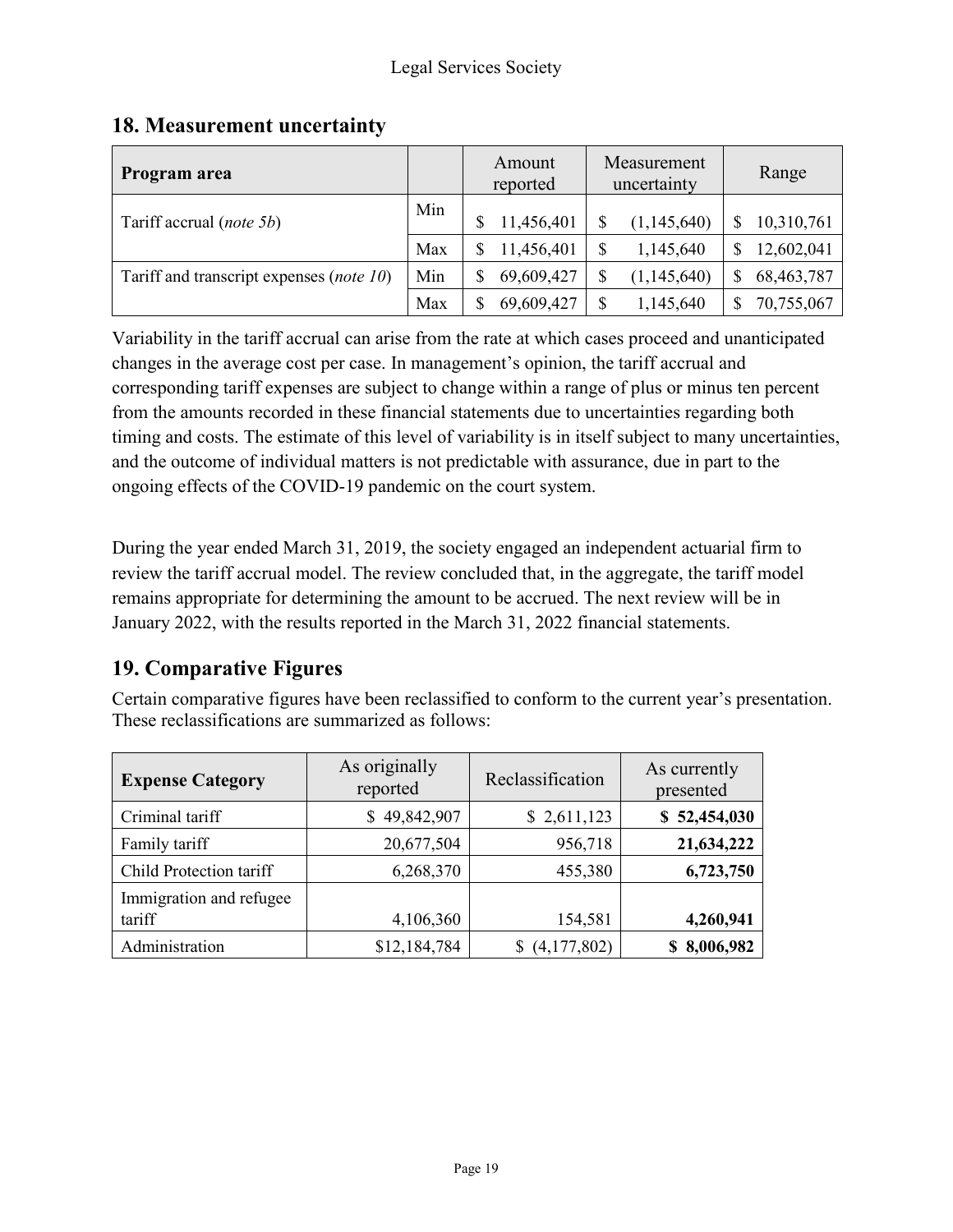## 18. Measurement uncertainty

| Program area | | Amount reported | Measurement uncertainty | Range |
|---|---|---|---|---|
| Tariff accrual (*note 5b*) | Min | $ 11,456,401 | $ (1,145,640) | $ 10,310,761 |
| | Max | $ 11,456,401 | $ 1,145,640 | $ 12,602,041 |
| Tariff and transcript expenses (*note 10*) | Min | $ 69,609,427 | $ (1,145,640) | $ 68,463,787 |
| | Max | $ 69,609,427 | $ 1,145,640 | $ 70,755,067 |

Variability in the tariff accrual can arise from the rate at which cases proceed and unanticipated changes in the average cost per case. In management's opinion, the tariff accrual and corresponding tariff expenses are subject to change within a range of plus or minus ten percent from the amounts recorded in these financial statements due to uncertainties regarding both timing and costs. The estimate of this level of variability is in itself subject to many uncertainties, and the outcome of individual matters is not predictable with assurance, due in part to the ongoing effects of the COVID-19 pandemic on the court system.

During the year ended March 31, 2019, the society engaged an independent actuarial firm to review the tariff accrual model. The review concluded that, in the aggregate, the tariff model remains appropriate for determining the amount to be accrued. The next review will be in January 2022, with the results reported in the March 31, 2022 financial statements.

## 19. Comparative Figures

Certain comparative figures have been reclassified to conform to the current year's presentation. These reclassifications are summarized as follows:

| Expense Category | As originally reported | Reclassification | As currently presented |
|---|---|---|---|
| Criminal tariff | $ 49,842,907 | $ 2,611,123 | **$ 52,454,030** |
| Family tariff | 20,677,504 | 956,718 | **21,634,222** |
| Child Protection tariff | 6,268,370 | 455,380 | **6,723,750** |
| Immigration and refugee tariff | 4,106,360 | 154,581 | **4,260,941** |
| Administration | $12,184,784 | $ (4,177,802) | **$ 8,006,982** |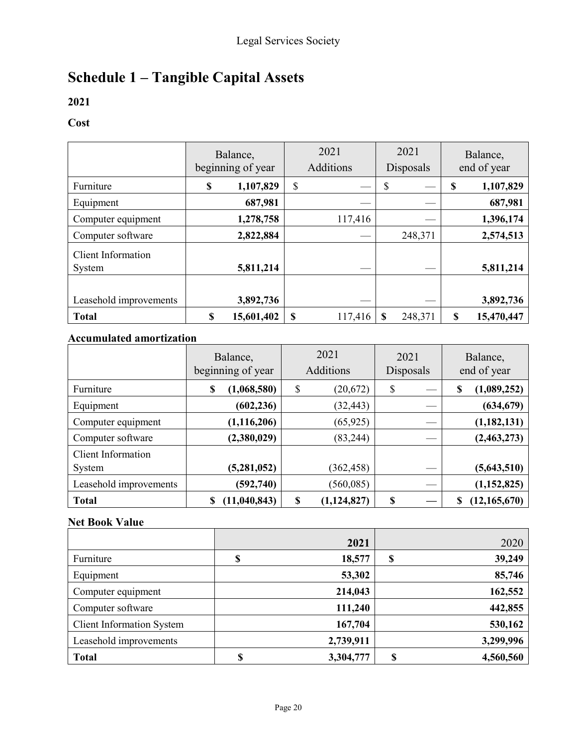# Schedule 1 – Tangible Capital Assets

**2021**

**Cost**

| | Balance, beginning of year | 2021 Additions | 2021 Disposals | Balance, end of year |
|---|---|---|---|---|
| Furniture | **$ 1,107,829** | $ — | $ — | **$ 1,107,829** |
| Equipment | **687,981** | — | — | **687,981** |
| Computer equipment | **1,278,758** | 117,416 | — | **1,396,174** |
| Computer software | **2,822,884** | — | 248,371 | **2,574,513** |
| Client Information System | **5,811,214** | — | — | **5,811,214** |
| Leasehold improvements | **3,892,736** | — | — | **3,892,736** |
| **Total** | **$ 15,601,402** | **$** 117,416 | **$** 248,371 | **$ 15,470,447** |

**Accumulated amortization**

| | Balance, beginning of year | 2021 Additions | 2021 Disposals | Balance, end of year |
|---|---|---|---|---|
| Furniture | **$ (1,068,580)** | $ (20,672) | $ — | **$ (1,089,252)** |
| Equipment | **(602,236)** | (32,443) | — | **(634,679)** |
| Computer equipment | **(1,116,206)** | (65,925) | — | **(1,182,131)** |
| Computer software | **(2,380,029)** | (83,244) | — | **(2,463,273)** |
| Client Information System | **(5,281,052)** | (362,458) | — | **(5,643,510)** |
| Leasehold improvements | **(592,740)** | (560,085) | — | **(1,152,825)** |
| **Total** | **$ (11,040,843)** | **$ (1,124,827)** | **$ —** | **$ (12,165,670)** |

**Net Book Value**

| | **2021** | 2020 |
|---|---|---|
| Furniture | **$ 18,577** | **$ 39,249** |
| Equipment | **53,302** | **85,746** |
| Computer equipment | **214,043** | **162,552** |
| Computer software | **111,240** | **442,855** |
| Client Information System | **167,704** | **530,162** |
| Leasehold improvements | **2,739,911** | **3,299,996** |
| **Total** | **$ 3,304,777** | **$ 4,560,560** |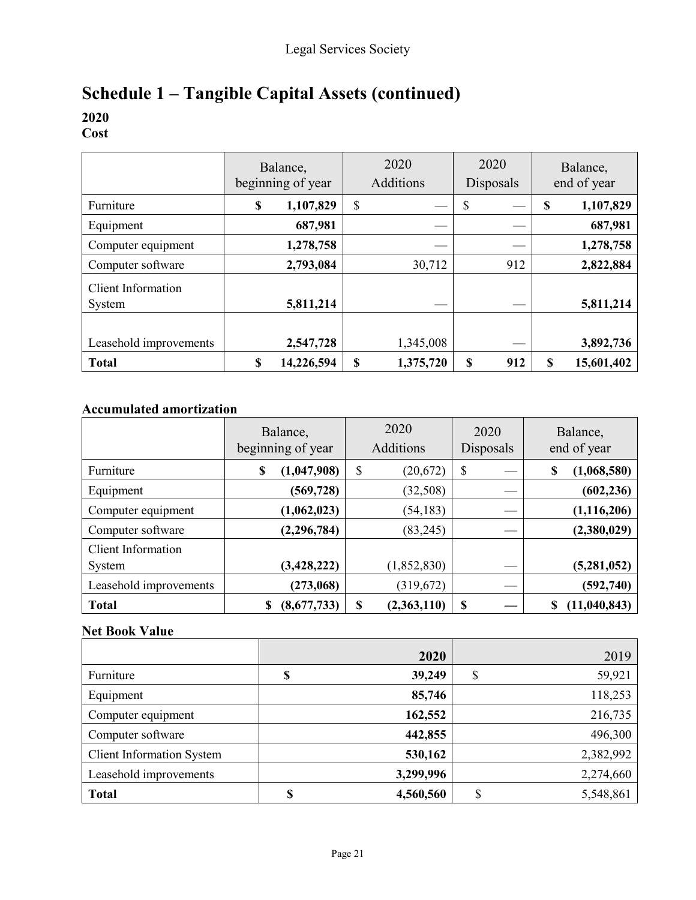Legal Services Society

# Schedule 1 – Tangible Capital Assets (continued)

**2020**
**Cost**

| | Balance, beginning of year | 2020 Additions | 2020 Disposals | Balance, end of year |
|---|---|---|---|---|
| Furniture | **$ 1,107,829** | $ — | $ — | **$ 1,107,829** |
| Equipment | **687,981** | — | — | **687,981** |
| Computer equipment | **1,278,758** | — | — | **1,278,758** |
| Computer software | **2,793,084** | 30,712 | 912 | **2,822,884** |
| Client Information System | **5,811,214** | — | — | **5,811,214** |
| Leasehold improvements | **2,547,728** | 1,345,008 | — | **3,892,736** |
| **Total** | **$ 14,226,594** | **$ 1,375,720** | **$ 912** | **$ 15,601,402** |

**Accumulated amortization**

| | Balance, beginning of year | 2020 Additions | 2020 Disposals | Balance, end of year |
|---|---|---|---|---|
| Furniture | **$ (1,047,908)** | $ (20,672) | $ — | **$ (1,068,580)** |
| Equipment | **(569,728)** | (32,508) | — | **(602,236)** |
| Computer equipment | **(1,062,023)** | (54,183) | — | **(1,116,206)** |
| Computer software | **(2,296,784)** | (83,245) | — | **(2,380,029)** |
| Client Information System | **(3,428,222)** | (1,852,830) | — | **(5,281,052)** |
| Leasehold improvements | **(273,068)** | (319,672) | — | **(592,740)** |
| **Total** | **$ (8,677,733)** | **$ (2,363,110)** | **$ —** | **$ (11,040,843)** |

**Net Book Value**

| | **2020** | 2019 |
|---|---|---|
| Furniture | **$ 39,249** | $ 59,921 |
| Equipment | **85,746** | 118,253 |
| Computer equipment | **162,552** | 216,735 |
| Computer software | **442,855** | 496,300 |
| Client Information System | **530,162** | 2,382,992 |
| Leasehold improvements | **3,299,996** | 2,274,660 |
| **Total** | **$ 4,560,560** | $ 5,548,861 |